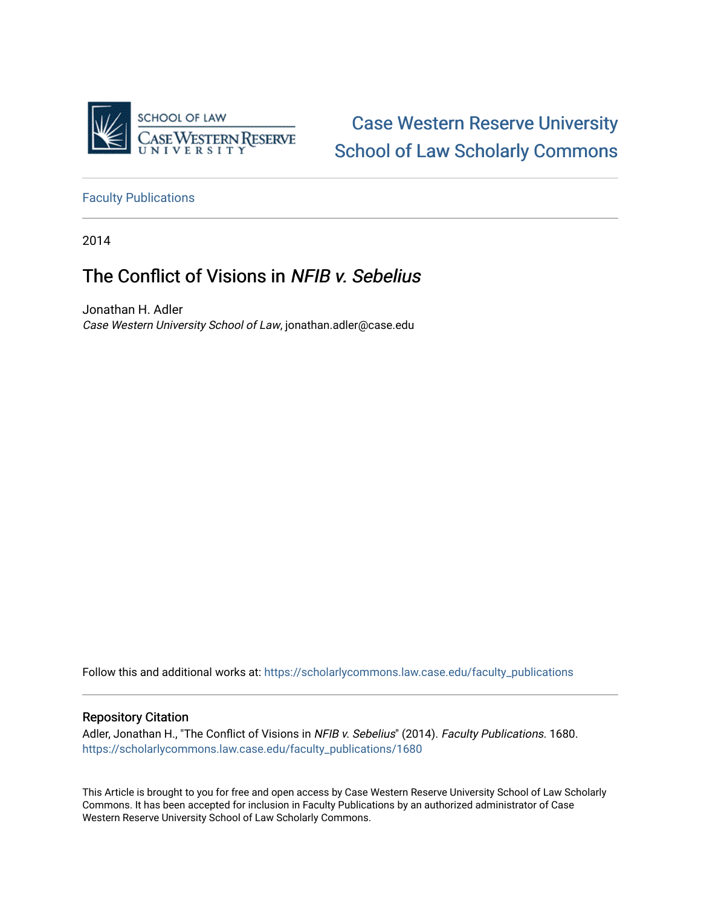Case Western Reserve University School of Law Scholarly Commons

Faculty Publications

2014

# The Conflict of Visions in *NFIB v. Sebelius*

Jonathan H. Adler
*Case Western University School of Law*, jonathan.adler@case.edu

Follow this and additional works at: https://scholarlycommons.law.case.edu/faculty_publications

## Repository Citation

Adler, Jonathan H., "The Conflict of Visions in *NFIB v. Sebelius*" (2014). *Faculty Publications*. 1680.
https://scholarlycommons.law.case.edu/faculty_publications/1680

This Article is brought to you for free and open access by Case Western Reserve University School of Law Scholarly Commons. It has been accepted for inclusion in Faculty Publications by an authorized administrator of Case Western Reserve University School of Law Scholarly Commons.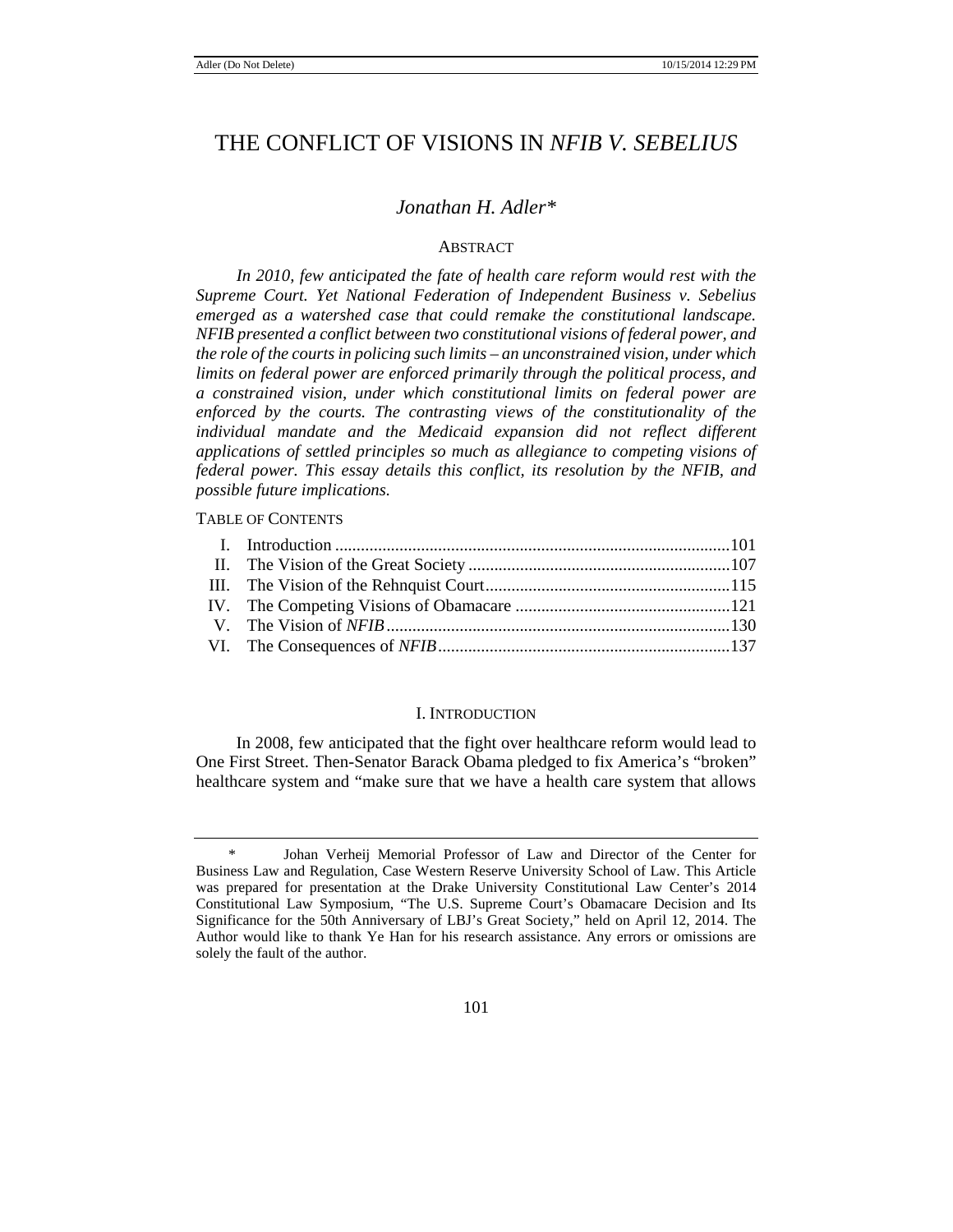# THE CONFLICT OF VISIONS IN *NFIB V. SEBELIUS*

*Jonathan H. Adler\**

ABSTRACT

*In 2010, few anticipated the fate of health care reform would rest with the Supreme Court. Yet National Federation of Independent Business v. Sebelius emerged as a watershed case that could remake the constitutional landscape. NFIB presented a conflict between two constitutional visions of federal power, and the role of the courts in policing such limits – an unconstrained vision, under which limits on federal power are enforced primarily through the political process, and a constrained vision, under which constitutional limits on federal power are enforced by the courts. The contrasting views of the constitutionality of the individual mandate and the Medicaid expansion did not reflect different applications of settled principles so much as allegiance to competing visions of federal power. This essay details this conflict, its resolution by the NFIB, and possible future implications.*

TABLE OF CONTENTS

I. Introduction ....................................................................................101
II. The Vision of the Great Society ....................................................107
III. The Vision of the Rehnquist Court................................................115
IV. The Competing Visions of Obamacare ..........................................121
V. The Vision of *NFIB* .......................................................................130
VI. The Consequences of *NFIB* ..........................................................137

## I. INTRODUCTION

In 2008, few anticipated that the fight over healthcare reform would lead to One First Street. Then-Senator Barack Obama pledged to fix America's "broken" healthcare system and "make sure that we have a health care system that allows

\* Johan Verheij Memorial Professor of Law and Director of the Center for Business Law and Regulation, Case Western Reserve University School of Law. This Article was prepared for presentation at the Drake University Constitutional Law Center's 2014 Constitutional Law Symposium, "The U.S. Supreme Court's Obamacare Decision and Its Significance for the 50th Anniversary of LBJ's Great Society," held on April 12, 2014. The Author would like to thank Ye Han for his research assistance. Any errors or omissions are solely the fault of the author.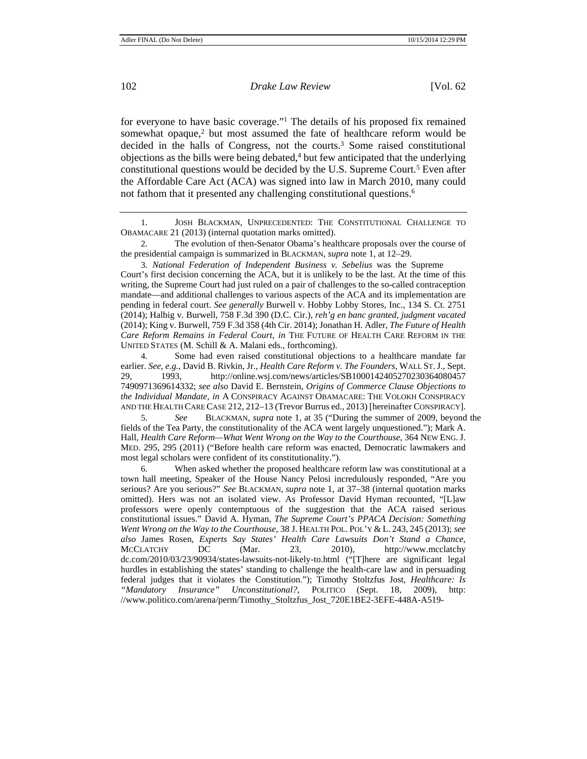for everyone to have basic coverage."[1] The details of his proposed fix remained somewhat opaque,[2] but most assumed the fate of healthcare reform would be decided in the halls of Congress, not the courts.[3] Some raised constitutional objections as the bills were being debated,[4] but few anticipated that the underlying constitutional questions would be decided by the U.S. Supreme Court.[5] Even after the Affordable Care Act (ACA) was signed into law in March 2010, many could not fathom that it presented any challenging constitutional questions.[6]

---

1. JOSH BLACKMAN, UNPRECEDENTED: THE CONSTITUTIONAL CHALLENGE TO OBAMACARE 21 (2013) (internal quotation marks omitted).

2. The evolution of then-Senator Obama's healthcare proposals over the course of the presidential campaign is summarized in BLACKMAN, *supra* note 1, at 12–29.

3. *National Federation of Independent Business v. Sebelius* was the Supreme Court's first decision concerning the ACA, but it is unlikely to be the last. At the time of this writing, the Supreme Court had just ruled on a pair of challenges to the so-called contraception mandate—and additional challenges to various aspects of the ACA and its implementation are pending in federal court. *See generally* Burwell v. Hobby Lobby Stores, Inc., 134 S. Ct. 2751 (2014); Halbig v. Burwell, 758 F.3d 390 (D.C. Cir.), *reh'g en banc granted, judgment vacated* (2014); King v. Burwell, 759 F.3d 358 (4th Cir. 2014); Jonathan H. Adler, *The Future of Health Care Reform Remains in Federal Court*, *in* THE FUTURE OF HEALTH CARE REFORM IN THE UNITED STATES (M. Schill & A. Malani eds., forthcoming).

4. Some had even raised constitutional objections to a healthcare mandate far earlier. *See, e.g.*, David B. Rivkin, Jr., *Health Care Reform v. The Founders*, WALL ST. J., Sept. 29, 1993, http://online.wsj.com/news/articles/SB10001424052702303640804577490971369614332; *see also* David E. Bernstein, *Origins of Commerce Clause Objections to the Individual Mandate*, *in* A CONSPIRACY AGAINST OBAMACARE: THE VOLOKH CONSPIRACY AND THE HEALTH CARE CASE 212, 212–13 (Trevor Burrus ed., 2013) [hereinafter CONSPIRACY].

5. *See* BLACKMAN, *supra* note 1, at 35 ("During the summer of 2009, beyond the fields of the Tea Party, the constitutionality of the ACA went largely unquestioned."); Mark A. Hall, *Health Care Reform—What Went Wrong on the Way to the Courthouse*, 364 NEW ENG. J. MED. 295, 295 (2011) ("Before health care reform was enacted, Democratic lawmakers and most legal scholars were confident of its constitutionality.").

6. When asked whether the proposed healthcare reform law was constitutional at a town hall meeting, Speaker of the House Nancy Pelosi incredulously responded, "Are you serious? Are you serious?" *See* BLACKMAN, *supra* note 1, at 37–38 (internal quotation marks omitted). Hers was not an isolated view. As Professor David Hyman recounted, "[L]aw professors were openly contemptuous of the suggestion that the ACA raised serious constitutional issues." David A. Hyman, *The Supreme Court's PPACA Decision: Something Went Wrong on the Way to the Courthouse*, 38 J. HEALTH POL. POL'Y & L. 243, 245 (2013); *see also* James Rosen, *Experts Say States' Health Care Lawsuits Don't Stand a Chance*, MCCLATCHY DC (Mar. 23, 2010), http://www.mcclatchydc.com/2010/03/23/90934/states-lawsuits-not-likely-to.html ("[T]here are significant legal hurdles in establishing the states' standing to challenge the health-care law and in persuading federal judges that it violates the Constitution."); Timothy Stoltzfus Jost, *Healthcare: Is "Mandatory Insurance" Unconstitutional?*, POLITICO (Sept. 18, 2009), http://www.politico.com/arena/perm/Timothy_Stoltzfus_Jost_720E1BE2-3EFE-448A-A519-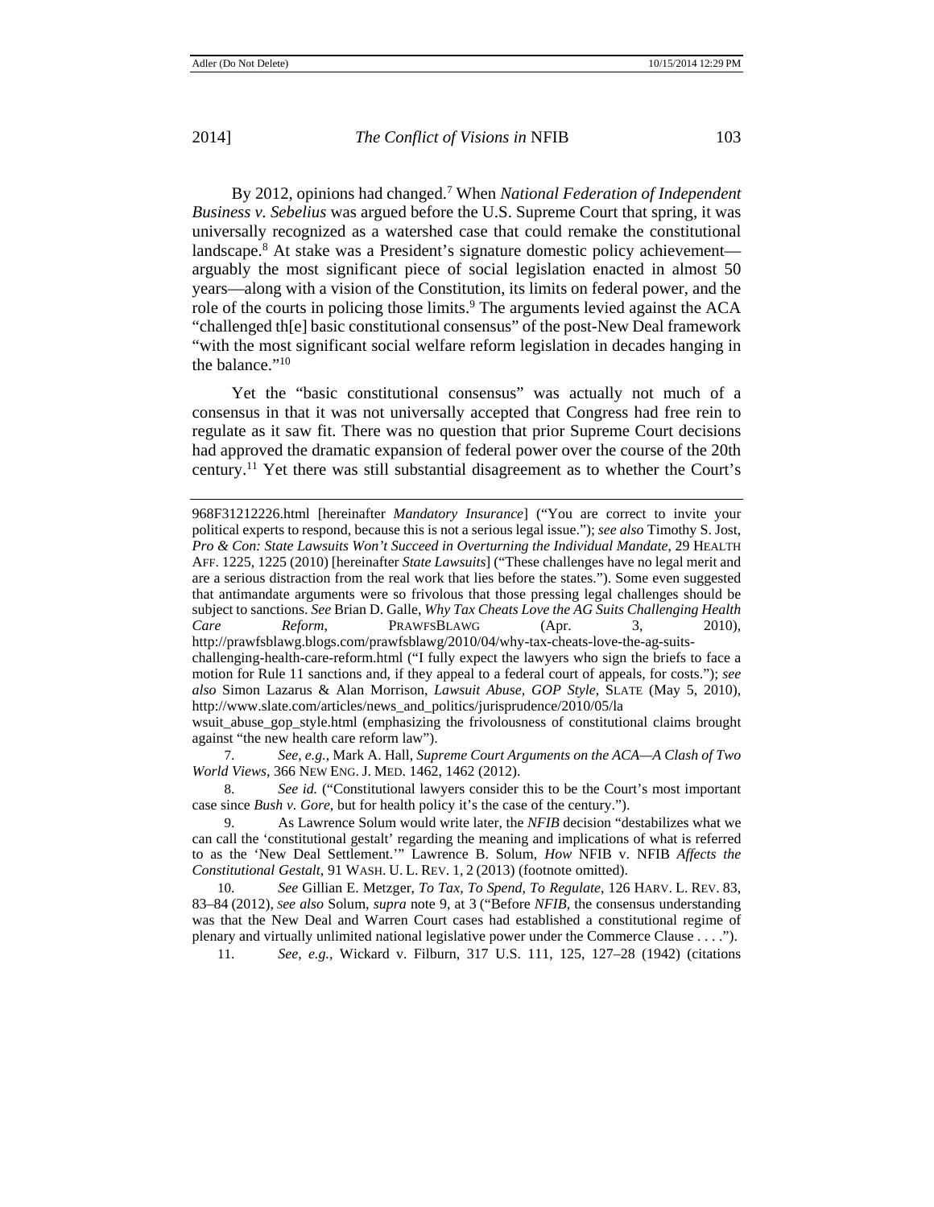By 2012, opinions had changed.[7] When *National Federation of Independent Business v. Sebelius* was argued before the U.S. Supreme Court that spring, it was universally recognized as a watershed case that could remake the constitutional landscape.[8] At stake was a President's signature domestic policy achievement—arguably the most significant piece of social legislation enacted in almost 50 years—along with a vision of the Constitution, its limits on federal power, and the role of the courts in policing those limits.[9] The arguments levied against the ACA "challenged th[e] basic constitutional consensus" of the post-New Deal framework "with the most significant social welfare reform legislation in decades hanging in the balance."[10]

Yet the "basic constitutional consensus" was actually not much of a consensus in that it was not universally accepted that Congress had free rein to regulate as it saw fit. There was no question that prior Supreme Court decisions had approved the dramatic expansion of federal power over the course of the 20th century.[11] Yet there was still substantial disagreement as to whether the Court's

---

968F31212226.html [hereinafter *Mandatory Insurance*] ("You are correct to invite your political experts to respond, because this is not a serious legal issue."); *see also* Timothy S. Jost, *Pro & Con: State Lawsuits Won't Succeed in Overturning the Individual Mandate*, 29 HEALTH AFF. 1225, 1225 (2010) [hereinafter *State Lawsuits*] ("These challenges have no legal merit and are a serious distraction from the real work that lies before the states."). Some even suggested that antimandate arguments were so frivolous that those pressing legal challenges should be subject to sanctions. *See* Brian D. Galle, *Why Tax Cheats Love the AG Suits Challenging Health Care Reform*, PRAWFSBLAWG (Apr. 3, 2010), http://prawfsblawg.blogs.com/prawfsblawg/2010/04/why-tax-cheats-love-the-ag-suits-challenging-health-care-reform.html ("I fully expect the lawyers who sign the briefs to face a motion for Rule 11 sanctions and, if they appeal to a federal court of appeals, for costs."); *see also* Simon Lazarus & Alan Morrison, *Lawsuit Abuse, GOP Style*, SLATE (May 5, 2010), http://www.slate.com/articles/news_and_politics/jurisprudence/2010/05/lawsuit_abuse_gop_style.html (emphasizing the frivolousness of constitutional claims brought against "the new health care reform law").

7. *See, e.g.*, Mark A. Hall, *Supreme Court Arguments on the ACA—A Clash of Two World Views*, 366 NEW ENG. J. MED. 1462, 1462 (2012).

8. *See id.* ("Constitutional lawyers consider this to be the Court's most important case since *Bush v. Gore*, but for health policy it's the case of the century.").

9. As Lawrence Solum would write later, the *NFIB* decision "destabilizes what we can call the 'constitutional gestalt' regarding the meaning and implications of what is referred to as the 'New Deal Settlement.'" Lawrence B. Solum, *How* NFIB v. NFIB *Affects the Constitutional Gestalt*, 91 WASH. U. L. REV. 1, 2 (2013) (footnote omitted).

10. *See* Gillian E. Metzger, *To Tax, To Spend, To Regulate*, 126 HARV. L. REV. 83, 83–84 (2012), *see also* Solum, *supra* note 9, at 3 ("Before *NFIB*, the consensus understanding was that the New Deal and Warren Court cases had established a constitutional regime of plenary and virtually unlimited national legislative power under the Commerce Clause . . . .").

11. *See, e.g.*, Wickard v. Filburn, 317 U.S. 111, 125, 127–28 (1942) (citations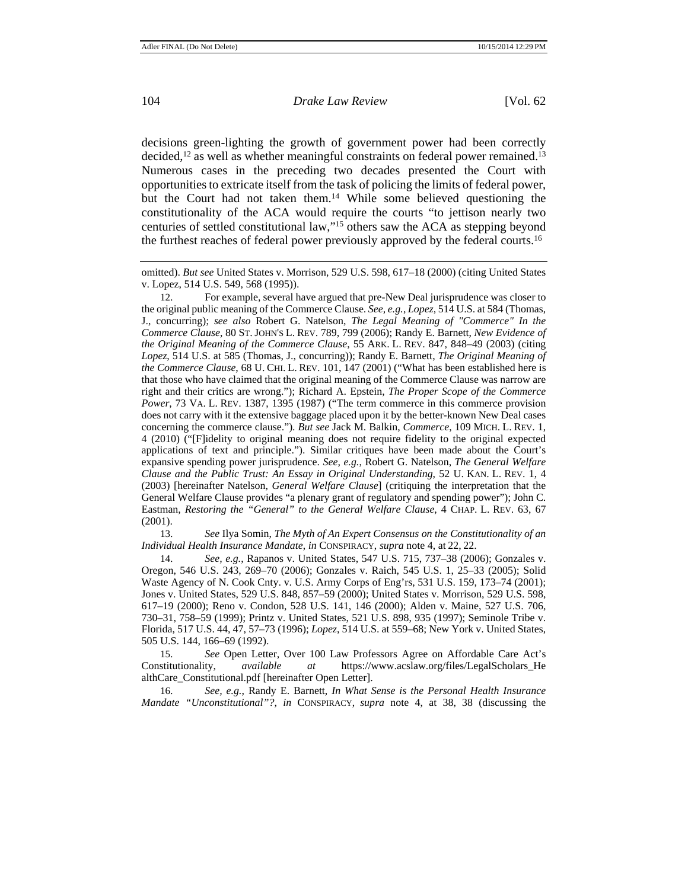decisions green-lighting the growth of government power had been correctly decided,[12] as well as whether meaningful constraints on federal power remained.[13] Numerous cases in the preceding two decades presented the Court with opportunities to extricate itself from the task of policing the limits of federal power, but the Court had not taken them.[14] While some believed questioning the constitutionality of the ACA would require the courts "to jettison nearly two centuries of settled constitutional law,"[15] others saw the ACA as stepping beyond the furthest reaches of federal power previously approved by the federal courts.[16]

---

omitted). *But see* United States v. Morrison, 529 U.S. 598, 617–18 (2000) (citing United States v. Lopez, 514 U.S. 549, 568 (1995)).

12. For example, several have argued that pre-New Deal jurisprudence was closer to the original public meaning of the Commerce Clause. *See, e.g.*, *Lopez*, 514 U.S. at 584 (Thomas, J., concurring); *see also* Robert G. Natelson, *The Legal Meaning of "Commerce" In the Commerce Clause*, 80 ST. JOHN'S L. REV. 789, 799 (2006); Randy E. Barnett, *New Evidence of the Original Meaning of the Commerce Clause*, 55 ARK. L. REV. 847, 848–49 (2003) (citing *Lopez*, 514 U.S. at 585 (Thomas, J., concurring)); Randy E. Barnett, *The Original Meaning of the Commerce Clause*, 68 U. CHI. L. REV. 101, 147 (2001) ("What has been established here is that those who have claimed that the original meaning of the Commerce Clause was narrow are right and their critics are wrong."); Richard A. Epstein, *The Proper Scope of the Commerce Power*, 73 VA. L. REV. 1387, 1395 (1987) ("The term commerce in this commerce provision does not carry with it the extensive baggage placed upon it by the better-known New Deal cases concerning the commerce clause."). *But see* Jack M. Balkin, *Commerce*, 109 MICH. L. REV. 1, 4 (2010) ("[F]idelity to original meaning does not require fidelity to the original expected applications of text and principle."). Similar critiques have been made about the Court's expansive spending power jurisprudence. *See, e.g.*, Robert G. Natelson, *The General Welfare Clause and the Public Trust: An Essay in Original Understanding*, 52 U. KAN. L. REV. 1, 4 (2003) [hereinafter Natelson, *General Welfare Clause*] (critiquing the interpretation that the General Welfare Clause provides "a plenary grant of regulatory and spending power"); John C. Eastman, *Restoring the "General" to the General Welfare Clause*, 4 CHAP. L. REV. 63, 67 (2001).

13. *See* Ilya Somin, *The Myth of An Expert Consensus on the Constitutionality of an Individual Health Insurance Mandate*, *in* CONSPIRACY, *supra* note 4, at 22, 22.

14. *See, e.g.*, Rapanos v. United States, 547 U.S. 715, 737–38 (2006); Gonzales v. Oregon, 546 U.S. 243, 269–70 (2006); Gonzales v. Raich, 545 U.S. 1, 25–33 (2005); Solid Waste Agency of N. Cook Cnty. v. U.S. Army Corps of Eng'rs, 531 U.S. 159, 173–74 (2001); Jones v. United States, 529 U.S. 848, 857–59 (2000); United States v. Morrison, 529 U.S. 598, 617–19 (2000); Reno v. Condon, 528 U.S. 141, 146 (2000); Alden v. Maine, 527 U.S. 706, 730–31, 758–59 (1999); Printz v. United States, 521 U.S. 898, 935 (1997); Seminole Tribe v. Florida, 517 U.S. 44, 47, 57–73 (1996); *Lopez*, 514 U.S. at 559–68; New York v. United States, 505 U.S. 144, 166–69 (1992).

15. *See* Open Letter, Over 100 Law Professors Agree on Affordable Care Act's Constitutionality, *available at* https://www.acslaw.org/files/LegalScholars_HealthCare_Constitutional.pdf [hereinafter Open Letter].

16. *See, e.g.*, Randy E. Barnett, *In What Sense is the Personal Health Insurance Mandate "Unconstitutional"?*, *in* CONSPIRACY, *supra* note 4, at 38, 38 (discussing the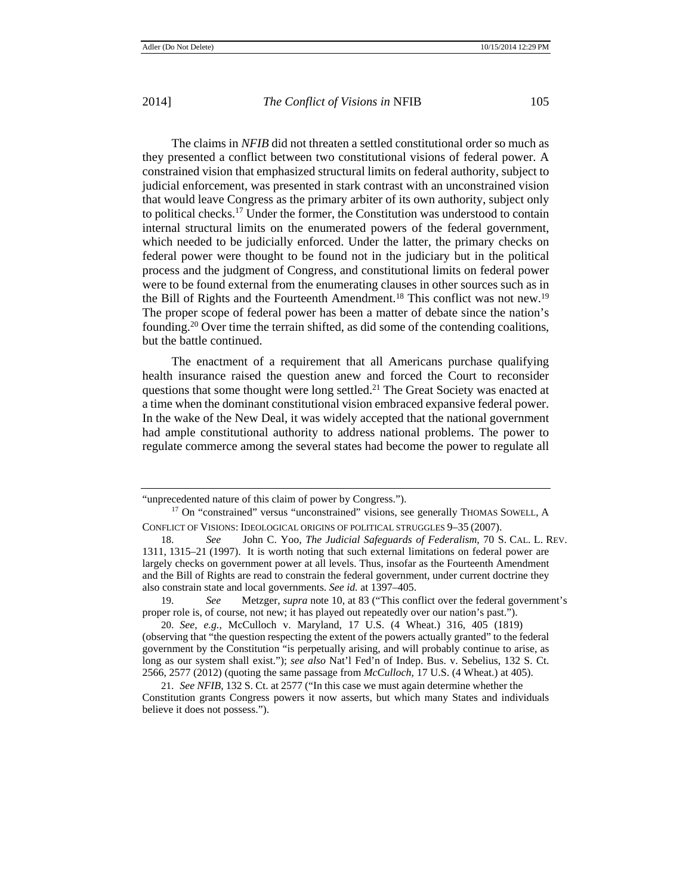The claims in *NFIB* did not threaten a settled constitutional order so much as they presented a conflict between two constitutional visions of federal power. A constrained vision that emphasized structural limits on federal authority, subject to judicial enforcement, was presented in stark contrast with an unconstrained vision that would leave Congress as the primary arbiter of its own authority, subject only to political checks.[17] Under the former, the Constitution was understood to contain internal structural limits on the enumerated powers of the federal government, which needed to be judicially enforced. Under the latter, the primary checks on federal power were thought to be found not in the judiciary but in the political process and the judgment of Congress, and constitutional limits on federal power were to be found external from the enumerating clauses in other sources such as in the Bill of Rights and the Fourteenth Amendment.[18] This conflict was not new.[19] The proper scope of federal power has been a matter of debate since the nation's founding.[20] Over time the terrain shifted, as did some of the contending coalitions, but the battle continued.

The enactment of a requirement that all Americans purchase qualifying health insurance raised the question anew and forced the Court to reconsider questions that some thought were long settled.[21] The Great Society was enacted at a time when the dominant constitutional vision embraced expansive federal power. In the wake of the New Deal, it was widely accepted that the national government had ample constitutional authority to address national problems. The power to regulate commerce among the several states had become the power to regulate all

---

"unprecedented nature of this claim of power by Congress.").

17 On "constrained" versus "unconstrained" visions, see generally THOMAS SOWELL, A CONFLICT OF VISIONS: IDEOLOGICAL ORIGINS OF POLITICAL STRUGGLES 9–35 (2007).

18. *See* John C. Yoo, *The Judicial Safeguards of Federalism*, 70 S. CAL. L. REV. 1311, 1315–21 (1997). It is worth noting that such external limitations on federal power are largely checks on government power at all levels. Thus, insofar as the Fourteenth Amendment and the Bill of Rights are read to constrain the federal government, under current doctrine they also constrain state and local governments. *See id.* at 1397–405.

19. *See* Metzger, *supra* note 10, at 83 ("This conflict over the federal government's proper role is, of course, not new; it has played out repeatedly over our nation's past.").

20. *See, e.g.*, McCulloch v. Maryland, 17 U.S. (4 Wheat.) 316, 405 (1819) (observing that "the question respecting the extent of the powers actually granted" to the federal government by the Constitution "is perpetually arising, and will probably continue to arise, as long as our system shall exist."); *see also* Nat'l Fed'n of Indep. Bus. v. Sebelius, 132 S. Ct. 2566, 2577 (2012) (quoting the same passage from *McCulloch*, 17 U.S. (4 Wheat.) at 405).

21. *See NFIB*, 132 S. Ct. at 2577 ("In this case we must again determine whether the Constitution grants Congress powers it now asserts, but which many States and individuals believe it does not possess.").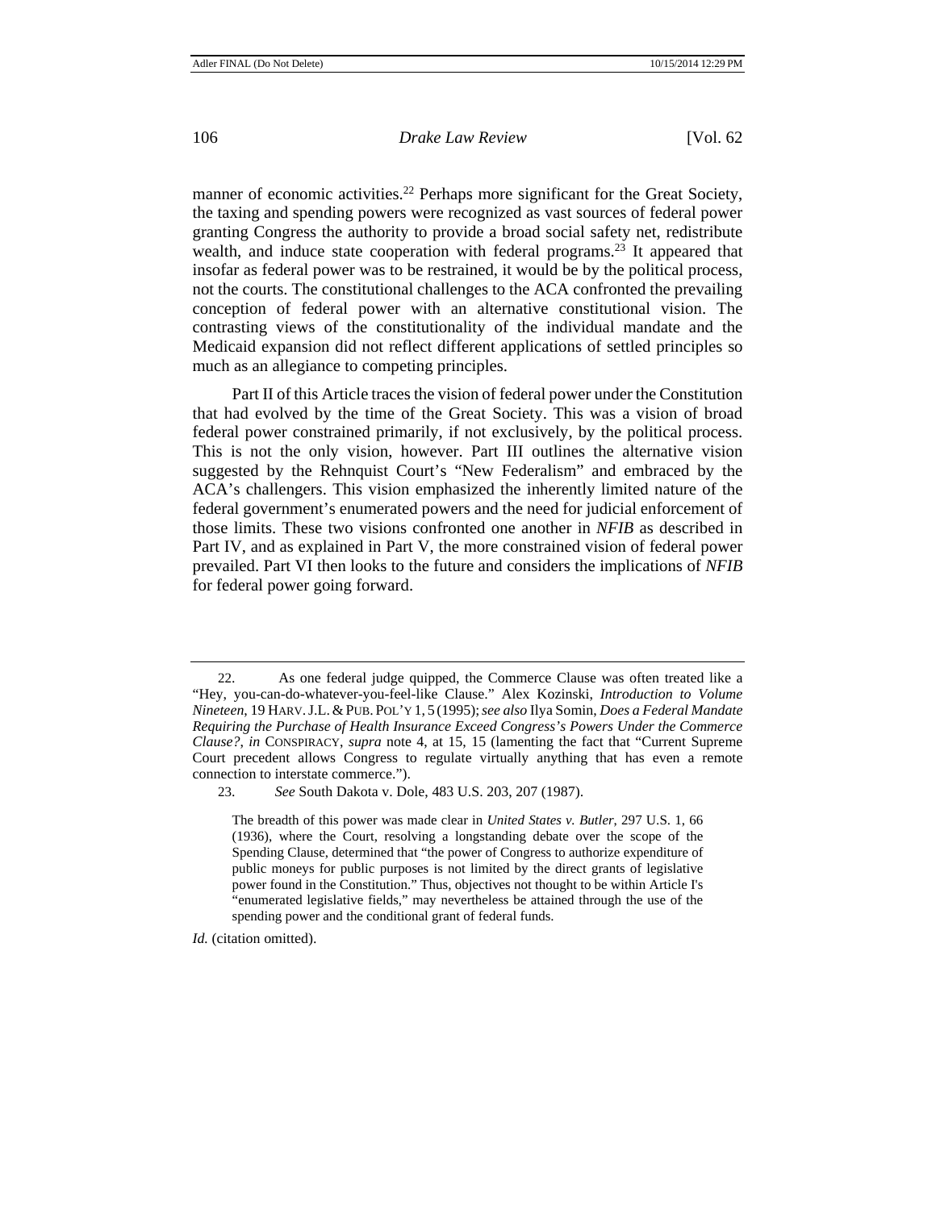manner of economic activities.[22] Perhaps more significant for the Great Society, the taxing and spending powers were recognized as vast sources of federal power granting Congress the authority to provide a broad social safety net, redistribute wealth, and induce state cooperation with federal programs.[23] It appeared that insofar as federal power was to be restrained, it would be by the political process, not the courts. The constitutional challenges to the ACA confronted the prevailing conception of federal power with an alternative constitutional vision. The contrasting views of the constitutionality of the individual mandate and the Medicaid expansion did not reflect different applications of settled principles so much as an allegiance to competing principles.

Part II of this Article traces the vision of federal power under the Constitution that had evolved by the time of the Great Society. This was a vision of broad federal power constrained primarily, if not exclusively, by the political process. This is not the only vision, however. Part III outlines the alternative vision suggested by the Rehnquist Court's "New Federalism" and embraced by the ACA's challengers. This vision emphasized the inherently limited nature of the federal government's enumerated powers and the need for judicial enforcement of those limits. These two visions confronted one another in *NFIB* as described in Part IV, and as explained in Part V, the more constrained vision of federal power prevailed. Part VI then looks to the future and considers the implications of *NFIB* for federal power going forward.

---

22. As one federal judge quipped, the Commerce Clause was often treated like a "Hey, you-can-do-whatever-you-feel-like Clause." Alex Kozinski, *Introduction to Volume Nineteen*, 19 HARV. J.L. & PUB. POL'Y 1, 5 (1995); *see also* Ilya Somin, *Does a Federal Mandate Requiring the Purchase of Health Insurance Exceed Congress's Powers Under the Commerce Clause?*, *in* CONSPIRACY, *supra* note 4, at 15, 15 (lamenting the fact that "Current Supreme Court precedent allows Congress to regulate virtually anything that has even a remote connection to interstate commerce.").

23. *See* South Dakota v. Dole, 483 U.S. 203, 207 (1987).

> The breadth of this power was made clear in *United States v. Butler*, 297 U.S. 1, 66 (1936), where the Court, resolving a longstanding debate over the scope of the Spending Clause, determined that "the power of Congress to authorize expenditure of public moneys for public purposes is not limited by the direct grants of legislative power found in the Constitution." Thus, objectives not thought to be within Article I's "enumerated legislative fields," may nevertheless be attained through the use of the spending power and the conditional grant of federal funds.

*Id.* (citation omitted).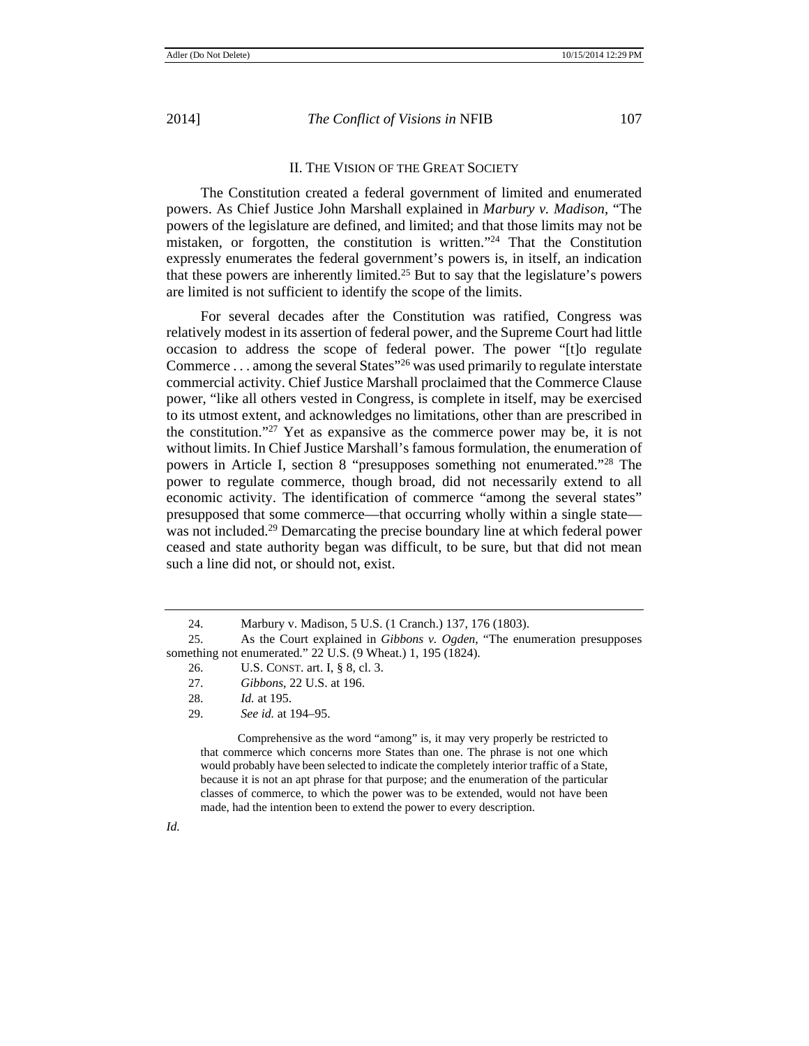## II. The Vision of the Great Society

The Constitution created a federal government of limited and enumerated powers. As Chief Justice John Marshall explained in *Marbury v. Madison*, "The powers of the legislature are defined, and limited; and that those limits may not be mistaken, or forgotten, the constitution is written."[24] That the Constitution expressly enumerates the federal government's powers is, in itself, an indication that these powers are inherently limited.[25] But to say that the legislature's powers are limited is not sufficient to identify the scope of the limits.

For several decades after the Constitution was ratified, Congress was relatively modest in its assertion of federal power, and the Supreme Court had little occasion to address the scope of federal power. The power "[t]o regulate Commerce . . . among the several States"[26] was used primarily to regulate interstate commercial activity. Chief Justice Marshall proclaimed that the Commerce Clause power, "like all others vested in Congress, is complete in itself, may be exercised to its utmost extent, and acknowledges no limitations, other than are prescribed in the constitution."[27] Yet as expansive as the commerce power may be, it is not without limits. In Chief Justice Marshall's famous formulation, the enumeration of powers in Article I, section 8 "presupposes something not enumerated."[28] The power to regulate commerce, though broad, did not necessarily extend to all economic activity. The identification of commerce "among the several states" presupposed that some commerce—that occurring wholly within a single state—was not included.[29] Demarcating the precise boundary line at which federal power ceased and state authority began was difficult, to be sure, but that did not mean such a line did not, or should not, exist.

---

24. Marbury v. Madison, 5 U.S. (1 Cranch.) 137, 176 (1803).

25. As the Court explained in *Gibbons v. Ogden*, "The enumeration presupposes something not enumerated." 22 U.S. (9 Wheat.) 1, 195 (1824).

26. U.S. Const. art. I, § 8, cl. 3.

27. *Gibbons*, 22 U.S. at 196.

28. *Id.* at 195.

29. *See id.* at 194–95.

> Comprehensive as the word "among" is, it may very properly be restricted to that commerce which concerns more States than one. The phrase is not one which would probably have been selected to indicate the completely interior traffic of a State, because it is not an apt phrase for that purpose; and the enumeration of the particular classes of commerce, to which the power was to be extended, would not have been made, had the intention been to extend the power to every description.

*Id.*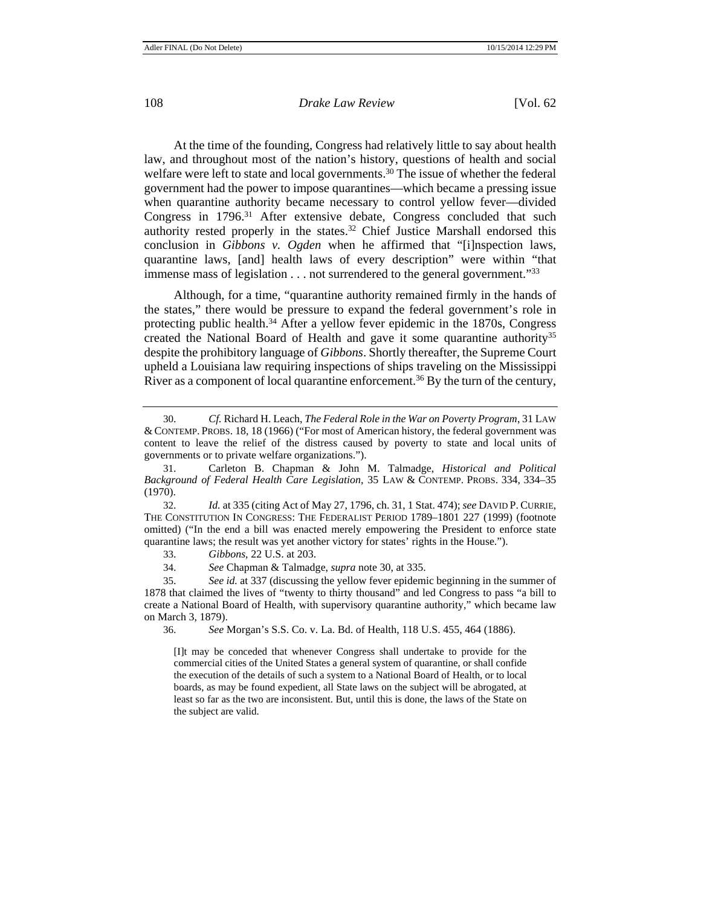At the time of the founding, Congress had relatively little to say about health law, and throughout most of the nation's history, questions of health and social welfare were left to state and local governments.[30] The issue of whether the federal government had the power to impose quarantines—which became a pressing issue when quarantine authority became necessary to control yellow fever—divided Congress in 1796.[31] After extensive debate, Congress concluded that such authority rested properly in the states.[32] Chief Justice Marshall endorsed this conclusion in *Gibbons v. Ogden* when he affirmed that "[i]nspection laws, quarantine laws, [and] health laws of every description" were within "that immense mass of legislation . . . not surrendered to the general government."[33]

Although, for a time, "quarantine authority remained firmly in the hands of the states," there would be pressure to expand the federal government's role in protecting public health.[34] After a yellow fever epidemic in the 1870s, Congress created the National Board of Health and gave it some quarantine authority[35] despite the prohibitory language of *Gibbons*. Shortly thereafter, the Supreme Court upheld a Louisiana law requiring inspections of ships traveling on the Mississippi River as a component of local quarantine enforcement.[36] By the turn of the century,

---

30. *Cf.* Richard H. Leach, *The Federal Role in the War on Poverty Program*, 31 LAW & CONTEMP. PROBS. 18, 18 (1966) ("For most of American history, the federal government was content to leave the relief of the distress caused by poverty to state and local units of governments or to private welfare organizations.").

31. Carleton B. Chapman & John M. Talmadge, *Historical and Political Background of Federal Health Care Legislation*, 35 LAW & CONTEMP. PROBS. 334, 334–35 (1970).

32. *Id.* at 335 (citing Act of May 27, 1796, ch. 31, 1 Stat. 474); *see* DAVID P. CURRIE, THE CONSTITUTION IN CONGRESS: THE FEDERALIST PERIOD 1789–1801 227 (1999) (footnote omitted) ("In the end a bill was enacted merely empowering the President to enforce state quarantine laws; the result was yet another victory for states' rights in the House.").

33. *Gibbons*, 22 U.S. at 203.

34. *See* Chapman & Talmadge, *supra* note 30, at 335.

35. *See id.* at 337 (discussing the yellow fever epidemic beginning in the summer of 1878 that claimed the lives of "twenty to thirty thousand" and led Congress to pass "a bill to create a National Board of Health, with supervisory quarantine authority," which became law on March 3, 1879).

36. *See* Morgan's S.S. Co. v. La. Bd. of Health, 118 U.S. 455, 464 (1886).

> [I]t may be conceded that whenever Congress shall undertake to provide for the commercial cities of the United States a general system of quarantine, or shall confide the execution of the details of such a system to a National Board of Health, or to local boards, as may be found expedient, all State laws on the subject will be abrogated, at least so far as the two are inconsistent. But, until this is done, the laws of the State on the subject are valid.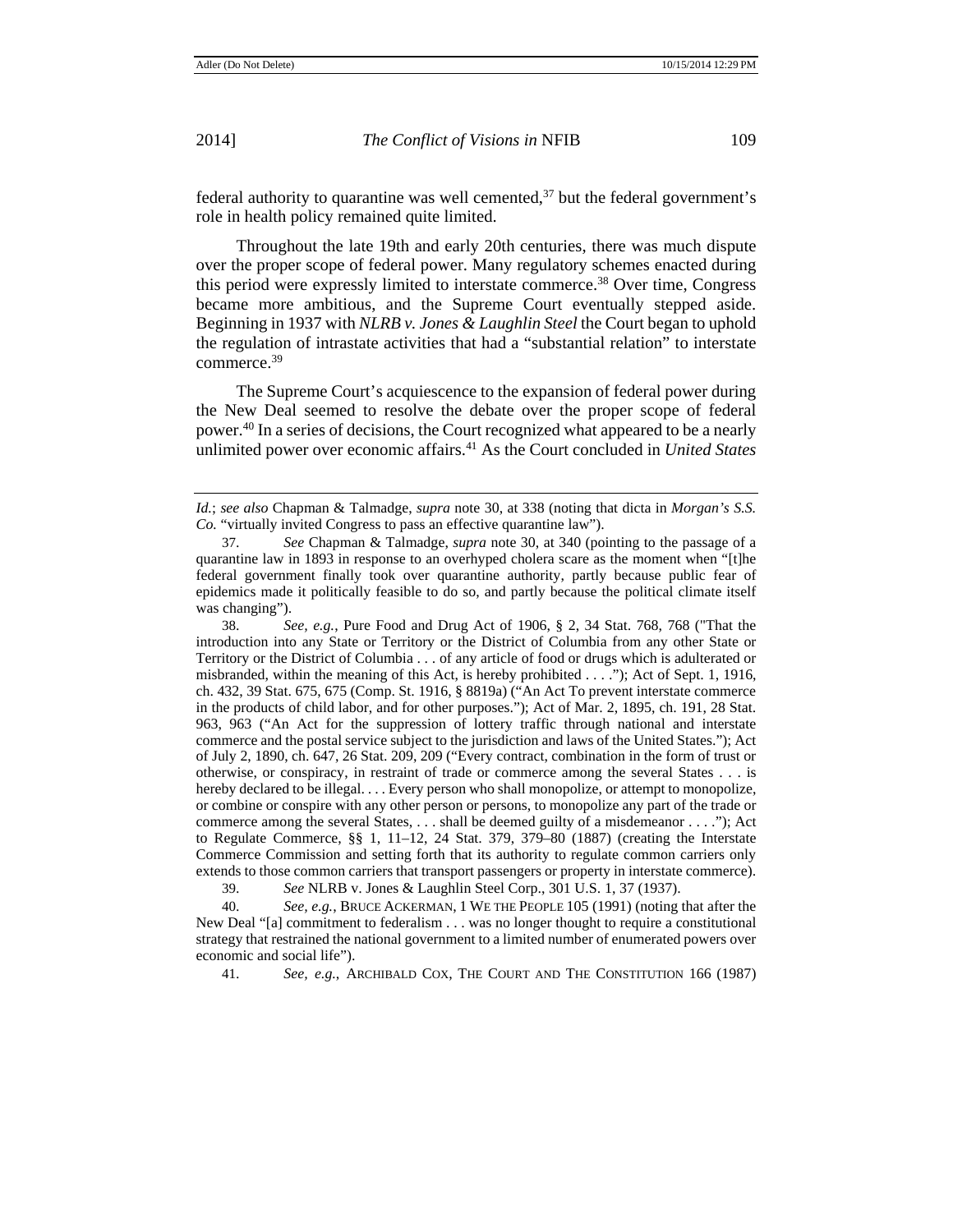federal authority to quarantine was well cemented,[37] but the federal government's role in health policy remained quite limited.

Throughout the late 19th and early 20th centuries, there was much dispute over the proper scope of federal power. Many regulatory schemes enacted during this period were expressly limited to interstate commerce.[38] Over time, Congress became more ambitious, and the Supreme Court eventually stepped aside. Beginning in 1937 with *NLRB v. Jones & Laughlin Steel* the Court began to uphold the regulation of intrastate activities that had a "substantial relation" to interstate commerce.[39]

The Supreme Court's acquiescence to the expansion of federal power during the New Deal seemed to resolve the debate over the proper scope of federal power.[40] In a series of decisions, the Court recognized what appeared to be a nearly unlimited power over economic affairs.[41] As the Court concluded in *United States*

---

*Id.*; *see also* Chapman & Talmadge, *supra* note 30, at 338 (noting that dicta in *Morgan's S.S. Co.* "virtually invited Congress to pass an effective quarantine law").

37. *See* Chapman & Talmadge, *supra* note 30, at 340 (pointing to the passage of a quarantine law in 1893 in response to an overhyped cholera scare as the moment when "[t]he federal government finally took over quarantine authority, partly because public fear of epidemics made it politically feasible to do so, and partly because the political climate itself was changing").

38. *See, e.g.*, Pure Food and Drug Act of 1906, § 2, 34 Stat. 768, 768 ("That the introduction into any State or Territory or the District of Columbia from any other State or Territory or the District of Columbia . . . of any article of food or drugs which is adulterated or misbranded, within the meaning of this Act, is hereby prohibited . . . ."); Act of Sept. 1, 1916, ch. 432, 39 Stat. 675, 675 (Comp. St. 1916, § 8819a) ("An Act To prevent interstate commerce in the products of child labor, and for other purposes."); Act of Mar. 2, 1895, ch. 191, 28 Stat. 963, 963 ("An Act for the suppression of lottery traffic through national and interstate commerce and the postal service subject to the jurisdiction and laws of the United States."); Act of July 2, 1890, ch. 647, 26 Stat. 209, 209 ("Every contract, combination in the form of trust or otherwise, or conspiracy, in restraint of trade or commerce among the several States . . . is hereby declared to be illegal. . . . Every person who shall monopolize, or attempt to monopolize, or combine or conspire with any other person or persons, to monopolize any part of the trade or commerce among the several States, . . . shall be deemed guilty of a misdemeanor . . . ."); Act to Regulate Commerce, §§ 1, 11–12, 24 Stat. 379, 379–80 (1887) (creating the Interstate Commerce Commission and setting forth that its authority to regulate common carriers only extends to those common carriers that transport passengers or property in interstate commerce).

39. *See* NLRB v. Jones & Laughlin Steel Corp., 301 U.S. 1, 37 (1937).

40. *See, e.g.*, BRUCE ACKERMAN, 1 WE THE PEOPLE 105 (1991) (noting that after the New Deal "[a] commitment to federalism . . . was no longer thought to require a constitutional strategy that restrained the national government to a limited number of enumerated powers over economic and social life").

41. *See, e.g.*, ARCHIBALD COX, THE COURT AND THE CONSTITUTION 166 (1987)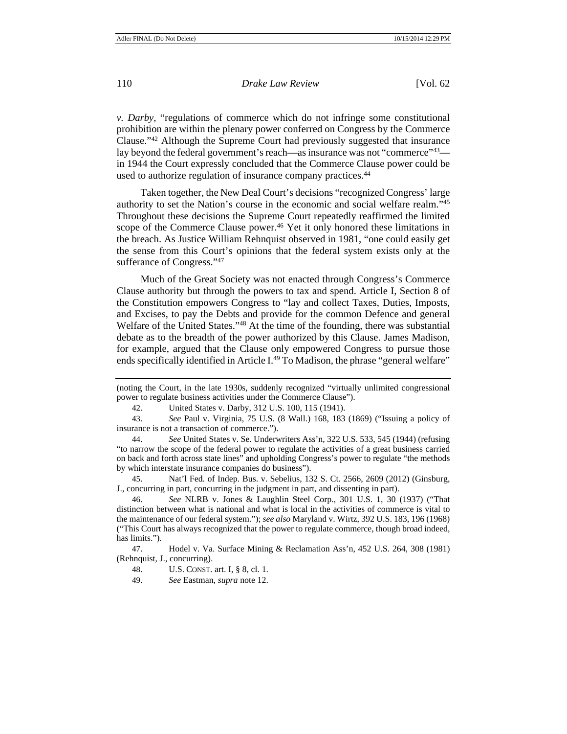*v. Darby*, "regulations of commerce which do not infringe some constitutional prohibition are within the plenary power conferred on Congress by the Commerce Clause."[42] Although the Supreme Court had previously suggested that insurance lay beyond the federal government's reach—as insurance was not "commerce"[43]—in 1944 the Court expressly concluded that the Commerce Clause power could be used to authorize regulation of insurance company practices.[44]

Taken together, the New Deal Court's decisions "recognized Congress' large authority to set the Nation's course in the economic and social welfare realm."[45] Throughout these decisions the Supreme Court repeatedly reaffirmed the limited scope of the Commerce Clause power.[46] Yet it only honored these limitations in the breach. As Justice William Rehnquist observed in 1981, "one could easily get the sense from this Court's opinions that the federal system exists only at the sufferance of Congress."[47]

Much of the Great Society was not enacted through Congress's Commerce Clause authority but through the powers to tax and spend. Article I, Section 8 of the Constitution empowers Congress to "lay and collect Taxes, Duties, Imposts, and Excises, to pay the Debts and provide for the common Defence and general Welfare of the United States."[48] At the time of the founding, there was substantial debate as to the breadth of the power authorized by this Clause. James Madison, for example, argued that the Clause only empowered Congress to pursue those ends specifically identified in Article I.[49] To Madison, the phrase "general welfare"

---

(noting the Court, in the late 1930s, suddenly recognized "virtually unlimited congressional power to regulate business activities under the Commerce Clause").

42. United States v. Darby, 312 U.S. 100, 115 (1941).

43. *See* Paul v. Virginia, 75 U.S. (8 Wall.) 168, 183 (1869) ("Issuing a policy of insurance is not a transaction of commerce.").

44. *See* United States v. Se. Underwriters Ass'n, 322 U.S. 533, 545 (1944) (refusing "to narrow the scope of the federal power to regulate the activities of a great business carried on back and forth across state lines" and upholding Congress's power to regulate "the methods by which interstate insurance companies do business").

45. Nat'l Fed. of Indep. Bus. v. Sebelius, 132 S. Ct. 2566, 2609 (2012) (Ginsburg, J., concurring in part, concurring in the judgment in part, and dissenting in part).

46. *See* NLRB v. Jones & Laughlin Steel Corp., 301 U.S. 1, 30 (1937) ("That distinction between what is national and what is local in the activities of commerce is vital to the maintenance of our federal system."); *see also* Maryland v. Wirtz, 392 U.S. 183, 196 (1968) ("This Court has always recognized that the power to regulate commerce, though broad indeed, has limits.").

47. Hodel v. Va. Surface Mining & Reclamation Ass'n, 452 U.S. 264, 308 (1981) (Rehnquist, J., concurring).

48. U.S. CONST. art. I, § 8, cl. 1.

49. *See* Eastman, *supra* note 12.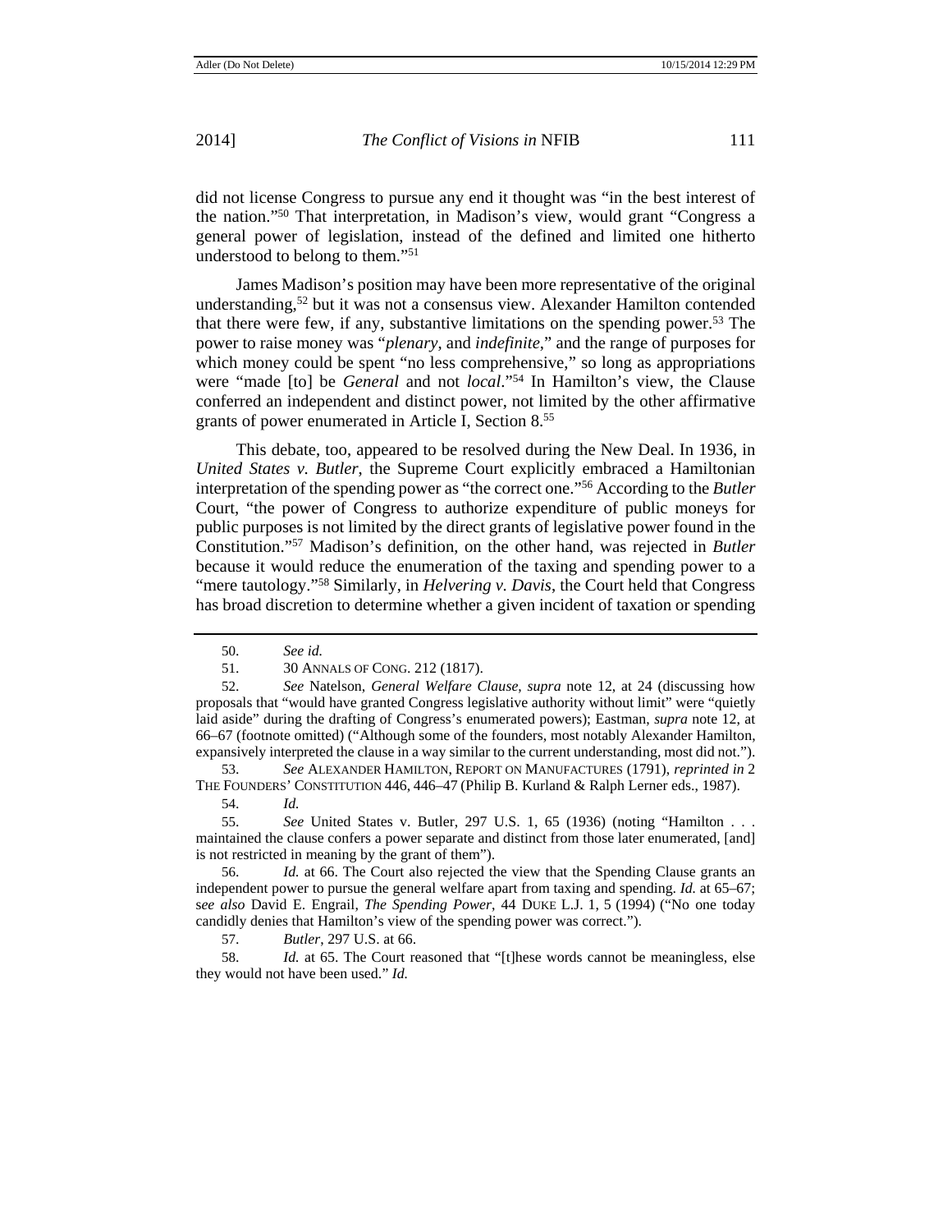did not license Congress to pursue any end it thought was "in the best interest of the nation."[50] That interpretation, in Madison's view, would grant "Congress a general power of legislation, instead of the defined and limited one hitherto understood to belong to them."[51]

James Madison's position may have been more representative of the original understanding,[52] but it was not a consensus view. Alexander Hamilton contended that there were few, if any, substantive limitations on the spending power.[53] The power to raise money was "*plenary*, and *indefinite*," and the range of purposes for which money could be spent "no less comprehensive," so long as appropriations were "made [to] be *General* and not *local*."[54] In Hamilton's view, the Clause conferred an independent and distinct power, not limited by the other affirmative grants of power enumerated in Article I, Section 8.[55]

This debate, too, appeared to be resolved during the New Deal. In 1936, in *United States v. Butler*, the Supreme Court explicitly embraced a Hamiltonian interpretation of the spending power as "the correct one."[56] According to the *Butler* Court, "the power of Congress to authorize expenditure of public moneys for public purposes is not limited by the direct grants of legislative power found in the Constitution."[57] Madison's definition, on the other hand, was rejected in *Butler* because it would reduce the enumeration of the taxing and spending power to a "mere tautology."[58] Similarly, in *Helvering v. Davis*, the Court held that Congress has broad discretion to determine whether a given incident of taxation or spending

---

50. *See id.*

51. 30 ANNALS OF CONG. 212 (1817).

52. *See* Natelson, *General Welfare Clause*, *supra* note 12, at 24 (discussing how proposals that "would have granted Congress legislative authority without limit" were "quietly laid aside" during the drafting of Congress's enumerated powers); Eastman, *supra* note 12, at 66–67 (footnote omitted) ("Although some of the founders, most notably Alexander Hamilton, expansively interpreted the clause in a way similar to the current understanding, most did not.").

53. *See* ALEXANDER HAMILTON, REPORT ON MANUFACTURES (1791), *reprinted in* 2 THE FOUNDERS' CONSTITUTION 446, 446–47 (Philip B. Kurland & Ralph Lerner eds., 1987).

54. *Id.*

55. *See* United States v. Butler, 297 U.S. 1, 65 (1936) (noting "Hamilton . . . maintained the clause confers a power separate and distinct from those later enumerated, [and] is not restricted in meaning by the grant of them").

56. *Id.* at 66. The Court also rejected the view that the Spending Clause grants an independent power to pursue the general welfare apart from taxing and spending. *Id.* at 65–67; s*ee also* David E. Engrail, *The Spending Power*, 44 DUKE L.J. 1, 5 (1994) ("No one today candidly denies that Hamilton's view of the spending power was correct.").

57. *Butler*, 297 U.S. at 66.

58. *Id.* at 65. The Court reasoned that "[t]hese words cannot be meaningless, else they would not have been used." *Id.*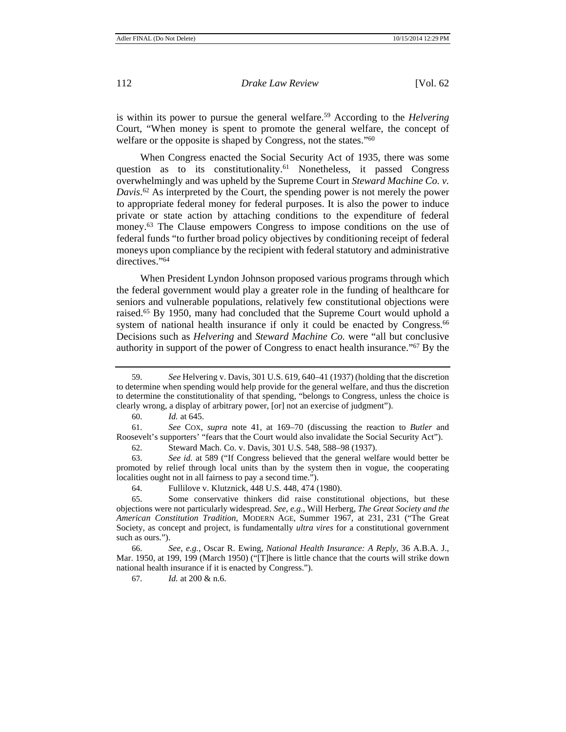is within its power to pursue the general welfare.[59] According to the *Helvering* Court, "When money is spent to promote the general welfare, the concept of welfare or the opposite is shaped by Congress, not the states."[60]

When Congress enacted the Social Security Act of 1935, there was some question as to its constitutionality.[61] Nonetheless, it passed Congress overwhelmingly and was upheld by the Supreme Court in *Steward Machine Co. v. Davis*.[62] As interpreted by the Court, the spending power is not merely the power to appropriate federal money for federal purposes. It is also the power to induce private or state action by attaching conditions to the expenditure of federal money.[63] The Clause empowers Congress to impose conditions on the use of federal funds "to further broad policy objectives by conditioning receipt of federal moneys upon compliance by the recipient with federal statutory and administrative directives."[64]

When President Lyndon Johnson proposed various programs through which the federal government would play a greater role in the funding of healthcare for seniors and vulnerable populations, relatively few constitutional objections were raised.[65] By 1950, many had concluded that the Supreme Court would uphold a system of national health insurance if only it could be enacted by Congress.[66] Decisions such as *Helvering* and *Steward Machine Co.* were "all but conclusive authority in support of the power of Congress to enact health insurance."[67] By the

---

59. *See* Helvering v. Davis, 301 U.S. 619, 640–41 (1937) (holding that the discretion to determine when spending would help provide for the general welfare, and thus the discretion to determine the constitutionality of that spending, "belongs to Congress, unless the choice is clearly wrong, a display of arbitrary power, [or] not an exercise of judgment").

60. *Id.* at 645.

61. *See* COX, *supra* note 41, at 169–70 (discussing the reaction to *Butler* and Roosevelt's supporters' "fears that the Court would also invalidate the Social Security Act").

62. Steward Mach. Co. v. Davis, 301 U.S. 548, 588–98 (1937).

63. *See id.* at 589 ("If Congress believed that the general welfare would better be promoted by relief through local units than by the system then in vogue, the cooperating localities ought not in all fairness to pay a second time.").

64. Fullilove v. Klutznick, 448 U.S. 448, 474 (1980).

65. Some conservative thinkers did raise constitutional objections, but these objections were not particularly widespread. *See, e.g.*, Will Herberg, *The Great Society and the American Constitution Tradition*, MODERN AGE, Summer 1967, at 231, 231 ("The Great Society, as concept and project, is fundamentally *ultra vires* for a constitutional government such as ours.").

66. *See, e.g.*, Oscar R. Ewing, *National Health Insurance: A Reply*, 36 A.B.A. J., Mar. 1950, at 199, 199 (March 1950) ("[T]here is little chance that the courts will strike down national health insurance if it is enacted by Congress.").

67. *Id.* at 200 & n.6.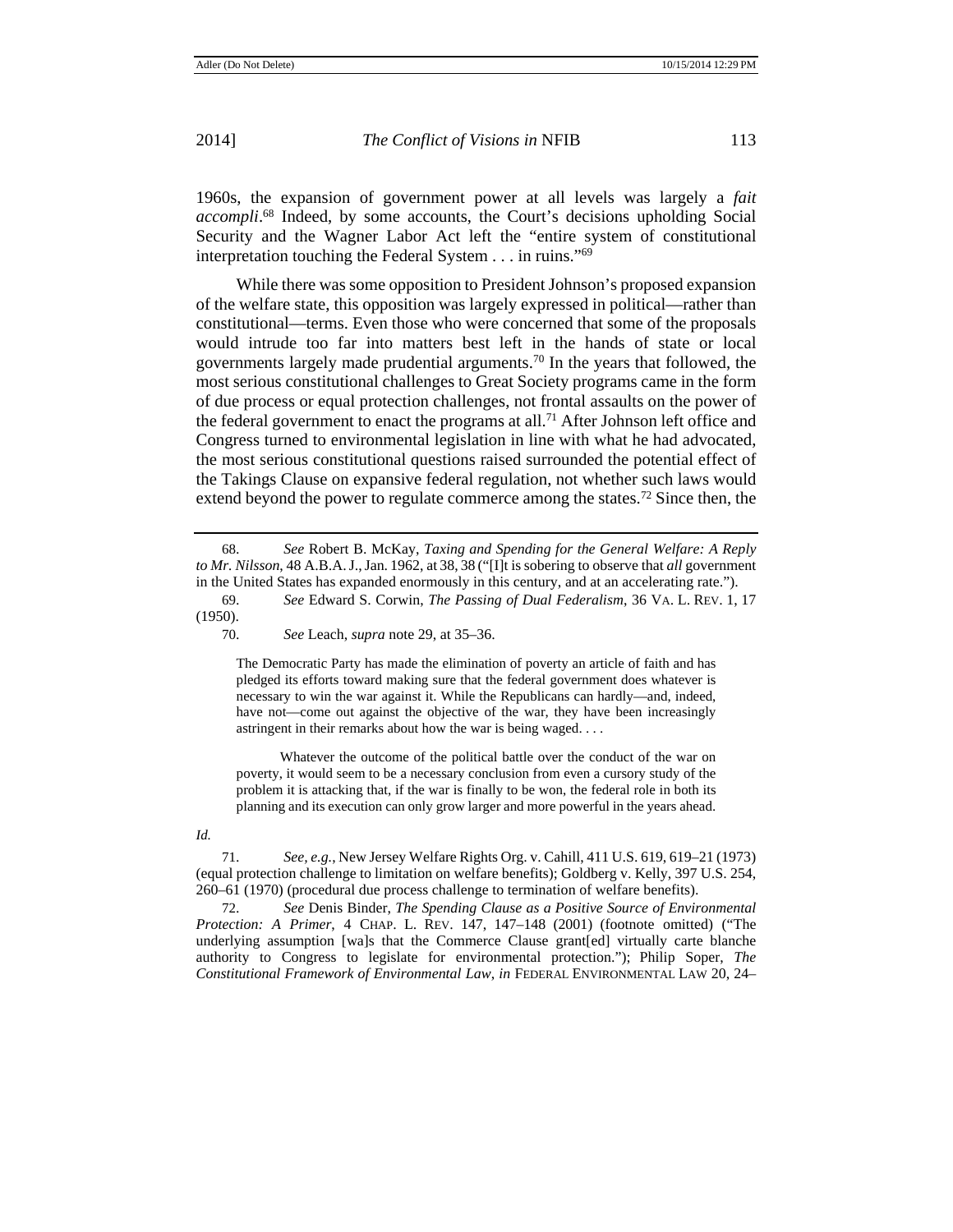1960s, the expansion of government power at all levels was largely a *fait accompli*.[68] Indeed, by some accounts, the Court's decisions upholding Social Security and the Wagner Labor Act left the "entire system of constitutional interpretation touching the Federal System . . . in ruins."[69]

While there was some opposition to President Johnson's proposed expansion of the welfare state, this opposition was largely expressed in political—rather than constitutional—terms. Even those who were concerned that some of the proposals would intrude too far into matters best left in the hands of state or local governments largely made prudential arguments.[70] In the years that followed, the most serious constitutional challenges to Great Society programs came in the form of due process or equal protection challenges, not frontal assaults on the power of the federal government to enact the programs at all.[71] After Johnson left office and Congress turned to environmental legislation in line with what he had advocated, the most serious constitutional questions raised surrounded the potential effect of the Takings Clause on expansive federal regulation, not whether such laws would extend beyond the power to regulate commerce among the states.[72] Since then, the

---

68. *See* Robert B. McKay, *Taxing and Spending for the General Welfare: A Reply to Mr. Nilsson*, 48 A.B.A. J., Jan. 1962, at 38, 38 ("[I]t is sobering to observe that *all* government in the United States has expanded enormously in this century, and at an accelerating rate.").

69. *See* Edward S. Corwin, *The Passing of Dual Federalism*, 36 VA. L. REV. 1, 17 (1950).

70. *See* Leach, *supra* note 29, at 35–36.

> The Democratic Party has made the elimination of poverty an article of faith and has pledged its efforts toward making sure that the federal government does whatever is necessary to win the war against it. While the Republicans can hardly—and, indeed, have not—come out against the objective of the war, they have been increasingly astringent in their remarks about how the war is being waged. . . .
>
> Whatever the outcome of the political battle over the conduct of the war on poverty, it would seem to be a necessary conclusion from even a cursory study of the problem it is attacking that, if the war is finally to be won, the federal role in both its planning and its execution can only grow larger and more powerful in the years ahead.

*Id.*

71. *See, e.g.*, New Jersey Welfare Rights Org. v. Cahill, 411 U.S. 619, 619–21 (1973) (equal protection challenge to limitation on welfare benefits); Goldberg v. Kelly, 397 U.S. 254, 260–61 (1970) (procedural due process challenge to termination of welfare benefits).

72. *See* Denis Binder, *The Spending Clause as a Positive Source of Environmental Protection: A Primer*, 4 CHAP. L. REV. 147, 147–148 (2001) (footnote omitted) ("The underlying assumption [wa]s that the Commerce Clause grant[ed] virtually carte blanche authority to Congress to legislate for environmental protection."); Philip Soper, *The Constitutional Framework of Environmental Law*, *in* FEDERAL ENVIRONMENTAL LAW 20, 24–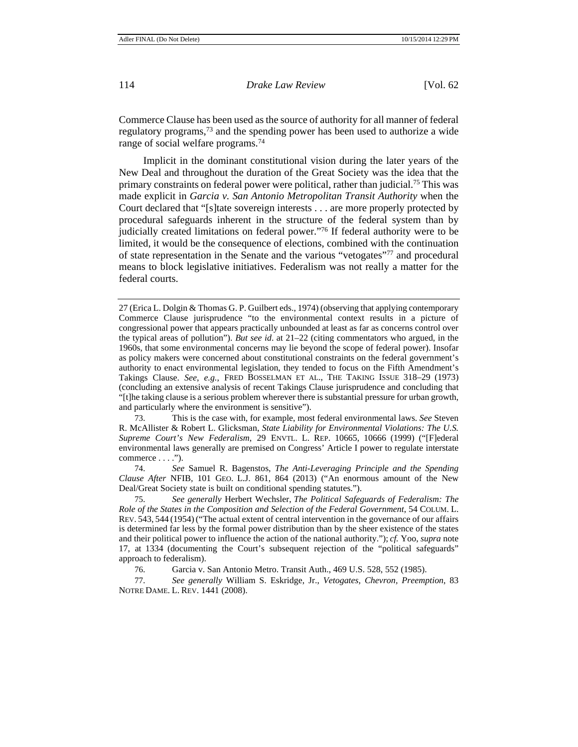Commerce Clause has been used as the source of authority for all manner of federal regulatory programs,[73] and the spending power has been used to authorize a wide range of social welfare programs.[74]

Implicit in the dominant constitutional vision during the later years of the New Deal and throughout the duration of the Great Society was the idea that the primary constraints on federal power were political, rather than judicial.[75] This was made explicit in *Garcia v. San Antonio Metropolitan Transit Authority* when the Court declared that "[s]tate sovereign interests . . . are more properly protected by procedural safeguards inherent in the structure of the federal system than by judicially created limitations on federal power."[76] If federal authority were to be limited, it would be the consequence of elections, combined with the continuation of state representation in the Senate and the various "vetogates"[77] and procedural means to block legislative initiatives. Federalism was not really a matter for the federal courts.

---

27 (Erica L. Dolgin & Thomas G. P. Guilbert eds., 1974) (observing that applying contemporary Commerce Clause jurisprudence "to the environmental context results in a picture of congressional power that appears practically unbounded at least as far as concerns control over the typical areas of pollution"). *But see id*. at 21–22 (citing commentators who argued, in the 1960s, that some environmental concerns may lie beyond the scope of federal power). Insofar as policy makers were concerned about constitutional constraints on the federal government's authority to enact environmental legislation, they tended to focus on the Fifth Amendment's Takings Clause. *See*, *e.g.*, FRED BOSSELMAN ET AL., THE TAKING ISSUE 318–29 (1973) (concluding an extensive analysis of recent Takings Clause jurisprudence and concluding that "[t]he taking clause is a serious problem wherever there is substantial pressure for urban growth, and particularly where the environment is sensitive").

73. This is the case with, for example, most federal environmental laws. *See* Steven R. McAllister & Robert L. Glicksman, *State Liability for Environmental Violations: The U.S. Supreme Court's New Federalism*, 29 ENVTL. L. REP. 10665, 10666 (1999) ("[F]ederal environmental laws generally are premised on Congress' Article I power to regulate interstate commerce . . . .").

74. *See* Samuel R. Bagenstos, *The Anti-Leveraging Principle and the Spending Clause After* NFIB, 101 GEO. L.J. 861, 864 (2013) ("An enormous amount of the New Deal/Great Society state is built on conditional spending statutes.").

75. *See generally* Herbert Wechsler, *The Political Safeguards of Federalism: The Role of the States in the Composition and Selection of the Federal Government*, 54 COLUM. L. REV. 543, 544 (1954) ("The actual extent of central intervention in the governance of our affairs is determined far less by the formal power distribution than by the sheer existence of the states and their political power to influence the action of the national authority."); *cf.* Yoo, *supra* note 17, at 1334 (documenting the Court's subsequent rejection of the "political safeguards" approach to federalism).

76. Garcia v. San Antonio Metro. Transit Auth., 469 U.S. 528, 552 (1985).

77. *See generally* William S. Eskridge, Jr., *Vetogates, Chevron, Preemption*, 83 NOTRE DAME. L. REV. 1441 (2008).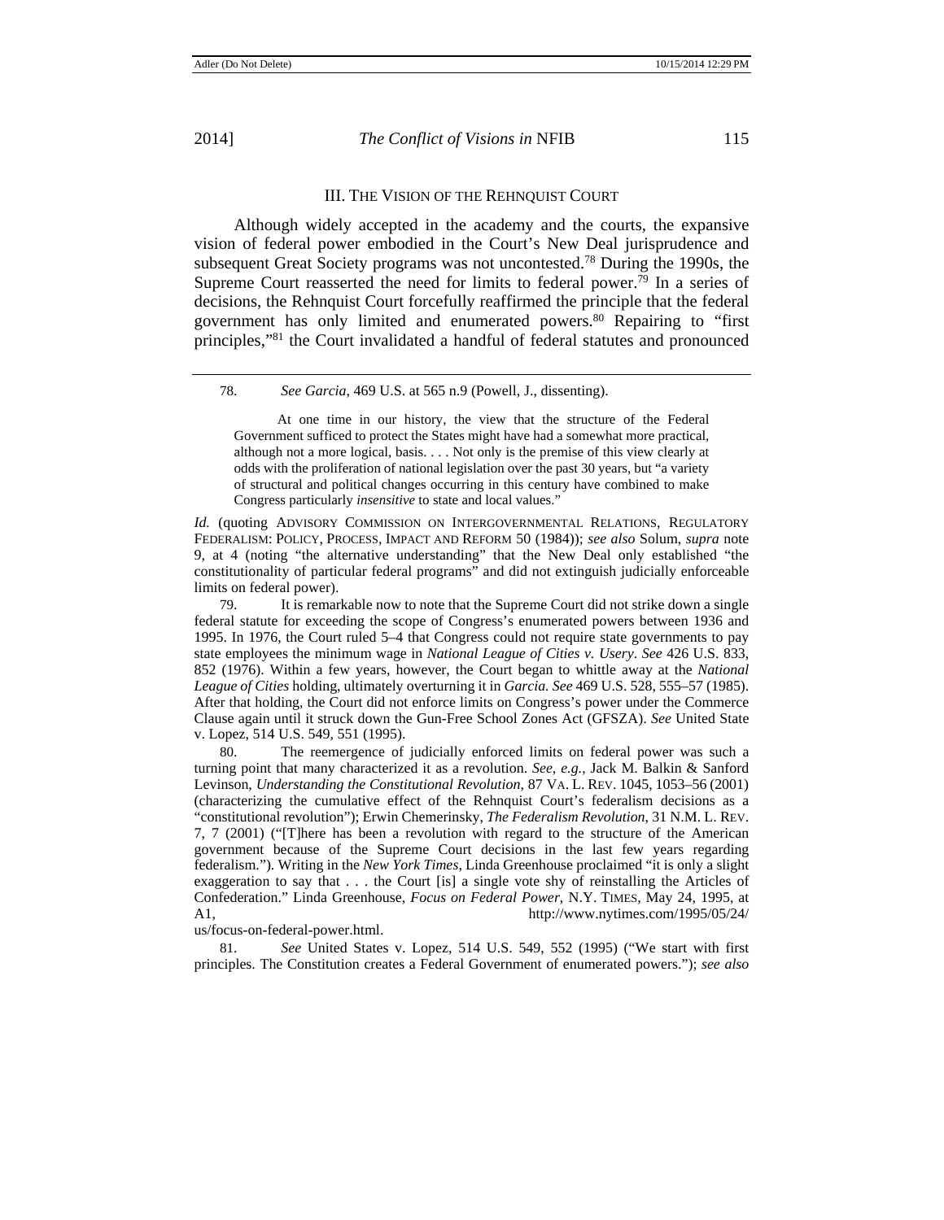## III. THE VISION OF THE REHNQUIST COURT

Although widely accepted in the academy and the courts, the expansive vision of federal power embodied in the Court's New Deal jurisprudence and subsequent Great Society programs was not uncontested.[78] During the 1990s, the Supreme Court reasserted the need for limits to federal power.[79] In a series of decisions, the Rehnquist Court forcefully reaffirmed the principle that the federal government has only limited and enumerated powers.[80] Repairing to "first principles,"[81] the Court invalidated a handful of federal statutes and pronounced

---

78. *See Garcia*, 469 U.S. at 565 n.9 (Powell, J., dissenting).

> At one time in our history, the view that the structure of the Federal Government sufficed to protect the States might have had a somewhat more practical, although not a more logical, basis. . . . Not only is the premise of this view clearly at odds with the proliferation of national legislation over the past 30 years, but "a variety of structural and political changes occurring in this century have combined to make Congress particularly *insensitive* to state and local values."

*Id.* (quoting ADVISORY COMMISSION ON INTERGOVERNMENTAL RELATIONS, REGULATORY FEDERALISM: POLICY, PROCESS, IMPACT AND REFORM 50 (1984)); *see also* Solum, *supra* note 9, at 4 (noting "the alternative understanding" that the New Deal only established "the constitutionality of particular federal programs" and did not extinguish judicially enforceable limits on federal power).

79. It is remarkable now to note that the Supreme Court did not strike down a single federal statute for exceeding the scope of Congress's enumerated powers between 1936 and 1995. In 1976, the Court ruled 5–4 that Congress could not require state governments to pay state employees the minimum wage in *National League of Cities v. Usery*. *See* 426 U.S. 833, 852 (1976). Within a few years, however, the Court began to whittle away at the *National League of Cities* holding, ultimately overturning it in *Garcia*. *See* 469 U.S. 528, 555–57 (1985). After that holding, the Court did not enforce limits on Congress's power under the Commerce Clause again until it struck down the Gun-Free School Zones Act (GFSZA). *See* United State v. Lopez, 514 U.S. 549, 551 (1995).

80. The reemergence of judicially enforced limits on federal power was such a turning point that many characterized it as a revolution. *See, e.g.*, Jack M. Balkin & Sanford Levinson, *Understanding the Constitutional Revolution*, 87 VA. L. REV. 1045, 1053–56 (2001) (characterizing the cumulative effect of the Rehnquist Court's federalism decisions as a "constitutional revolution"); Erwin Chemerinsky, *The Federalism Revolution*, 31 N.M. L. REV. 7, 7 (2001) ("[T]here has been a revolution with regard to the structure of the American government because of the Supreme Court decisions in the last few years regarding federalism."). Writing in the *New York Times*, Linda Greenhouse proclaimed "it is only a slight exaggeration to say that . . . the Court [is] a single vote shy of reinstalling the Articles of Confederation." Linda Greenhouse, *Focus on Federal Power*, N.Y. TIMES, May 24, 1995, at A1, http://www.nytimes.com/1995/05/24/us/focus-on-federal-power.html.

81. *See* United States v. Lopez, 514 U.S. 549, 552 (1995) ("We start with first principles. The Constitution creates a Federal Government of enumerated powers."); *see also*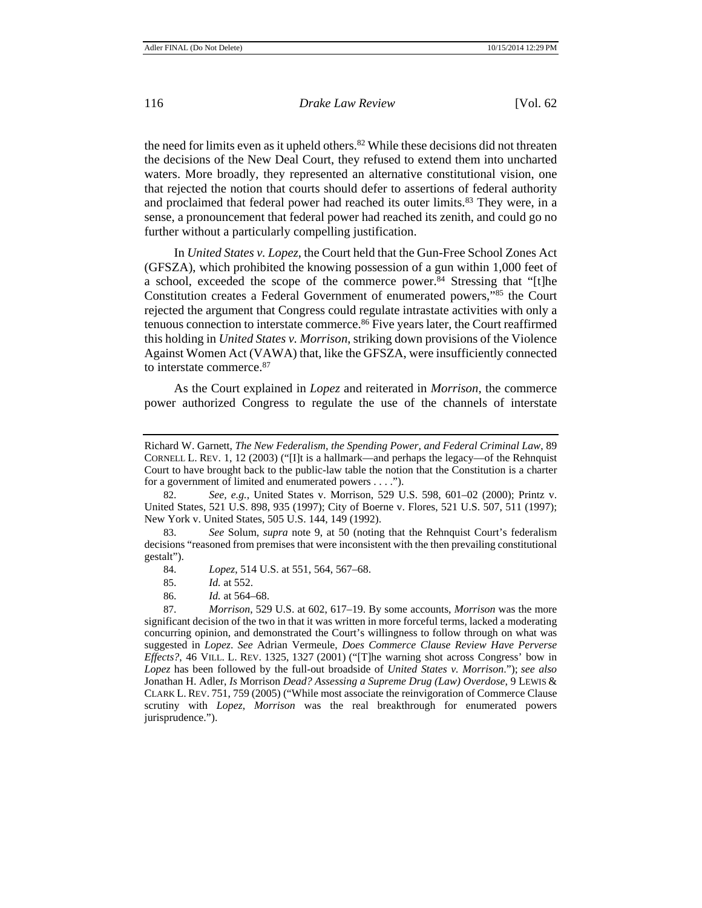the need for limits even as it upheld others.[82] While these decisions did not threaten the decisions of the New Deal Court, they refused to extend them into uncharted waters. More broadly, they represented an alternative constitutional vision, one that rejected the notion that courts should defer to assertions of federal authority and proclaimed that federal power had reached its outer limits.[83] They were, in a sense, a pronouncement that federal power had reached its zenith, and could go no further without a particularly compelling justification.

In *United States v. Lopez*, the Court held that the Gun-Free School Zones Act (GFSZA), which prohibited the knowing possession of a gun within 1,000 feet of a school, exceeded the scope of the commerce power.[84] Stressing that "[t]he Constitution creates a Federal Government of enumerated powers,"[85] the Court rejected the argument that Congress could regulate intrastate activities with only a tenuous connection to interstate commerce.[86] Five years later, the Court reaffirmed this holding in *United States v. Morrison*, striking down provisions of the Violence Against Women Act (VAWA) that, like the GFSZA, were insufficiently connected to interstate commerce.[87]

As the Court explained in *Lopez* and reiterated in *Morrison*, the commerce power authorized Congress to regulate the use of the channels of interstate

---

Richard W. Garnett, *The New Federalism, the Spending Power, and Federal Criminal Law*, 89 CORNELL L. REV. 1, 12 (2003) ("[I]t is a hallmark—and perhaps the legacy—of the Rehnquist Court to have brought back to the public-law table the notion that the Constitution is a charter for a government of limited and enumerated powers . . . .").

82. *See, e.g.*, United States v. Morrison, 529 U.S. 598, 601–02 (2000); Printz v. United States, 521 U.S. 898, 935 (1997); City of Boerne v. Flores, 521 U.S. 507, 511 (1997); New York v. United States, 505 U.S. 144, 149 (1992).

83. *See* Solum, *supra* note 9, at 50 (noting that the Rehnquist Court's federalism decisions "reasoned from premises that were inconsistent with the then prevailing constitutional gestalt").

84. *Lopez*, 514 U.S. at 551, 564, 567–68.

85. *Id.* at 552.

86. *Id.* at 564–68.

87. *Morrison*, 529 U.S. at 602, 617–19. By some accounts, *Morrison* was the more significant decision of the two in that it was written in more forceful terms, lacked a moderating concurring opinion, and demonstrated the Court's willingness to follow through on what was suggested in *Lopez*. *See* Adrian Vermeule, *Does Commerce Clause Review Have Perverse Effects?*, 46 VILL. L. REV. 1325, 1327 (2001) ("[T]he warning shot across Congress' bow in *Lopez* has been followed by the full-out broadside of *United States v. Morrison*."); *see also* Jonathan H. Adler, *Is* Morrison *Dead? Assessing a Supreme Drug (Law) Overdose*, 9 LEWIS & CLARK L. REV. 751, 759 (2005) ("While most associate the reinvigoration of Commerce Clause scrutiny with *Lopez*, *Morrison* was the real breakthrough for enumerated powers jurisprudence.").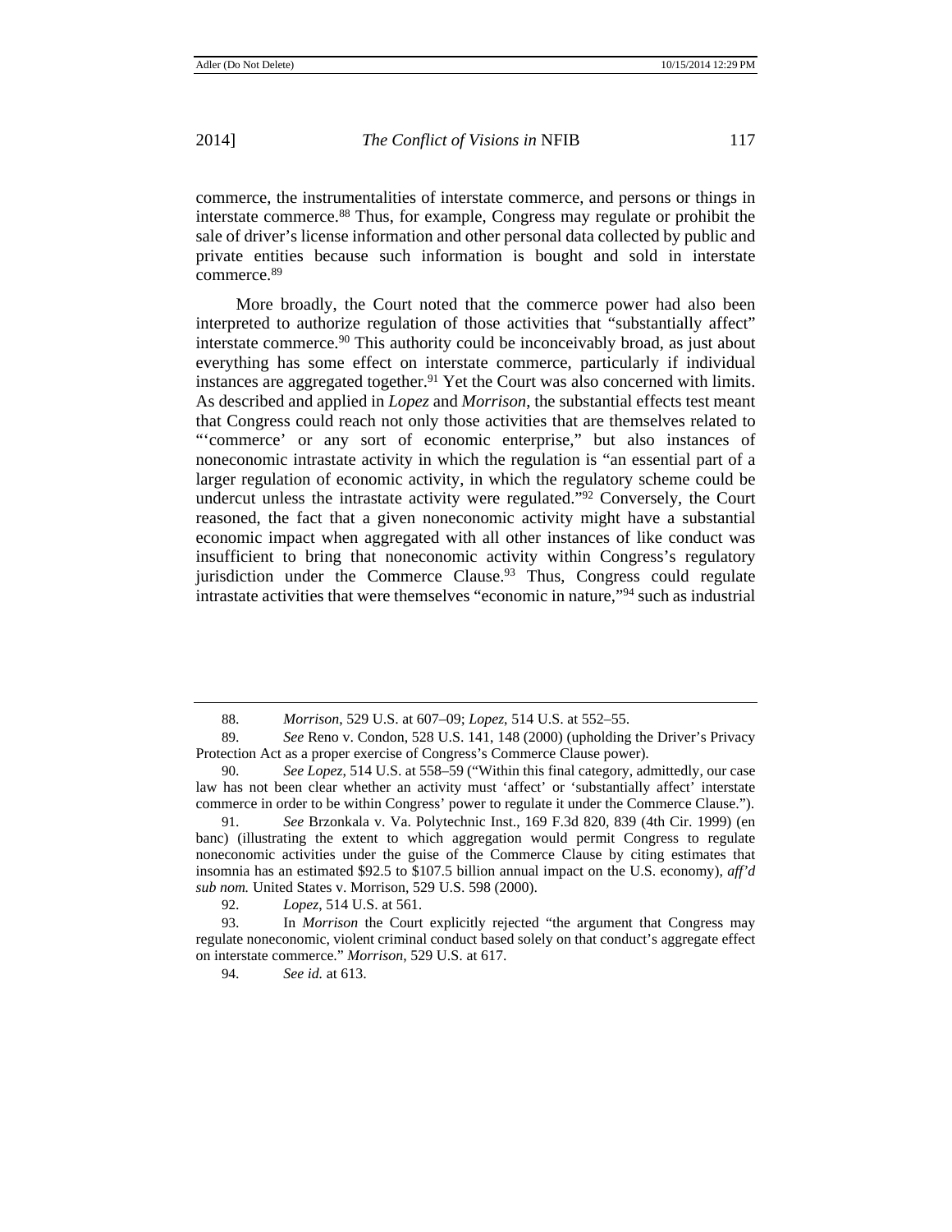commerce, the instrumentalities of interstate commerce, and persons or things in interstate commerce.[88] Thus, for example, Congress may regulate or prohibit the sale of driver's license information and other personal data collected by public and private entities because such information is bought and sold in interstate commerce.[89]

More broadly, the Court noted that the commerce power had also been interpreted to authorize regulation of those activities that "substantially affect" interstate commerce.[90] This authority could be inconceivably broad, as just about everything has some effect on interstate commerce, particularly if individual instances are aggregated together.[91] Yet the Court was also concerned with limits. As described and applied in *Lopez* and *Morrison*, the substantial effects test meant that Congress could reach not only those activities that are themselves related to "'commerce' or any sort of economic enterprise," but also instances of noneconomic intrastate activity in which the regulation is "an essential part of a larger regulation of economic activity, in which the regulatory scheme could be undercut unless the intrastate activity were regulated."[92] Conversely, the Court reasoned, the fact that a given noneconomic activity might have a substantial economic impact when aggregated with all other instances of like conduct was insufficient to bring that noneconomic activity within Congress's regulatory jurisdiction under the Commerce Clause.[93] Thus, Congress could regulate intrastate activities that were themselves "economic in nature,"[94] such as industrial

---

88. *Morrison*, 529 U.S. at 607–09; *Lopez*, 514 U.S. at 552–55.

89. *See* Reno v. Condon, 528 U.S. 141, 148 (2000) (upholding the Driver's Privacy Protection Act as a proper exercise of Congress's Commerce Clause power).

90. *See Lopez*, 514 U.S. at 558–59 ("Within this final category, admittedly, our case law has not been clear whether an activity must 'affect' or 'substantially affect' interstate commerce in order to be within Congress' power to regulate it under the Commerce Clause.").

91. *See* Brzonkala v. Va. Polytechnic Inst., 169 F.3d 820, 839 (4th Cir. 1999) (en banc) (illustrating the extent to which aggregation would permit Congress to regulate noneconomic activities under the guise of the Commerce Clause by citing estimates that insomnia has an estimated $92.5 to $107.5 billion annual impact on the U.S. economy), *aff'd sub nom.* United States v. Morrison, 529 U.S. 598 (2000).

92. *Lopez*, 514 U.S. at 561.

93. In *Morrison* the Court explicitly rejected "the argument that Congress may regulate noneconomic, violent criminal conduct based solely on that conduct's aggregate effect on interstate commerce." *Morrison*, 529 U.S. at 617.

94. *See id.* at 613.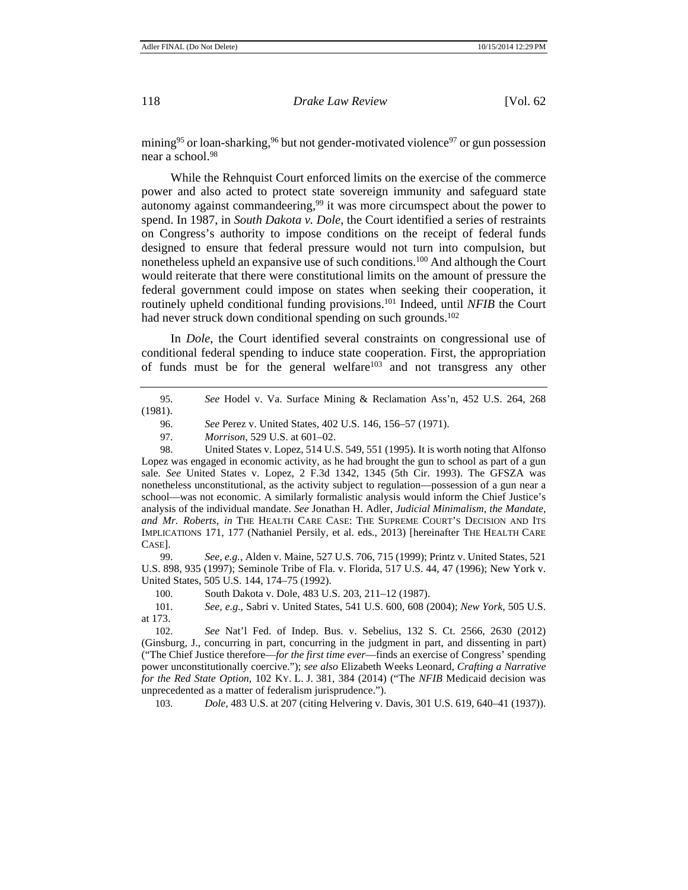mining[95] or loan-sharking,[96] but not gender-motivated violence[97] or gun possession near a school.[98]

While the Rehnquist Court enforced limits on the exercise of the commerce power and also acted to protect state sovereign immunity and safeguard state autonomy against commandeering,[99] it was more circumspect about the power to spend. In 1987, in *South Dakota v. Dole*, the Court identified a series of restraints on Congress's authority to impose conditions on the receipt of federal funds designed to ensure that federal pressure would not turn into compulsion, but nonetheless upheld an expansive use of such conditions.[100] And although the Court would reiterate that there were constitutional limits on the amount of pressure the federal government could impose on states when seeking their cooperation, it routinely upheld conditional funding provisions.[101] Indeed, until *NFIB* the Court had never struck down conditional spending on such grounds.[102]

In *Dole*, the Court identified several constraints on congressional use of conditional federal spending to induce state cooperation. First, the appropriation of funds must be for the general welfare[103] and not transgress any other

---

95. *See* Hodel v. Va. Surface Mining & Reclamation Ass'n, 452 U.S. 264, 268 (1981).

96. *See* Perez v. United States, 402 U.S. 146, 156–57 (1971).

97. *Morrison*, 529 U.S. at 601–02.

98. United States v. Lopez, 514 U.S. 549, 551 (1995). It is worth noting that Alfonso Lopez was engaged in economic activity, as he had brought the gun to school as part of a gun sale. *See* United States v. Lopez, 2 F.3d 1342, 1345 (5th Cir. 1993). The GFSZA was nonetheless unconstitutional, as the activity subject to regulation—possession of a gun near a school—was not economic. A similarly formalistic analysis would inform the Chief Justice's analysis of the individual mandate. *See* Jonathan H. Adler, *Judicial Minimalism, the Mandate, and Mr. Roberts*, *in* THE HEALTH CARE CASE: THE SUPREME COURT'S DECISION AND ITS IMPLICATIONS 171, 177 (Nathaniel Persily, et al. eds., 2013) [hereinafter THE HEALTH CARE CASE].

99. *See, e.g.*, Alden v. Maine, 527 U.S. 706, 715 (1999); Printz v. United States, 521 U.S. 898, 935 (1997); Seminole Tribe of Fla. v. Florida, 517 U.S. 44, 47 (1996); New York v. United States, 505 U.S. 144, 174–75 (1992).

100. South Dakota v. Dole, 483 U.S. 203, 211–12 (1987).

101. *See, e.g.*, Sabri v. United States, 541 U.S. 600, 608 (2004); *New York*, 505 U.S. at 173.

102. *See* Nat'l Fed. of Indep. Bus. v. Sebelius, 132 S. Ct. 2566, 2630 (2012) (Ginsburg, J., concurring in part, concurring in the judgment in part, and dissenting in part) ("The Chief Justice therefore—*for the first time ever*—finds an exercise of Congress' spending power unconstitutionally coercive."); *see also* Elizabeth Weeks Leonard, *Crafting a Narrative for the Red State Option*, 102 KY. L. J. 381, 384 (2014) ("The *NFIB* Medicaid decision was unprecedented as a matter of federalism jurisprudence.").

103. *Dole*, 483 U.S. at 207 (citing Helvering v. Davis, 301 U.S. 619, 640–41 (1937)).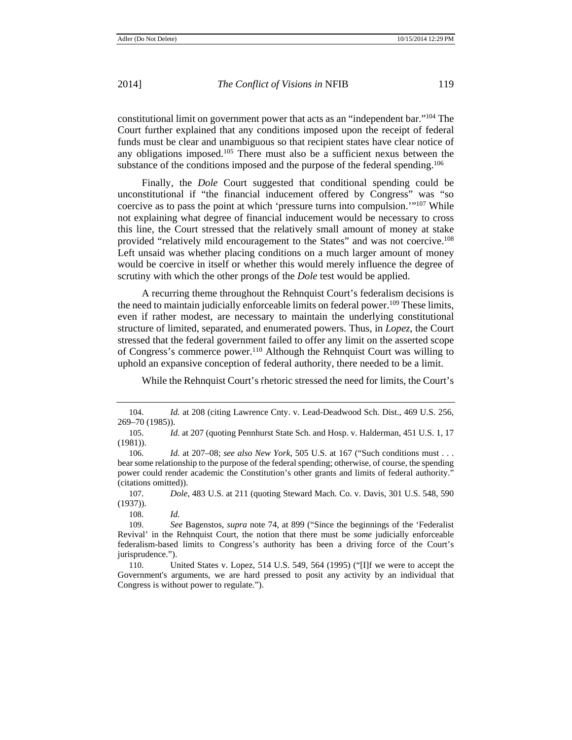constitutional limit on government power that acts as an "independent bar."[104] The Court further explained that any conditions imposed upon the receipt of federal funds must be clear and unambiguous so that recipient states have clear notice of any obligations imposed.[105] There must also be a sufficient nexus between the substance of the conditions imposed and the purpose of the federal spending.[106]

Finally, the *Dole* Court suggested that conditional spending could be unconstitutional if "the financial inducement offered by Congress" was "so coercive as to pass the point at which 'pressure turns into compulsion.'"[107] While not explaining what degree of financial inducement would be necessary to cross this line, the Court stressed that the relatively small amount of money at stake provided "relatively mild encouragement to the States" and was not coercive.[108] Left unsaid was whether placing conditions on a much larger amount of money would be coercive in itself or whether this would merely influence the degree of scrutiny with which the other prongs of the *Dole* test would be applied.

A recurring theme throughout the Rehnquist Court's federalism decisions is the need to maintain judicially enforceable limits on federal power.[109] These limits, even if rather modest, are necessary to maintain the underlying constitutional structure of limited, separated, and enumerated powers. Thus, in *Lopez*, the Court stressed that the federal government failed to offer any limit on the asserted scope of Congress's commerce power.[110] Although the Rehnquist Court was willing to uphold an expansive conception of federal authority, there needed to be a limit.

While the Rehnquist Court's rhetoric stressed the need for limits, the Court's

---

104. *Id.* at 208 (citing Lawrence Cnty. v. Lead-Deadwood Sch. Dist., 469 U.S. 256, 269–70 (1985)).

105. *Id.* at 207 (quoting Pennhurst State Sch. and Hosp. v. Halderman, 451 U.S. 1, 17 (1981)).

106. *Id.* at 207–08; *see also New York*, 505 U.S. at 167 ("Such conditions must . . . bear some relationship to the purpose of the federal spending; otherwise, of course, the spending power could render academic the Constitution's other grants and limits of federal authority." (citations omitted)).

107. *Dole*, 483 U.S. at 211 (quoting Steward Mach. Co. v. Davis, 301 U.S. 548, 590 (1937)).

108. *Id.*

109. *See* Bagenstos, *supra* note 74, at 899 ("Since the beginnings of the 'Federalist Revival' in the Rehnquist Court, the notion that there must be *some* judicially enforceable federalism-based limits to Congress's authority has been a driving force of the Court's jurisprudence.").

110. United States v. Lopez, 514 U.S. 549, 564 (1995) ("[I]f we were to accept the Government's arguments, we are hard pressed to posit any activity by an individual that Congress is without power to regulate.").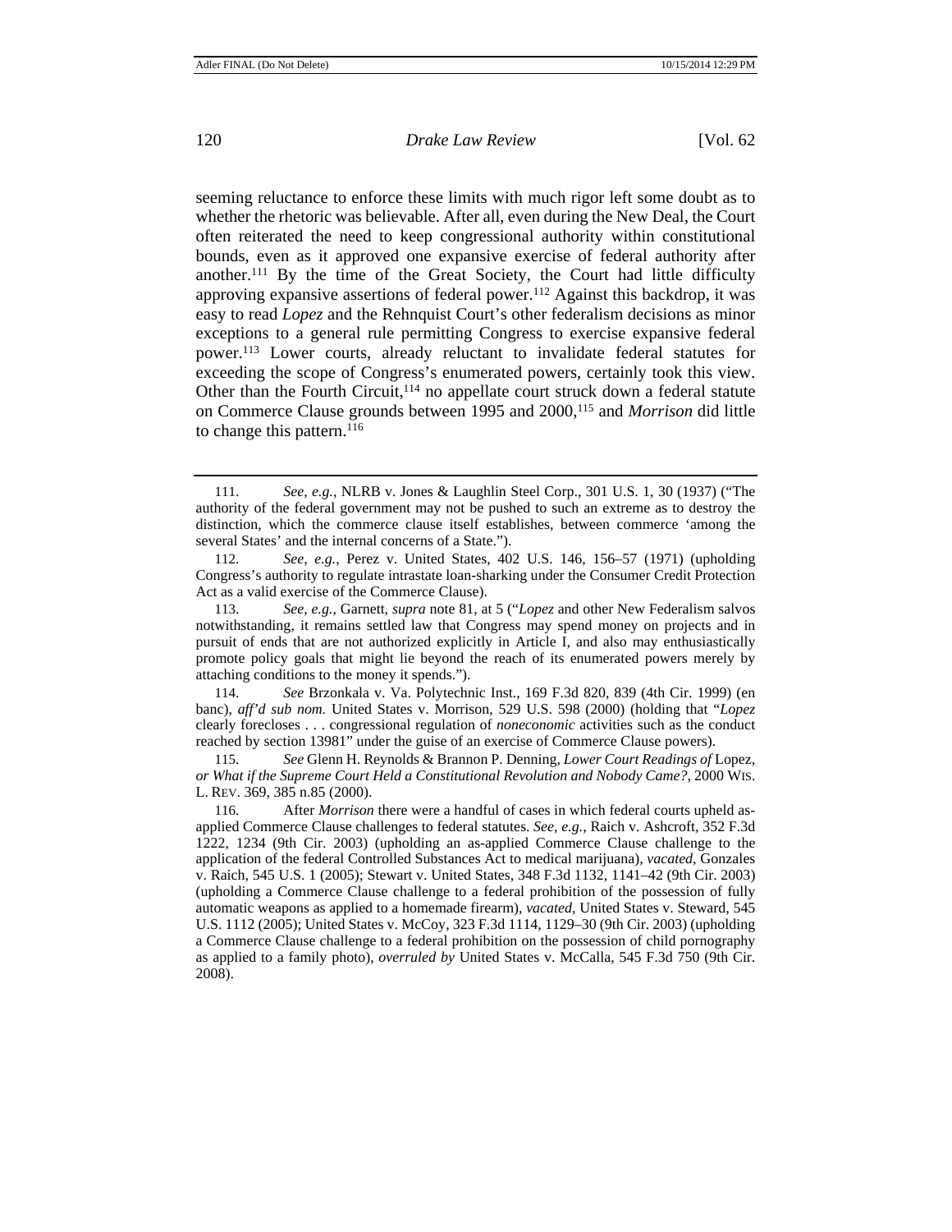seeming reluctance to enforce these limits with much rigor left some doubt as to whether the rhetoric was believable. After all, even during the New Deal, the Court often reiterated the need to keep congressional authority within constitutional bounds, even as it approved one expansive exercise of federal authority after another.[111] By the time of the Great Society, the Court had little difficulty approving expansive assertions of federal power.[112] Against this backdrop, it was easy to read *Lopez* and the Rehnquist Court's other federalism decisions as minor exceptions to a general rule permitting Congress to exercise expansive federal power.[113] Lower courts, already reluctant to invalidate federal statutes for exceeding the scope of Congress's enumerated powers, certainly took this view. Other than the Fourth Circuit,[114] no appellate court struck down a federal statute on Commerce Clause grounds between 1995 and 2000,[115] and *Morrison* did little to change this pattern.[116]

---

111. *See, e.g.*, NLRB v. Jones & Laughlin Steel Corp., 301 U.S. 1, 30 (1937) ("The authority of the federal government may not be pushed to such an extreme as to destroy the distinction, which the commerce clause itself establishes, between commerce 'among the several States' and the internal concerns of a State.").

112. *See, e.g.*, Perez v. United States, 402 U.S. 146, 156–57 (1971) (upholding Congress's authority to regulate intrastate loan-sharking under the Consumer Credit Protection Act as a valid exercise of the Commerce Clause).

113. *See, e.g.*, Garnett, *supra* note 81, at 5 ("*Lopez* and other New Federalism salvos notwithstanding, it remains settled law that Congress may spend money on projects and in pursuit of ends that are not authorized explicitly in Article I, and also may enthusiastically promote policy goals that might lie beyond the reach of its enumerated powers merely by attaching conditions to the money it spends.").

114. *See* Brzonkala v. Va. Polytechnic Inst., 169 F.3d 820, 839 (4th Cir. 1999) (en banc), *aff'd sub nom.* United States v. Morrison, 529 U.S. 598 (2000) (holding that "*Lopez* clearly forecloses . . . congressional regulation of *noneconomic* activities such as the conduct reached by section 13981" under the guise of an exercise of Commerce Clause powers).

115. *See* Glenn H. Reynolds & Brannon P. Denning, *Lower Court Readings of* Lopez*, or What if the Supreme Court Held a Constitutional Revolution and Nobody Came?*, 2000 WIS. L. REV. 369, 385 n.85 (2000).

116. After *Morrison* there were a handful of cases in which federal courts upheld as-applied Commerce Clause challenges to federal statutes. *See, e.g.*, Raich v. Ashcroft, 352 F.3d 1222, 1234 (9th Cir. 2003) (upholding an as-applied Commerce Clause challenge to the application of the federal Controlled Substances Act to medical marijuana), *vacated*, Gonzales v. Raich, 545 U.S. 1 (2005); Stewart v. United States, 348 F.3d 1132, 1141–42 (9th Cir. 2003) (upholding a Commerce Clause challenge to a federal prohibition of the possession of fully automatic weapons as applied to a homemade firearm), *vacated*, United States v. Steward, 545 U.S. 1112 (2005); United States v. McCoy, 323 F.3d 1114, 1129–30 (9th Cir. 2003) (upholding a Commerce Clause challenge to a federal prohibition on the possession of child pornography as applied to a family photo), *overruled by* United States v. McCalla, 545 F.3d 750 (9th Cir. 2008).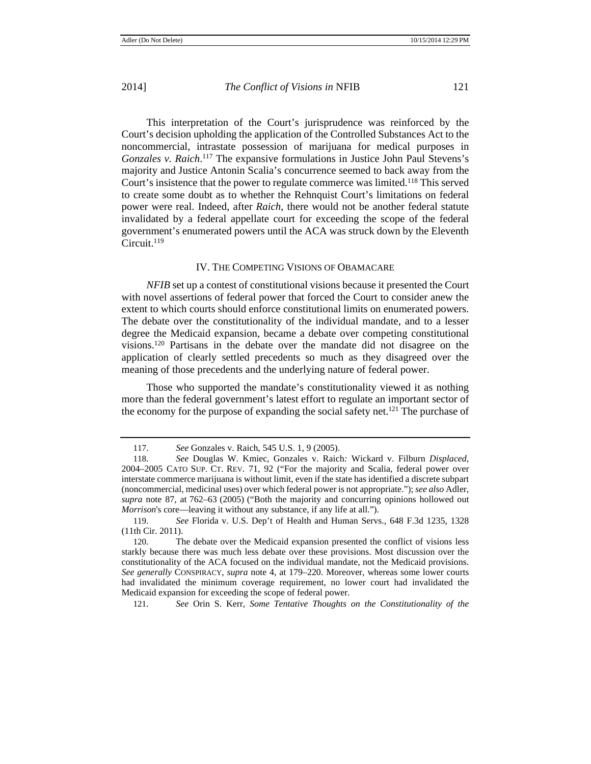This interpretation of the Court's jurisprudence was reinforced by the Court's decision upholding the application of the Controlled Substances Act to the noncommercial, intrastate possession of marijuana for medical purposes in *Gonzales v. Raich*.[117] The expansive formulations in Justice John Paul Stevens's majority and Justice Antonin Scalia's concurrence seemed to back away from the Court's insistence that the power to regulate commerce was limited.[118] This served to create some doubt as to whether the Rehnquist Court's limitations on federal power were real. Indeed, after *Raich*, there would not be another federal statute invalidated by a federal appellate court for exceeding the scope of the federal government's enumerated powers until the ACA was struck down by the Eleventh Circuit.[119]

## IV. THE COMPETING VISIONS OF OBAMACARE

*NFIB* set up a contest of constitutional visions because it presented the Court with novel assertions of federal power that forced the Court to consider anew the extent to which courts should enforce constitutional limits on enumerated powers. The debate over the constitutionality of the individual mandate, and to a lesser degree the Medicaid expansion, became a debate over competing constitutional visions.[120] Partisans in the debate over the mandate did not disagree on the application of clearly settled precedents so much as they disagreed over the meaning of those precedents and the underlying nature of federal power.

Those who supported the mandate's constitutionality viewed it as nothing more than the federal government's latest effort to regulate an important sector of the economy for the purpose of expanding the social safety net.[121] The purchase of

---

117. *See* Gonzales v. Raich, 545 U.S. 1, 9 (2005).

118. *See* Douglas W. Kmiec, Gonzales v. Raich*:* Wickard v. Filburn *Displaced*, 2004–2005 CATO SUP. CT. REV. 71, 92 ("For the majority and Scalia, federal power over interstate commerce marijuana is without limit, even if the state has identified a discrete subpart (noncommercial, medicinal uses) over which federal power is not appropriate."); *see also* Adler, *supra* note 87, at 762–63 (2005) ("Both the majority and concurring opinions hollowed out *Morrison*'s core—leaving it without any substance, if any life at all.").

119. *See* Florida v. U.S. Dep't of Health and Human Servs., 648 F.3d 1235, 1328 (11th Cir. 2011).

120. The debate over the Medicaid expansion presented the conflict of visions less starkly because there was much less debate over these provisions. Most discussion over the constitutionality of the ACA focused on the individual mandate, not the Medicaid provisions. *See generally* CONSPIRACY, *supra* note 4, at 179–220. Moreover, whereas some lower courts had invalidated the minimum coverage requirement, no lower court had invalidated the Medicaid expansion for exceeding the scope of federal power.

121. *See* Orin S. Kerr, *Some Tentative Thoughts on the Constitutionality of the*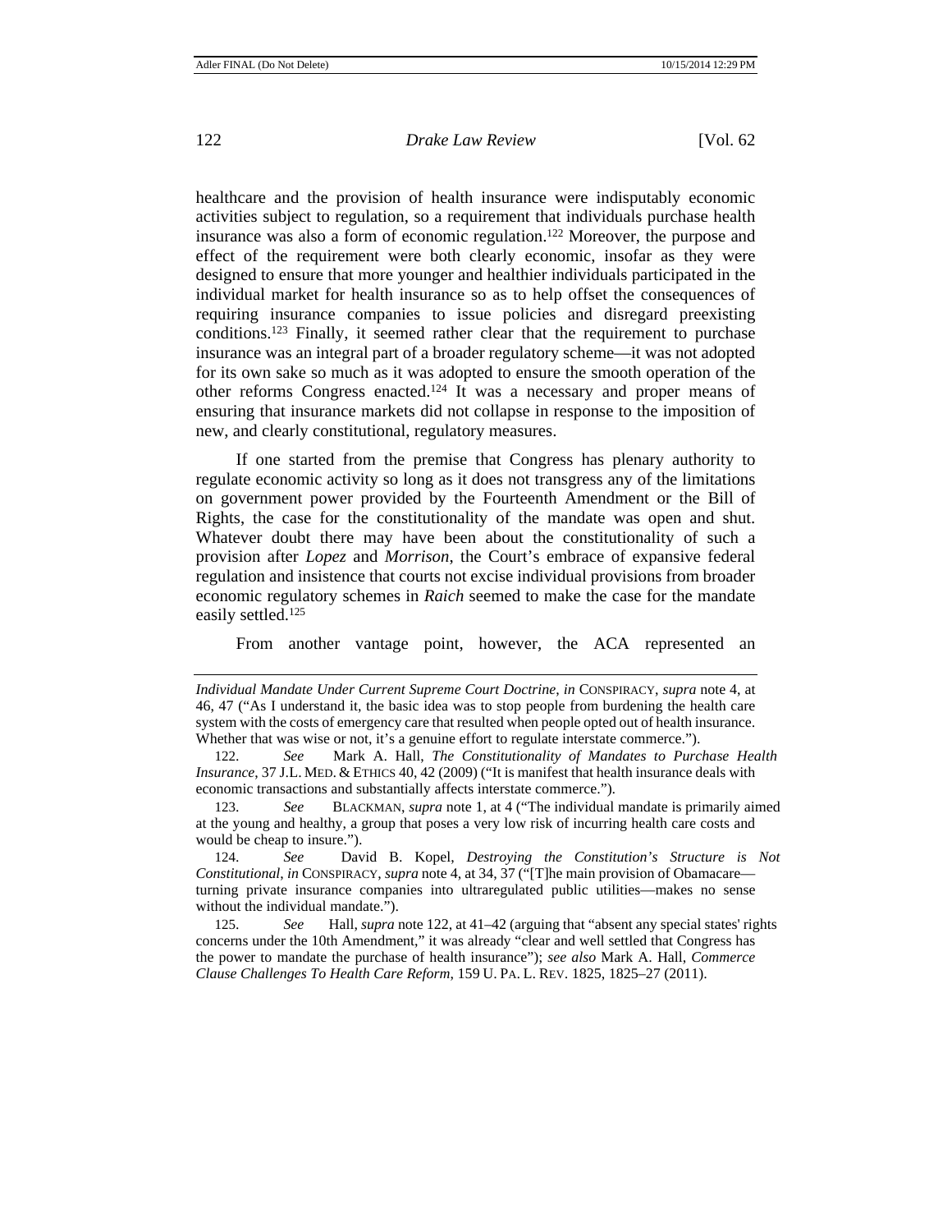healthcare and the provision of health insurance were indisputably economic activities subject to regulation, so a requirement that individuals purchase health insurance was also a form of economic regulation.[122] Moreover, the purpose and effect of the requirement were both clearly economic, insofar as they were designed to ensure that more younger and healthier individuals participated in the individual market for health insurance so as to help offset the consequences of requiring insurance companies to issue policies and disregard preexisting conditions.[123] Finally, it seemed rather clear that the requirement to purchase insurance was an integral part of a broader regulatory scheme—it was not adopted for its own sake so much as it was adopted to ensure the smooth operation of the other reforms Congress enacted.[124] It was a necessary and proper means of ensuring that insurance markets did not collapse in response to the imposition of new, and clearly constitutional, regulatory measures.

If one started from the premise that Congress has plenary authority to regulate economic activity so long as it does not transgress any of the limitations on government power provided by the Fourteenth Amendment or the Bill of Rights, the case for the constitutionality of the mandate was open and shut. Whatever doubt there may have been about the constitutionality of such a provision after *Lopez* and *Morrison*, the Court's embrace of expansive federal regulation and insistence that courts not excise individual provisions from broader economic regulatory schemes in *Raich* seemed to make the case for the mandate easily settled.[125]

From another vantage point, however, the ACA represented an

---

*Individual Mandate Under Current Supreme Court Doctrine*, *in* CONSPIRACY, *supra* note 4, at 46, 47 ("As I understand it, the basic idea was to stop people from burdening the health care system with the costs of emergency care that resulted when people opted out of health insurance. Whether that was wise or not, it's a genuine effort to regulate interstate commerce.").

122. *See* Mark A. Hall, *The Constitutionality of Mandates to Purchase Health Insurance*, 37 J.L. MED. & ETHICS 40, 42 (2009) ("It is manifest that health insurance deals with economic transactions and substantially affects interstate commerce.").

123. *See* BLACKMAN, *supra* note 1, at 4 ("The individual mandate is primarily aimed at the young and healthy, a group that poses a very low risk of incurring health care costs and would be cheap to insure.").

124. *See* David B. Kopel, *Destroying the Constitution's Structure is Not Constitutional*, *in* CONSPIRACY, *supra* note 4, at 34, 37 ("[T]he main provision of Obamacare—turning private insurance companies into ultraregulated public utilities—makes no sense without the individual mandate.").

125. *See* Hall, *supra* note 122, at 41–42 (arguing that "absent any special states' rights concerns under the 10th Amendment," it was already "clear and well settled that Congress has the power to mandate the purchase of health insurance"); *see also* Mark A. Hall, *Commerce Clause Challenges To Health Care Reform*, 159 U. PA. L. REV. 1825, 1825–27 (2011).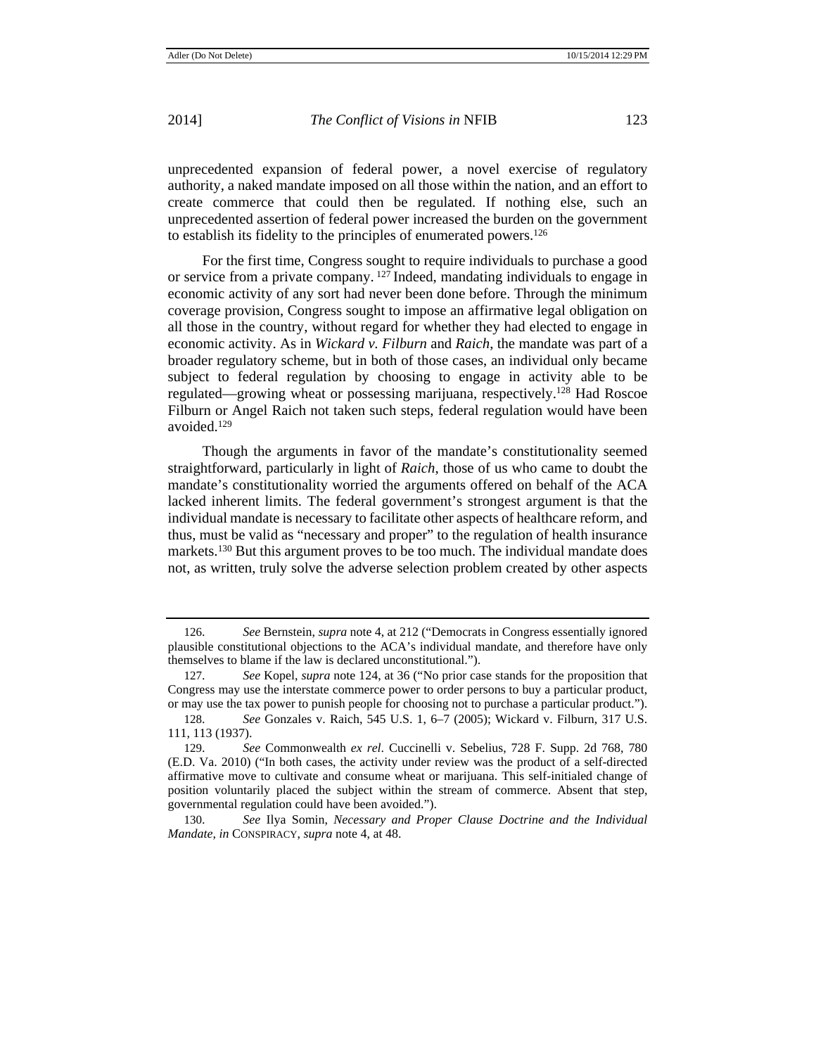unprecedented expansion of federal power, a novel exercise of regulatory authority, a naked mandate imposed on all those within the nation, and an effort to create commerce that could then be regulated. If nothing else, such an unprecedented assertion of federal power increased the burden on the government to establish its fidelity to the principles of enumerated powers.[126]

For the first time, Congress sought to require individuals to purchase a good or service from a private company.[127] Indeed, mandating individuals to engage in economic activity of any sort had never been done before. Through the minimum coverage provision, Congress sought to impose an affirmative legal obligation on all those in the country, without regard for whether they had elected to engage in economic activity. As in *Wickard v. Filburn* and *Raich*, the mandate was part of a broader regulatory scheme, but in both of those cases, an individual only became subject to federal regulation by choosing to engage in activity able to be regulated—growing wheat or possessing marijuana, respectively.[128] Had Roscoe Filburn or Angel Raich not taken such steps, federal regulation would have been avoided.[129]

Though the arguments in favor of the mandate's constitutionality seemed straightforward, particularly in light of *Raich*, those of us who came to doubt the mandate's constitutionality worried the arguments offered on behalf of the ACA lacked inherent limits. The federal government's strongest argument is that the individual mandate is necessary to facilitate other aspects of healthcare reform, and thus, must be valid as "necessary and proper" to the regulation of health insurance markets.[130] But this argument proves to be too much. The individual mandate does not, as written, truly solve the adverse selection problem created by other aspects

---

126. *See* Bernstein, *supra* note 4, at 212 ("Democrats in Congress essentially ignored plausible constitutional objections to the ACA's individual mandate, and therefore have only themselves to blame if the law is declared unconstitutional.").

127. *See* Kopel, *supra* note 124, at 36 ("No prior case stands for the proposition that Congress may use the interstate commerce power to order persons to buy a particular product, or may use the tax power to punish people for choosing not to purchase a particular product.").

128. *See* Gonzales v. Raich, 545 U.S. 1, 6–7 (2005); Wickard v. Filburn, 317 U.S. 111, 113 (1937).

129. *See* Commonwealth *ex rel.* Cuccinelli v. Sebelius, 728 F. Supp. 2d 768, 780 (E.D. Va. 2010) ("In both cases, the activity under review was the product of a self-directed affirmative move to cultivate and consume wheat or marijuana. This self-initialed change of position voluntarily placed the subject within the stream of commerce. Absent that step, governmental regulation could have been avoided.").

130. *See* Ilya Somin, *Necessary and Proper Clause Doctrine and the Individual Mandate*, *in* CONSPIRACY, *supra* note 4, at 48.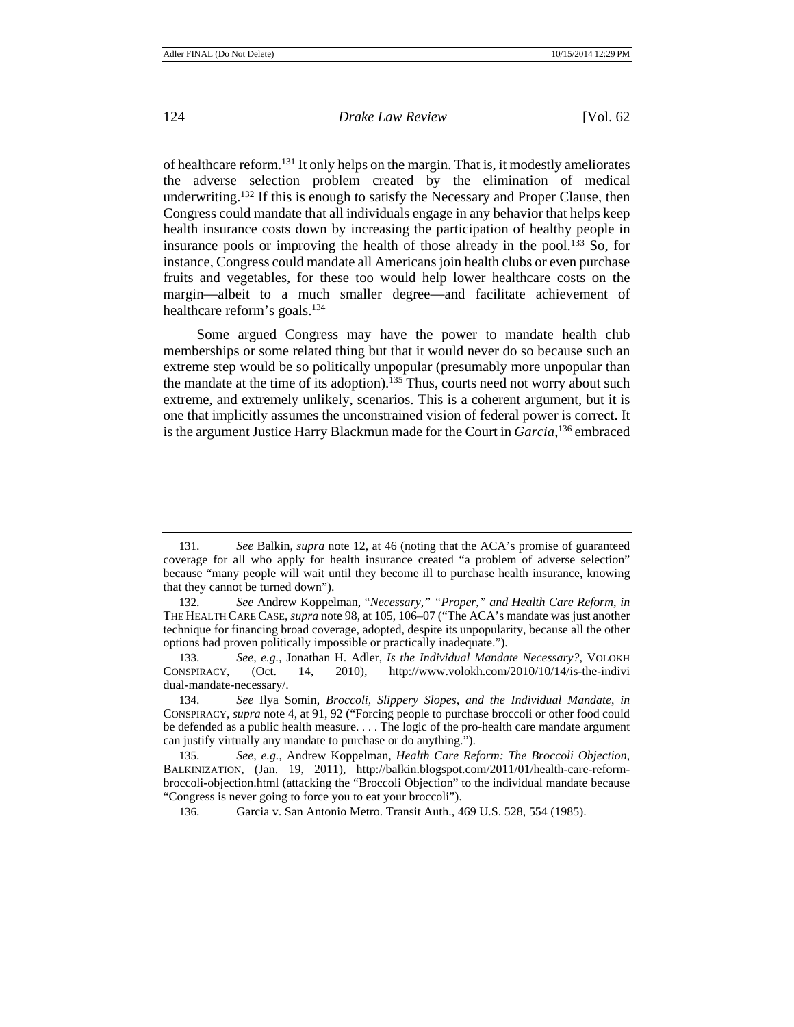of healthcare reform.[131] It only helps on the margin. That is, it modestly ameliorates the adverse selection problem created by the elimination of medical underwriting.[132] If this is enough to satisfy the Necessary and Proper Clause, then Congress could mandate that all individuals engage in any behavior that helps keep health insurance costs down by increasing the participation of healthy people in insurance pools or improving the health of those already in the pool.[133] So, for instance, Congress could mandate all Americans join health clubs or even purchase fruits and vegetables, for these too would help lower healthcare costs on the margin—albeit to a much smaller degree—and facilitate achievement of healthcare reform's goals.[134]

Some argued Congress may have the power to mandate health club memberships or some related thing but that it would never do so because such an extreme step would be so politically unpopular (presumably more unpopular than the mandate at the time of its adoption).[135] Thus, courts need not worry about such extreme, and extremely unlikely, scenarios. This is a coherent argument, but it is one that implicitly assumes the unconstrained vision of federal power is correct. It is the argument Justice Harry Blackmun made for the Court in *Garcia*,[136] embraced

---

131. *See* Balkin, *supra* note 12, at 46 (noting that the ACA's promise of guaranteed coverage for all who apply for health insurance created "a problem of adverse selection" because "many people will wait until they become ill to purchase health insurance, knowing that they cannot be turned down").

132. *See* Andrew Koppelman, *"Necessary," "Proper," and Health Care Reform*, *in* THE HEALTH CARE CASE, *supra* note 98, at 105, 106–07 ("The ACA's mandate was just another technique for financing broad coverage, adopted, despite its unpopularity, because all the other options had proven politically impossible or practically inadequate.").

133. *See, e.g.*, Jonathan H. Adler, *Is the Individual Mandate Necessary?*, VOLOKH CONSPIRACY, (Oct. 14, 2010), http://www.volokh.com/2010/10/14/is-the-individual-mandate-necessary/.

134. *See* Ilya Somin, *Broccoli, Slippery Slopes, and the Individual Mandate*, *in* CONSPIRACY, *supra* note 4, at 91, 92 ("Forcing people to purchase broccoli or other food could be defended as a public health measure. . . . The logic of the pro-health care mandate argument can justify virtually any mandate to purchase or do anything.").

135. *See, e.g.*, Andrew Koppelman, *Health Care Reform: The Broccoli Objection*, BALKINIZATION, (Jan. 19, 2011), http://balkin.blogspot.com/2011/01/health-care-reform-broccoli-objection.html (attacking the "Broccoli Objection" to the individual mandate because "Congress is never going to force you to eat your broccoli").

136. Garcia v. San Antonio Metro. Transit Auth., 469 U.S. 528, 554 (1985).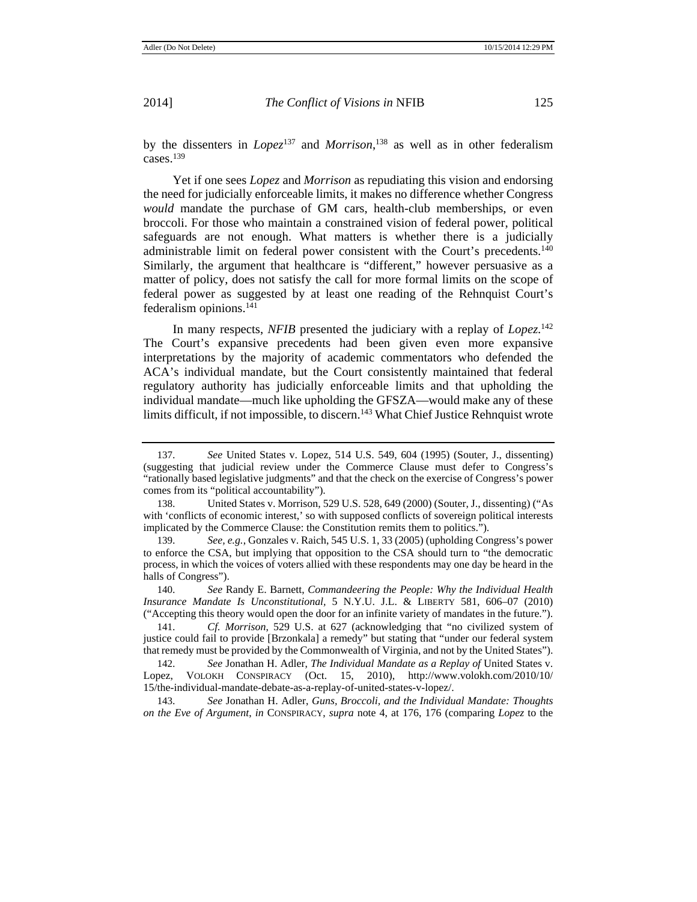by the dissenters in *Lopez*[137] and *Morrison*,[138] as well as in other federalism cases.[139]

Yet if one sees *Lopez* and *Morrison* as repudiating this vision and endorsing the need for judicially enforceable limits, it makes no difference whether Congress *would* mandate the purchase of GM cars, health-club memberships, or even broccoli. For those who maintain a constrained vision of federal power, political safeguards are not enough. What matters is whether there is a judicially administrable limit on federal power consistent with the Court's precedents.[140] Similarly, the argument that healthcare is "different," however persuasive as a matter of policy, does not satisfy the call for more formal limits on the scope of federal power as suggested by at least one reading of the Rehnquist Court's federalism opinions.[141]

In many respects, *NFIB* presented the judiciary with a replay of *Lopez*.[142] The Court's expansive precedents had been given even more expansive interpretations by the majority of academic commentators who defended the ACA's individual mandate, but the Court consistently maintained that federal regulatory authority has judicially enforceable limits and that upholding the individual mandate—much like upholding the GFSZA—would make any of these limits difficult, if not impossible, to discern.[143] What Chief Justice Rehnquist wrote

---

137. *See* United States v. Lopez, 514 U.S. 549, 604 (1995) (Souter, J., dissenting) (suggesting that judicial review under the Commerce Clause must defer to Congress's "rationally based legislative judgments" and that the check on the exercise of Congress's power comes from its "political accountability").

138. United States v. Morrison, 529 U.S. 528, 649 (2000) (Souter, J., dissenting) ("As with 'conflicts of economic interest,' so with supposed conflicts of sovereign political interests implicated by the Commerce Clause: the Constitution remits them to politics.").

139. *See, e.g.*, Gonzales v. Raich, 545 U.S. 1, 33 (2005) (upholding Congress's power to enforce the CSA, but implying that opposition to the CSA should turn to "the democratic process, in which the voices of voters allied with these respondents may one day be heard in the halls of Congress").

140. *See* Randy E. Barnett, *Commandeering the People: Why the Individual Health Insurance Mandate Is Unconstitutional*, 5 N.Y.U. J.L. & LIBERTY 581, 606–07 (2010) ("Accepting this theory would open the door for an infinite variety of mandates in the future.").

141. *Cf. Morrison*, 529 U.S. at 627 (acknowledging that "no civilized system of justice could fail to provide [Brzonkala] a remedy" but stating that "under our federal system that remedy must be provided by the Commonwealth of Virginia, and not by the United States").

142. *See* Jonathan H. Adler, *The Individual Mandate as a Replay of* United States v. Lopez, VOLOKH CONSPIRACY (Oct. 15, 2010), http://www.volokh.com/2010/10/15/the-individual-mandate-debate-as-a-replay-of-united-states-v-lopez/.

143. *See* Jonathan H. Adler, *Guns, Broccoli, and the Individual Mandate: Thoughts on the Eve of Argument*, *in* CONSPIRACY, *supra* note 4, at 176, 176 (comparing *Lopez* to the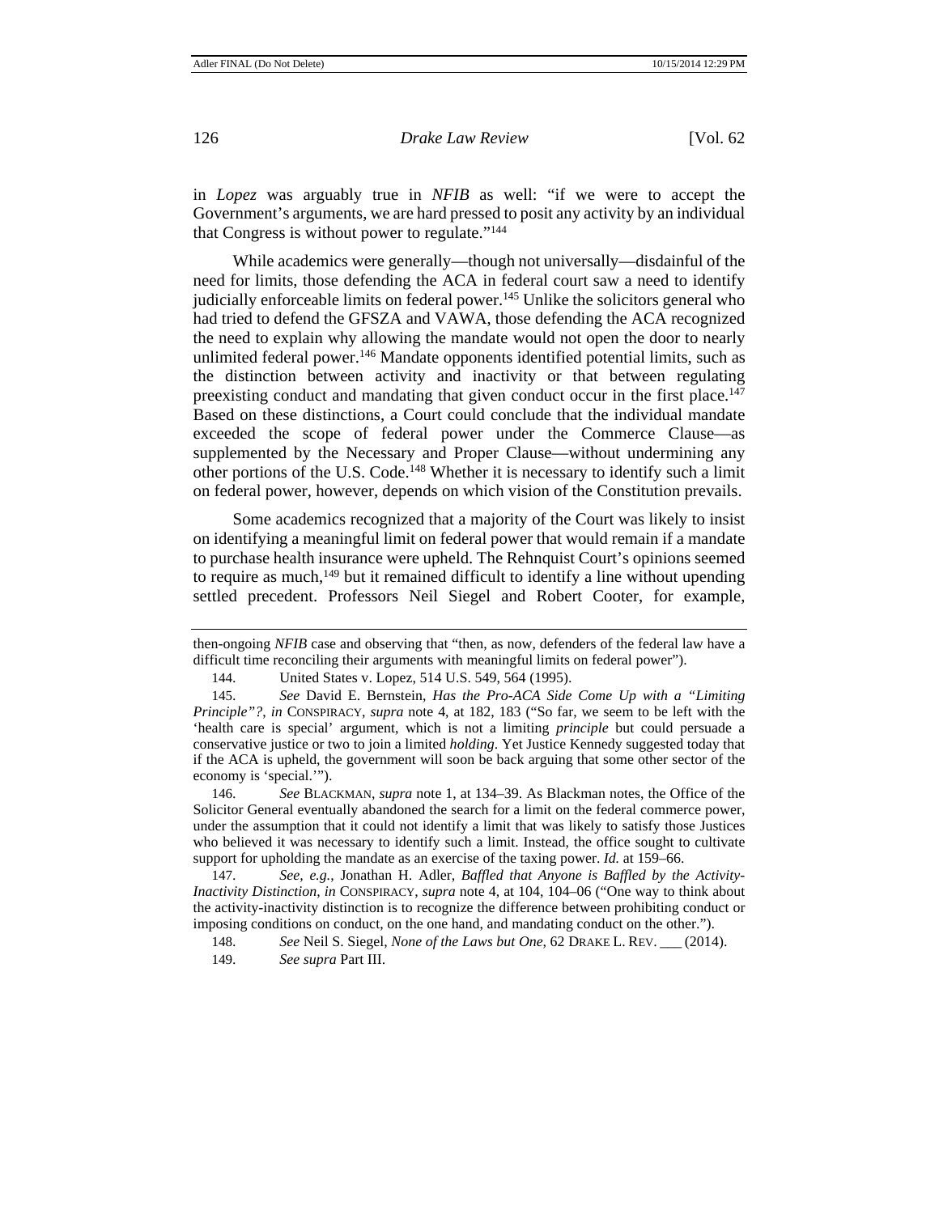in *Lopez* was arguably true in *NFIB* as well: "if we were to accept the Government's arguments, we are hard pressed to posit any activity by an individual that Congress is without power to regulate."[144]

While academics were generally—though not universally—disdainful of the need for limits, those defending the ACA in federal court saw a need to identify judicially enforceable limits on federal power.[145] Unlike the solicitors general who had tried to defend the GFSZA and VAWA, those defending the ACA recognized the need to explain why allowing the mandate would not open the door to nearly unlimited federal power.[146] Mandate opponents identified potential limits, such as the distinction between activity and inactivity or that between regulating preexisting conduct and mandating that given conduct occur in the first place.[147] Based on these distinctions, a Court could conclude that the individual mandate exceeded the scope of federal power under the Commerce Clause—as supplemented by the Necessary and Proper Clause—without undermining any other portions of the U.S. Code.[148] Whether it is necessary to identify such a limit on federal power, however, depends on which vision of the Constitution prevails.

Some academics recognized that a majority of the Court was likely to insist on identifying a meaningful limit on federal power that would remain if a mandate to purchase health insurance were upheld. The Rehnquist Court's opinions seemed to require as much,[149] but it remained difficult to identify a line without upending settled precedent. Professors Neil Siegel and Robert Cooter, for example,

---

then-ongoing *NFIB* case and observing that "then, as now, defenders of the federal law have a difficult time reconciling their arguments with meaningful limits on federal power").

144. United States v. Lopez, 514 U.S. 549, 564 (1995).

145. *See* David E. Bernstein, *Has the Pro-ACA Side Come Up with a "Limiting Principle"?*, *in* CONSPIRACY, *supra* note 4, at 182, 183 ("So far, we seem to be left with the 'health care is special' argument, which is not a limiting *principle* but could persuade a conservative justice or two to join a limited *holding*. Yet Justice Kennedy suggested today that if the ACA is upheld, the government will soon be back arguing that some other sector of the economy is 'special.'").

146. *See* BLACKMAN, *supra* note 1, at 134–39. As Blackman notes, the Office of the Solicitor General eventually abandoned the search for a limit on the federal commerce power, under the assumption that it could not identify a limit that was likely to satisfy those Justices who believed it was necessary to identify such a limit. Instead, the office sought to cultivate support for upholding the mandate as an exercise of the taxing power. *Id.* at 159–66.

147. *See, e.g.*, Jonathan H. Adler, *Baffled that Anyone is Baffled by the Activity-Inactivity Distinction*, *in* CONSPIRACY, *supra* note 4, at 104, 104–06 ("One way to think about the activity-inactivity distinction is to recognize the difference between prohibiting conduct or imposing conditions on conduct, on the one hand, and mandating conduct on the other.").

148. *See* Neil S. Siegel, *None of the Laws but One*, 62 DRAKE L. REV. ___ (2014).

149. *See supra* Part III.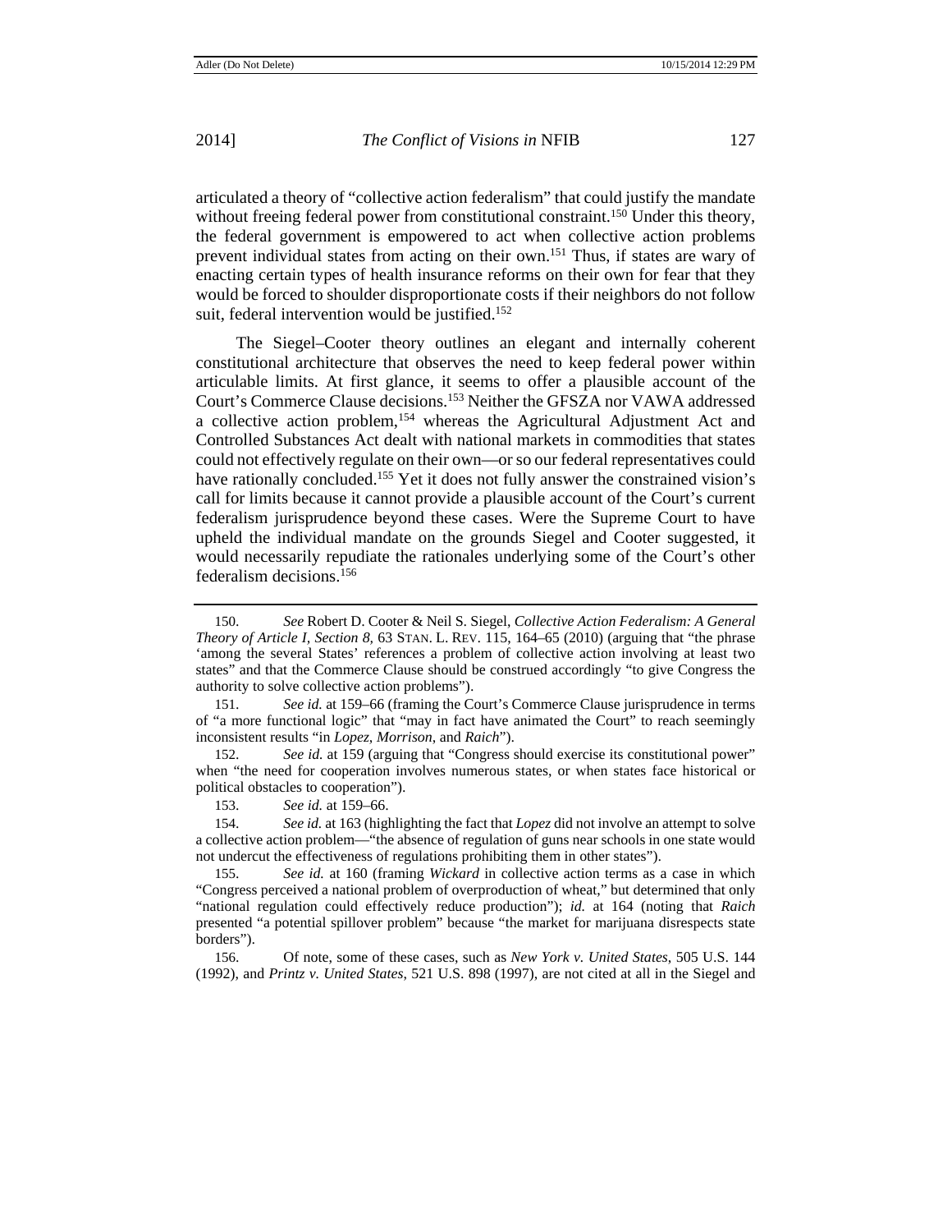articulated a theory of "collective action federalism" that could justify the mandate without freeing federal power from constitutional constraint.[150] Under this theory, the federal government is empowered to act when collective action problems prevent individual states from acting on their own.[151] Thus, if states are wary of enacting certain types of health insurance reforms on their own for fear that they would be forced to shoulder disproportionate costs if their neighbors do not follow suit, federal intervention would be justified.[152]

The Siegel–Cooter theory outlines an elegant and internally coherent constitutional architecture that observes the need to keep federal power within articulable limits. At first glance, it seems to offer a plausible account of the Court's Commerce Clause decisions.[153] Neither the GFSZA nor VAWA addressed a collective action problem,[154] whereas the Agricultural Adjustment Act and Controlled Substances Act dealt with national markets in commodities that states could not effectively regulate on their own—or so our federal representatives could have rationally concluded.[155] Yet it does not fully answer the constrained vision's call for limits because it cannot provide a plausible account of the Court's current federalism jurisprudence beyond these cases. Were the Supreme Court to have upheld the individual mandate on the grounds Siegel and Cooter suggested, it would necessarily repudiate the rationales underlying some of the Court's other federalism decisions.[156]

---

150. *See* Robert D. Cooter & Neil S. Siegel, *Collective Action Federalism: A General Theory of Article I, Section 8*, 63 STAN. L. REV. 115, 164–65 (2010) (arguing that "the phrase 'among the several States' references a problem of collective action involving at least two states" and that the Commerce Clause should be construed accordingly "to give Congress the authority to solve collective action problems").

151. *See id.* at 159–66 (framing the Court's Commerce Clause jurisprudence in terms of "a more functional logic" that "may in fact have animated the Court" to reach seemingly inconsistent results "in *Lopez*, *Morrison*, and *Raich*").

152. *See id.* at 159 (arguing that "Congress should exercise its constitutional power" when "the need for cooperation involves numerous states, or when states face historical or political obstacles to cooperation").

153. *See id.* at 159–66.

154. *See id.* at 163 (highlighting the fact that *Lopez* did not involve an attempt to solve a collective action problem—"the absence of regulation of guns near schools in one state would not undercut the effectiveness of regulations prohibiting them in other states").

155. *See id.* at 160 (framing *Wickard* in collective action terms as a case in which "Congress perceived a national problem of overproduction of wheat," but determined that only "national regulation could effectively reduce production"); *id.* at 164 (noting that *Raich* presented "a potential spillover problem" because "the market for marijuana disrespects state borders").

156. Of note, some of these cases, such as *New York v. United States*, 505 U.S. 144 (1992), and *Printz v. United States*, 521 U.S. 898 (1997), are not cited at all in the Siegel and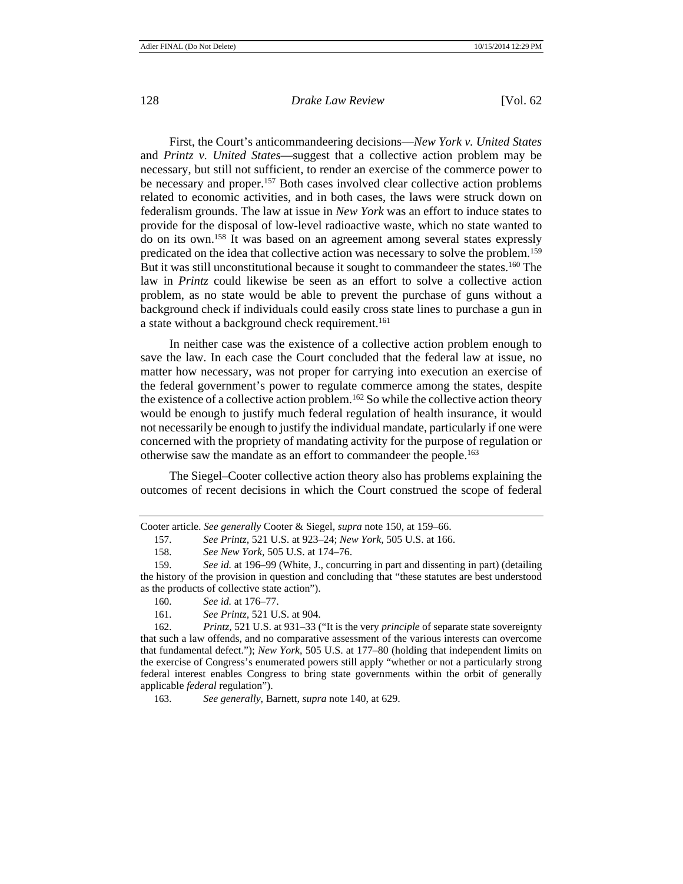First, the Court's anticommandeering decisions—*New York v. United States* and *Printz v. United States*—suggest that a collective action problem may be necessary, but still not sufficient, to render an exercise of the commerce power to be necessary and proper.[157] Both cases involved clear collective action problems related to economic activities, and in both cases, the laws were struck down on federalism grounds. The law at issue in *New York* was an effort to induce states to provide for the disposal of low-level radioactive waste, which no state wanted to do on its own.[158] It was based on an agreement among several states expressly predicated on the idea that collective action was necessary to solve the problem.[159] But it was still unconstitutional because it sought to commandeer the states.[160] The law in *Printz* could likewise be seen as an effort to solve a collective action problem, as no state would be able to prevent the purchase of guns without a background check if individuals could easily cross state lines to purchase a gun in a state without a background check requirement.[161]

In neither case was the existence of a collective action problem enough to save the law. In each case the Court concluded that the federal law at issue, no matter how necessary, was not proper for carrying into execution an exercise of the federal government's power to regulate commerce among the states, despite the existence of a collective action problem.[162] So while the collective action theory would be enough to justify much federal regulation of health insurance, it would not necessarily be enough to justify the individual mandate, particularly if one were concerned with the propriety of mandating activity for the purpose of regulation or otherwise saw the mandate as an effort to commandeer the people.[163]

The Siegel–Cooter collective action theory also has problems explaining the outcomes of recent decisions in which the Court construed the scope of federal

---

Cooter article. *See generally* Cooter & Siegel, *supra* note 150, at 159–66.

157. *See Printz*, 521 U.S. at 923–24; *New York*, 505 U.S. at 166.

158. *See New York*, 505 U.S. at 174–76.

159. *See id.* at 196–99 (White, J., concurring in part and dissenting in part) (detailing the history of the provision in question and concluding that "these statutes are best understood as the products of collective state action").

160. *See id.* at 176–77.

161. *See Printz*, 521 U.S. at 904.

162. *Printz*, 521 U.S. at 931–33 ("It is the very *principle* of separate state sovereignty that such a law offends, and no comparative assessment of the various interests can overcome that fundamental defect."); *New York*, 505 U.S. at 177–80 (holding that independent limits on the exercise of Congress's enumerated powers still apply "whether or not a particularly strong federal interest enables Congress to bring state governments within the orbit of generally applicable *federal* regulation").

163. *See generally*, Barnett, *supra* note 140, at 629.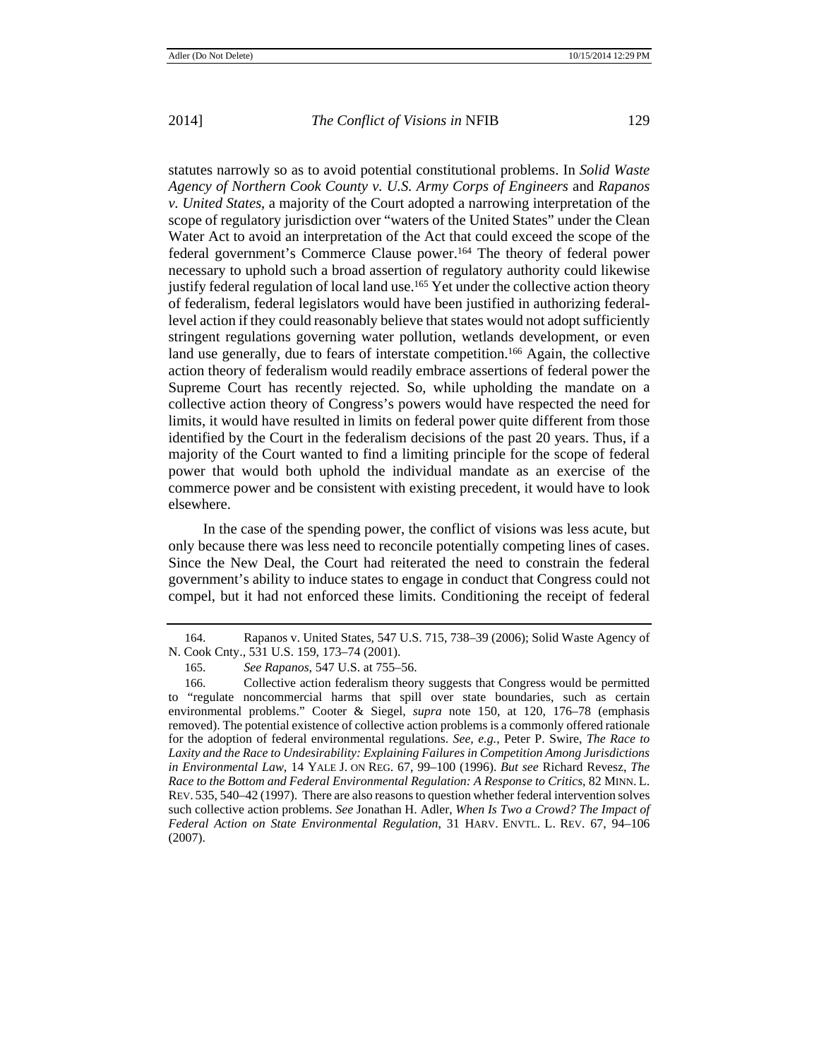statutes narrowly so as to avoid potential constitutional problems. In *Solid Waste Agency of Northern Cook County v. U.S. Army Corps of Engineers* and *Rapanos v. United States*, a majority of the Court adopted a narrowing interpretation of the scope of regulatory jurisdiction over "waters of the United States" under the Clean Water Act to avoid an interpretation of the Act that could exceed the scope of the federal government's Commerce Clause power.[164] The theory of federal power necessary to uphold such a broad assertion of regulatory authority could likewise justify federal regulation of local land use.[165] Yet under the collective action theory of federalism, federal legislators would have been justified in authorizing federal-level action if they could reasonably believe that states would not adopt sufficiently stringent regulations governing water pollution, wetlands development, or even land use generally, due to fears of interstate competition.[166] Again, the collective action theory of federalism would readily embrace assertions of federal power the Supreme Court has recently rejected. So, while upholding the mandate on a collective action theory of Congress's powers would have respected the need for limits, it would have resulted in limits on federal power quite different from those identified by the Court in the federalism decisions of the past 20 years. Thus, if a majority of the Court wanted to find a limiting principle for the scope of federal power that would both uphold the individual mandate as an exercise of the commerce power and be consistent with existing precedent, it would have to look elsewhere.

In the case of the spending power, the conflict of visions was less acute, but only because there was less need to reconcile potentially competing lines of cases. Since the New Deal, the Court had reiterated the need to constrain the federal government's ability to induce states to engage in conduct that Congress could not compel, but it had not enforced these limits. Conditioning the receipt of federal

---

164. Rapanos v. United States, 547 U.S. 715, 738–39 (2006); Solid Waste Agency of N. Cook Cnty., 531 U.S. 159, 173–74 (2001).

165. *See Rapanos*, 547 U.S. at 755–56.

166. Collective action federalism theory suggests that Congress would be permitted to "regulate noncommercial harms that spill over state boundaries, such as certain environmental problems." Cooter & Siegel, *supra* note 150, at 120, 176–78 (emphasis removed). The potential existence of collective action problems is a commonly offered rationale for the adoption of federal environmental regulations. *See, e.g.*, Peter P. Swire, *The Race to Laxity and the Race to Undesirability: Explaining Failures in Competition Among Jurisdictions in Environmental Law*, 14 YALE J. ON REG. 67, 99–100 (1996). *But see* Richard Revesz, *The Race to the Bottom and Federal Environmental Regulation: A Response to Critics*, 82 MINN. L. REV. 535, 540–42 (1997). There are also reasons to question whether federal intervention solves such collective action problems. *See* Jonathan H. Adler, *When Is Two a Crowd? The Impact of Federal Action on State Environmental Regulation*, 31 HARV. ENVTL. L. REV. 67, 94–106 (2007).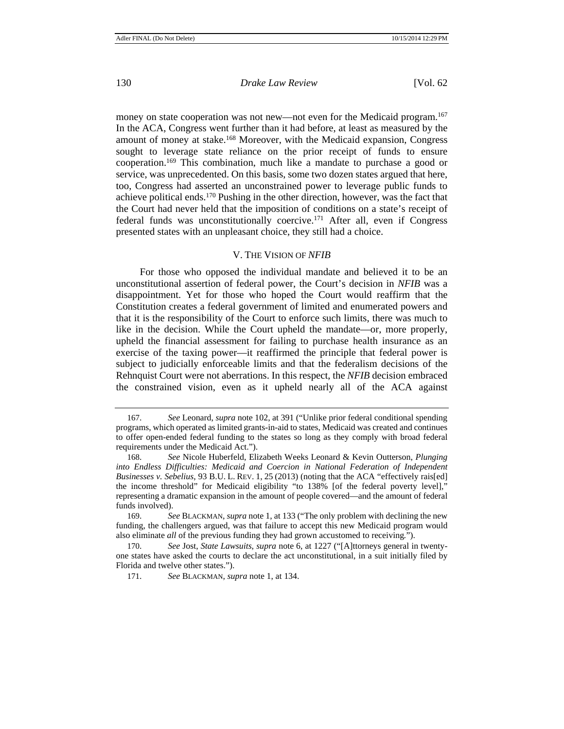money on state cooperation was not new—not even for the Medicaid program.[167] In the ACA, Congress went further than it had before, at least as measured by the amount of money at stake.[168] Moreover, with the Medicaid expansion, Congress sought to leverage state reliance on the prior receipt of funds to ensure cooperation.[169] This combination, much like a mandate to purchase a good or service, was unprecedented. On this basis, some two dozen states argued that here, too, Congress had asserted an unconstrained power to leverage public funds to achieve political ends.[170] Pushing in the other direction, however, was the fact that the Court had never held that the imposition of conditions on a state's receipt of federal funds was unconstitutionally coercive.[171] After all, even if Congress presented states with an unpleasant choice, they still had a choice.

## V. THE VISION OF *NFIB*

For those who opposed the individual mandate and believed it to be an unconstitutional assertion of federal power, the Court's decision in *NFIB* was a disappointment. Yet for those who hoped the Court would reaffirm that the Constitution creates a federal government of limited and enumerated powers and that it is the responsibility of the Court to enforce such limits, there was much to like in the decision. While the Court upheld the mandate—or, more properly, upheld the financial assessment for failing to purchase health insurance as an exercise of the taxing power—it reaffirmed the principle that federal power is subject to judicially enforceable limits and that the federalism decisions of the Rehnquist Court were not aberrations. In this respect, the *NFIB* decision embraced the constrained vision, even as it upheld nearly all of the ACA against

---

167. *See* Leonard, *supra* note 102, at 391 ("Unlike prior federal conditional spending programs, which operated as limited grants-in-aid to states, Medicaid was created and continues to offer open-ended federal funding to the states so long as they comply with broad federal requirements under the Medicaid Act.").

168. *See* Nicole Huberfeld, Elizabeth Weeks Leonard & Kevin Outterson, *Plunging into Endless Difficulties: Medicaid and Coercion in National Federation of Independent Businesses v. Sebelius*, 93 B.U. L. REV. 1, 25 (2013) (noting that the ACA "effectively rais[ed] the income threshold" for Medicaid eligibility "to 138% [of the federal poverty level]," representing a dramatic expansion in the amount of people covered—and the amount of federal funds involved).

169. *See* BLACKMAN, *supra* note 1, at 133 ("The only problem with declining the new funding, the challengers argued, was that failure to accept this new Medicaid program would also eliminate *all* of the previous funding they had grown accustomed to receiving.").

170. *See* Jost, *State Lawsuits*, *supra* note 6, at 1227 ("[A]ttorneys general in twenty-one states have asked the courts to declare the act unconstitutional, in a suit initially filed by Florida and twelve other states.").

171. *See* BLACKMAN, *supra* note 1, at 134.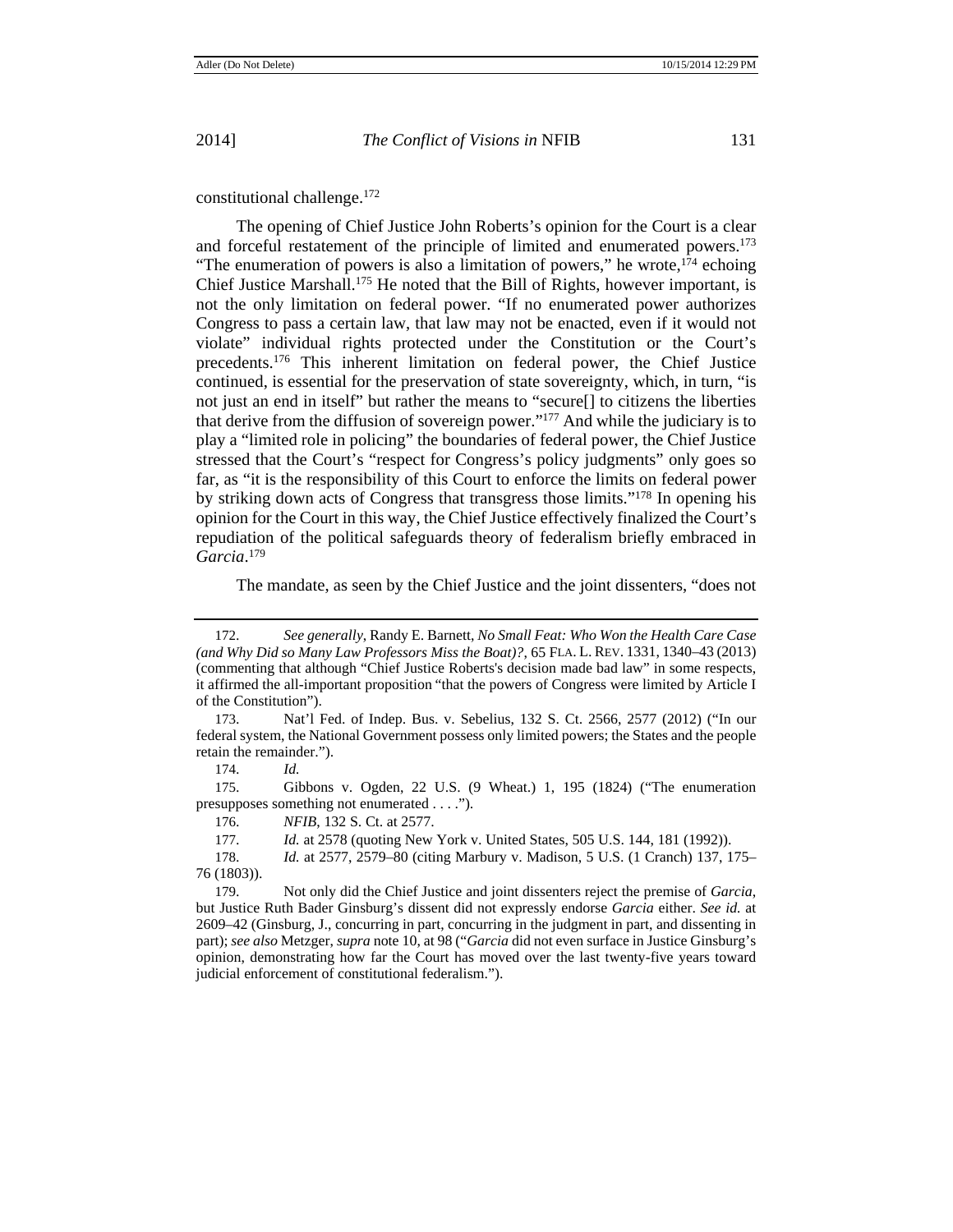constitutional challenge.[172]

The opening of Chief Justice John Roberts's opinion for the Court is a clear and forceful restatement of the principle of limited and enumerated powers.[173] "The enumeration of powers is also a limitation of powers," he wrote,[174] echoing Chief Justice Marshall.[175] He noted that the Bill of Rights, however important, is not the only limitation on federal power. "If no enumerated power authorizes Congress to pass a certain law, that law may not be enacted, even if it would not violate" individual rights protected under the Constitution or the Court's precedents.[176] This inherent limitation on federal power, the Chief Justice continued, is essential for the preservation of state sovereignty, which, in turn, "is not just an end in itself" but rather the means to "secure[] to citizens the liberties that derive from the diffusion of sovereign power."[177] And while the judiciary is to play a "limited role in policing" the boundaries of federal power, the Chief Justice stressed that the Court's "respect for Congress's policy judgments" only goes so far, as "it is the responsibility of this Court to enforce the limits on federal power by striking down acts of Congress that transgress those limits."[178] In opening his opinion for the Court in this way, the Chief Justice effectively finalized the Court's repudiation of the political safeguards theory of federalism briefly embraced in *Garcia*.[179]

The mandate, as seen by the Chief Justice and the joint dissenters, "does not

---

172. *See generally*, Randy E. Barnett, *No Small Feat: Who Won the Health Care Case (and Why Did so Many Law Professors Miss the Boat)?*, 65 FLA. L. REV. 1331, 1340–43 (2013) (commenting that although "Chief Justice Roberts's decision made bad law" in some respects, it affirmed the all-important proposition "that the powers of Congress were limited by Article I of the Constitution").

173. Nat'l Fed. of Indep. Bus. v. Sebelius, 132 S. Ct. 2566, 2577 (2012) ("In our federal system, the National Government possess only limited powers; the States and the people retain the remainder.").

174. *Id.*

175. Gibbons v. Ogden, 22 U.S. (9 Wheat.) 1, 195 (1824) ("The enumeration presupposes something not enumerated . . . .").

176. *NFIB*, 132 S. Ct. at 2577.

177. *Id.* at 2578 (quoting New York v. United States, 505 U.S. 144, 181 (1992)).

178. *Id.* at 2577, 2579–80 (citing Marbury v. Madison, 5 U.S. (1 Cranch) 137, 175–76 (1803)).

179. Not only did the Chief Justice and joint dissenters reject the premise of *Garcia*, but Justice Ruth Bader Ginsburg's dissent did not expressly endorse *Garcia* either. *See id.* at 2609–42 (Ginsburg, J., concurring in part, concurring in the judgment in part, and dissenting in part); *see also* Metzger, *supra* note 10, at 98 ("*Garcia* did not even surface in Justice Ginsburg's opinion, demonstrating how far the Court has moved over the last twenty-five years toward judicial enforcement of constitutional federalism.").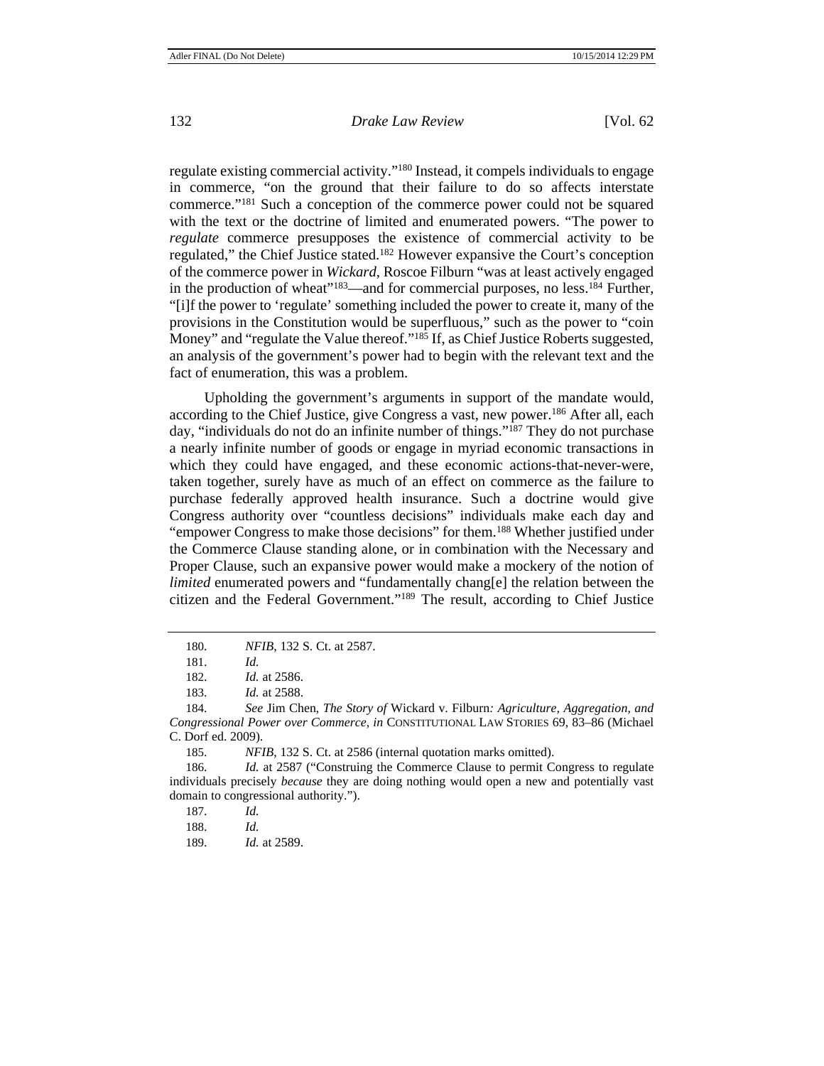regulate existing commercial activity."[180] Instead, it compels individuals to engage in commerce, "on the ground that their failure to do so affects interstate commerce."[181] Such a conception of the commerce power could not be squared with the text or the doctrine of limited and enumerated powers. "The power to *regulate* commerce presupposes the existence of commercial activity to be regulated," the Chief Justice stated.[182] However expansive the Court's conception of the commerce power in *Wickard*, Roscoe Filburn "was at least actively engaged in the production of wheat"[183]—and for commercial purposes, no less.[184] Further, "[i]f the power to 'regulate' something included the power to create it, many of the provisions in the Constitution would be superfluous," such as the power to "coin Money" and "regulate the Value thereof."[185] If, as Chief Justice Roberts suggested, an analysis of the government's power had to begin with the relevant text and the fact of enumeration, this was a problem.

Upholding the government's arguments in support of the mandate would, according to the Chief Justice, give Congress a vast, new power.[186] After all, each day, "individuals do not do an infinite number of things."[187] They do not purchase a nearly infinite number of goods or engage in myriad economic transactions in which they could have engaged, and these economic actions-that-never-were, taken together, surely have as much of an effect on commerce as the failure to purchase federally approved health insurance. Such a doctrine would give Congress authority over "countless decisions" individuals make each day and "empower Congress to make those decisions" for them.[188] Whether justified under the Commerce Clause standing alone, or in combination with the Necessary and Proper Clause, such an expansive power would make a mockery of the notion of *limited* enumerated powers and "fundamentally chang[e] the relation between the citizen and the Federal Government."[189] The result, according to Chief Justice

---

180. *NFIB*, 132 S. Ct. at 2587.

181. *Id.*

182. *Id.* at 2586.

183. *Id.* at 2588.

184. *See* Jim Chen, *The Story of* Wickard v. Filburn*: Agriculture, Aggregation, and Congressional Power over Commerce*, *in* CONSTITUTIONAL LAW STORIES 69, 83–86 (Michael C. Dorf ed. 2009).

185. *NFIB*, 132 S. Ct. at 2586 (internal quotation marks omitted).

186. *Id.* at 2587 ("Construing the Commerce Clause to permit Congress to regulate individuals precisely *because* they are doing nothing would open a new and potentially vast domain to congressional authority.").

187. *Id.*

188. *Id.*

189. *Id.* at 2589.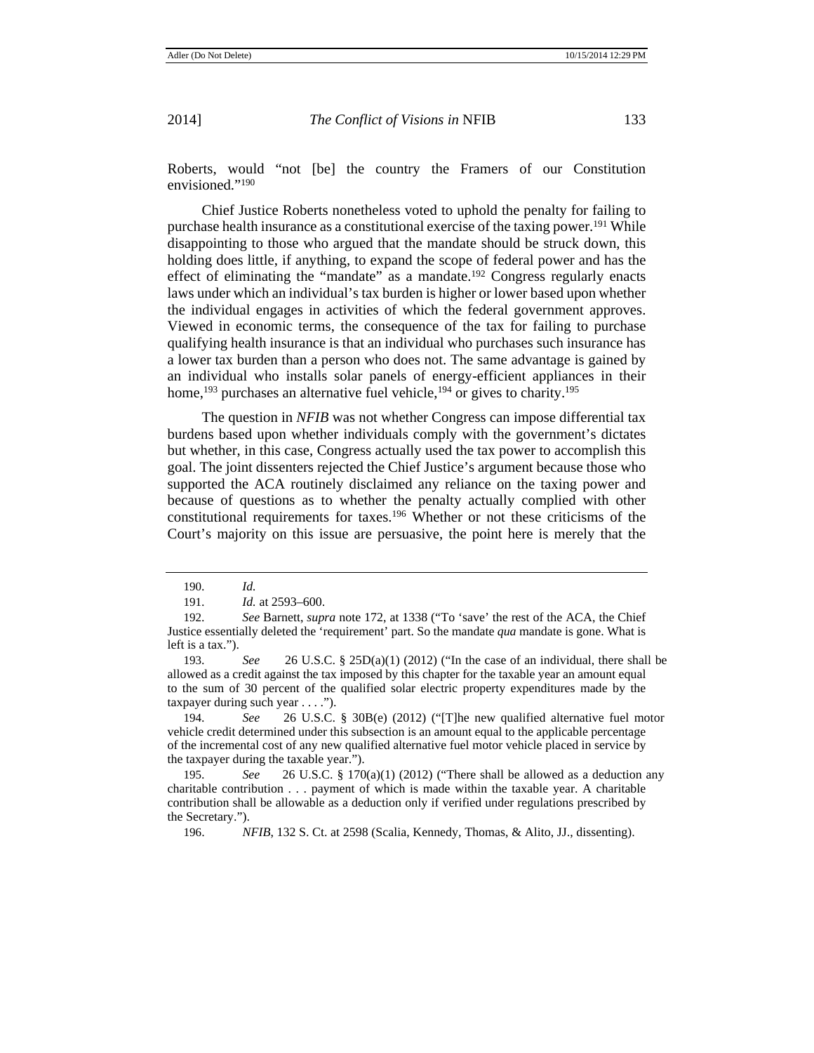Roberts, would "not [be] the country the Framers of our Constitution envisioned."[190]

Chief Justice Roberts nonetheless voted to uphold the penalty for failing to purchase health insurance as a constitutional exercise of the taxing power.[191] While disappointing to those who argued that the mandate should be struck down, this holding does little, if anything, to expand the scope of federal power and has the effect of eliminating the "mandate" as a mandate.[192] Congress regularly enacts laws under which an individual's tax burden is higher or lower based upon whether the individual engages in activities of which the federal government approves. Viewed in economic terms, the consequence of the tax for failing to purchase qualifying health insurance is that an individual who purchases such insurance has a lower tax burden than a person who does not. The same advantage is gained by an individual who installs solar panels of energy-efficient appliances in their home,[193] purchases an alternative fuel vehicle,[194] or gives to charity.[195]

The question in *NFIB* was not whether Congress can impose differential tax burdens based upon whether individuals comply with the government's dictates but whether, in this case, Congress actually used the tax power to accomplish this goal. The joint dissenters rejected the Chief Justice's argument because those who supported the ACA routinely disclaimed any reliance on the taxing power and because of questions as to whether the penalty actually complied with other constitutional requirements for taxes.[196] Whether or not these criticisms of the Court's majority on this issue are persuasive, the point here is merely that the

---

190. *Id.*

191. *Id.* at 2593–600.

192. *See* Barnett, *supra* note 172, at 1338 ("To 'save' the rest of the ACA, the Chief Justice essentially deleted the 'requirement' part. So the mandate *qua* mandate is gone. What is left is a tax.").

193. *See* 26 U.S.C. § 25D(a)(1) (2012) ("In the case of an individual, there shall be allowed as a credit against the tax imposed by this chapter for the taxable year an amount equal to the sum of 30 percent of the qualified solar electric property expenditures made by the taxpayer during such year . . . .").

194. *See* 26 U.S.C. § 30B(e) (2012) ("[T]he new qualified alternative fuel motor vehicle credit determined under this subsection is an amount equal to the applicable percentage of the incremental cost of any new qualified alternative fuel motor vehicle placed in service by the taxpayer during the taxable year.").

195. *See* 26 U.S.C. § 170(a)(1) (2012) ("There shall be allowed as a deduction any charitable contribution . . . payment of which is made within the taxable year. A charitable contribution shall be allowable as a deduction only if verified under regulations prescribed by the Secretary.").

196. *NFIB*, 132 S. Ct. at 2598 (Scalia, Kennedy, Thomas, & Alito, JJ., dissenting).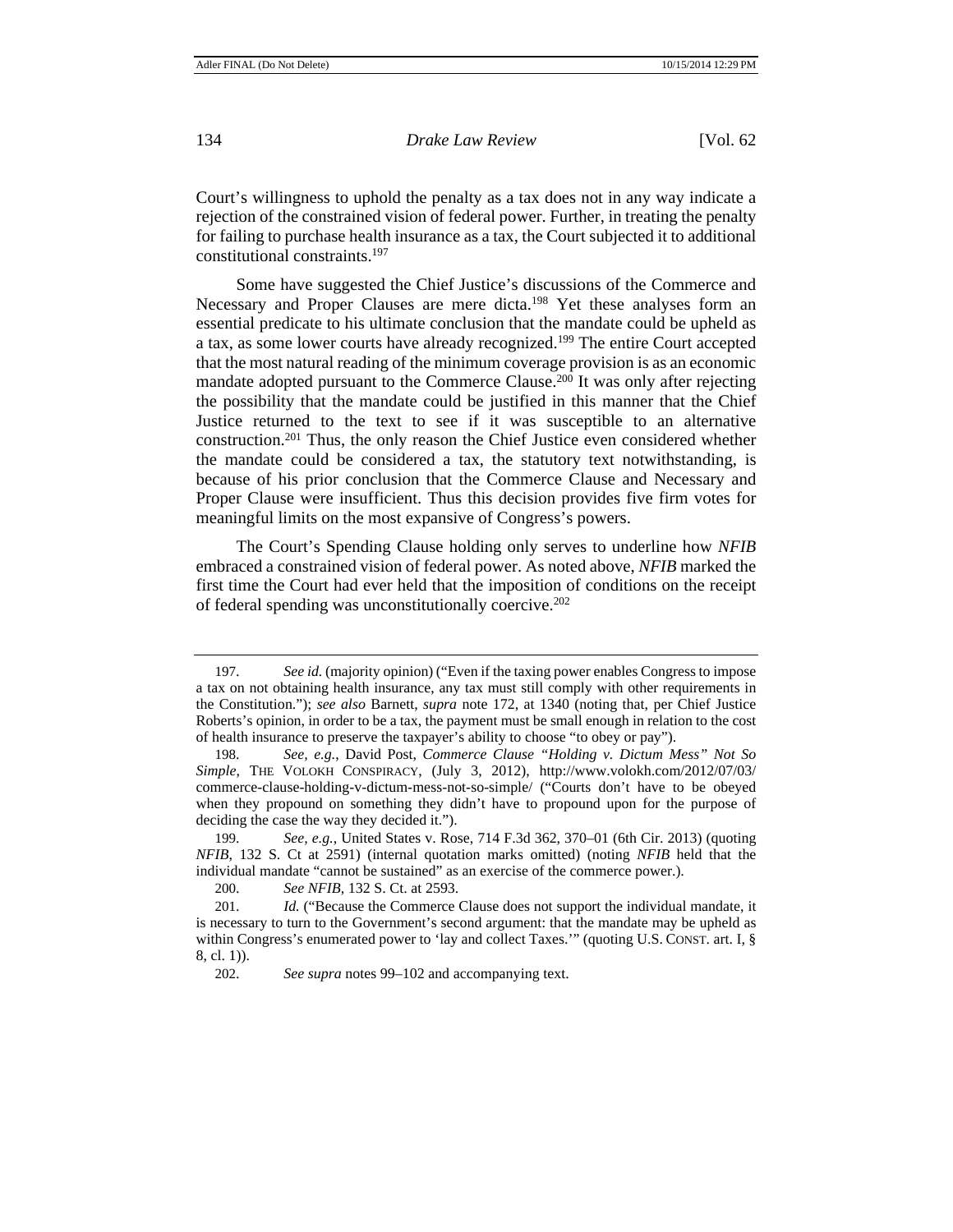Court's willingness to uphold the penalty as a tax does not in any way indicate a rejection of the constrained vision of federal power. Further, in treating the penalty for failing to purchase health insurance as a tax, the Court subjected it to additional constitutional constraints.[197]

Some have suggested the Chief Justice's discussions of the Commerce and Necessary and Proper Clauses are mere dicta.[198] Yet these analyses form an essential predicate to his ultimate conclusion that the mandate could be upheld as a tax, as some lower courts have already recognized.[199] The entire Court accepted that the most natural reading of the minimum coverage provision is as an economic mandate adopted pursuant to the Commerce Clause.[200] It was only after rejecting the possibility that the mandate could be justified in this manner that the Chief Justice returned to the text to see if it was susceptible to an alternative construction.[201] Thus, the only reason the Chief Justice even considered whether the mandate could be considered a tax, the statutory text notwithstanding, is because of his prior conclusion that the Commerce Clause and Necessary and Proper Clause were insufficient. Thus this decision provides five firm votes for meaningful limits on the most expansive of Congress's powers.

The Court's Spending Clause holding only serves to underline how *NFIB* embraced a constrained vision of federal power. As noted above, *NFIB* marked the first time the Court had ever held that the imposition of conditions on the receipt of federal spending was unconstitutionally coercive.[202]

---

197. *See id.* (majority opinion) ("Even if the taxing power enables Congress to impose a tax on not obtaining health insurance, any tax must still comply with other requirements in the Constitution."); *see also* Barnett, *supra* note 172, at 1340 (noting that, per Chief Justice Roberts's opinion, in order to be a tax, the payment must be small enough in relation to the cost of health insurance to preserve the taxpayer's ability to choose "to obey or pay").

198. *See, e.g.*, David Post, *Commerce Clause "Holding v. Dictum Mess" Not So Simple*, THE VOLOKH CONSPIRACY, (July 3, 2012), http://www.volokh.com/2012/07/03/commerce-clause-holding-v-dictum-mess-not-so-simple/ ("Courts don't have to be obeyed when they propound on something they didn't have to propound upon for the purpose of deciding the case the way they decided it.").

199. *See, e.g.*, United States v. Rose, 714 F.3d 362, 370–01 (6th Cir. 2013) (quoting *NFIB*, 132 S. Ct at 2591) (internal quotation marks omitted) (noting *NFIB* held that the individual mandate "cannot be sustained" as an exercise of the commerce power.).

200. *See NFIB*, 132 S. Ct. at 2593.

201. *Id.* ("Because the Commerce Clause does not support the individual mandate, it is necessary to turn to the Government's second argument: that the mandate may be upheld as within Congress's enumerated power to 'lay and collect Taxes.'" (quoting U.S. CONST. art. I, § 8, cl. 1)).

202. *See supra* notes 99–102 and accompanying text.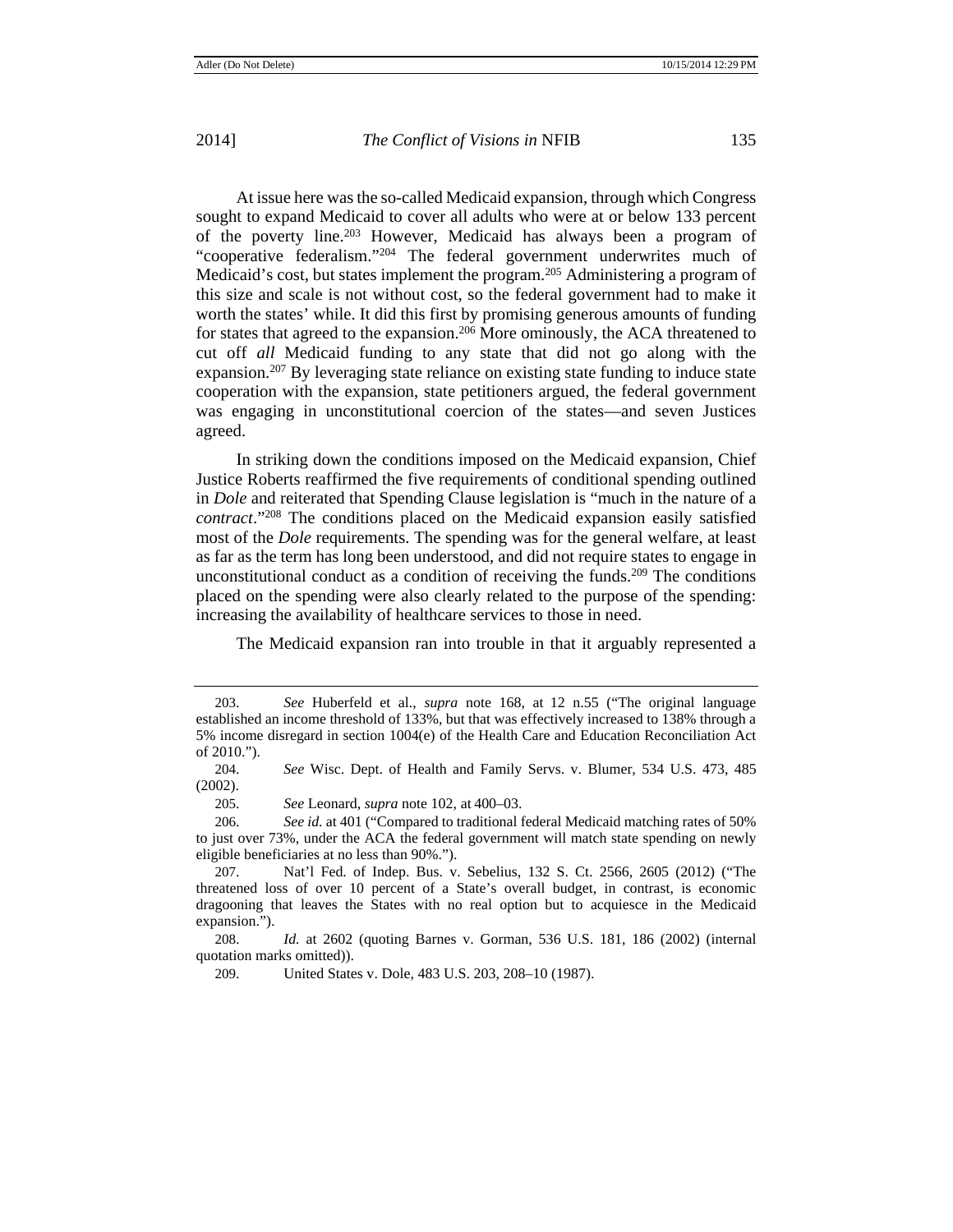At issue here was the so-called Medicaid expansion, through which Congress sought to expand Medicaid to cover all adults who were at or below 133 percent of the poverty line.[203] However, Medicaid has always been a program of "cooperative federalism."[204] The federal government underwrites much of Medicaid's cost, but states implement the program.[205] Administering a program of this size and scale is not without cost, so the federal government had to make it worth the states' while. It did this first by promising generous amounts of funding for states that agreed to the expansion.[206] More ominously, the ACA threatened to cut off *all* Medicaid funding to any state that did not go along with the expansion.[207] By leveraging state reliance on existing state funding to induce state cooperation with the expansion, state petitioners argued, the federal government was engaging in unconstitutional coercion of the states—and seven Justices agreed.

In striking down the conditions imposed on the Medicaid expansion, Chief Justice Roberts reaffirmed the five requirements of conditional spending outlined in *Dole* and reiterated that Spending Clause legislation is "much in the nature of a *contract*."[208] The conditions placed on the Medicaid expansion easily satisfied most of the *Dole* requirements. The spending was for the general welfare, at least as far as the term has long been understood, and did not require states to engage in unconstitutional conduct as a condition of receiving the funds.[209] The conditions placed on the spending were also clearly related to the purpose of the spending: increasing the availability of healthcare services to those in need.

The Medicaid expansion ran into trouble in that it arguably represented a

---

203. *See* Huberfeld et al., *supra* note 168, at 12 n.55 ("The original language established an income threshold of 133%, but that was effectively increased to 138% through a 5% income disregard in section 1004(e) of the Health Care and Education Reconciliation Act of 2010.").

204. *See* Wisc. Dept. of Health and Family Servs. v. Blumer, 534 U.S. 473, 485 (2002).

205. *See* Leonard, *supra* note 102, at 400–03.

206. *See id.* at 401 ("Compared to traditional federal Medicaid matching rates of 50% to just over 73%, under the ACA the federal government will match state spending on newly eligible beneficiaries at no less than 90%.").

207. Nat'l Fed. of Indep. Bus. v. Sebelius, 132 S. Ct. 2566, 2605 (2012) ("The threatened loss of over 10 percent of a State's overall budget, in contrast, is economic dragooning that leaves the States with no real option but to acquiesce in the Medicaid expansion.").

208. *Id.* at 2602 (quoting Barnes v. Gorman, 536 U.S. 181, 186 (2002) (internal quotation marks omitted)).

209. United States v. Dole, 483 U.S. 203, 208–10 (1987).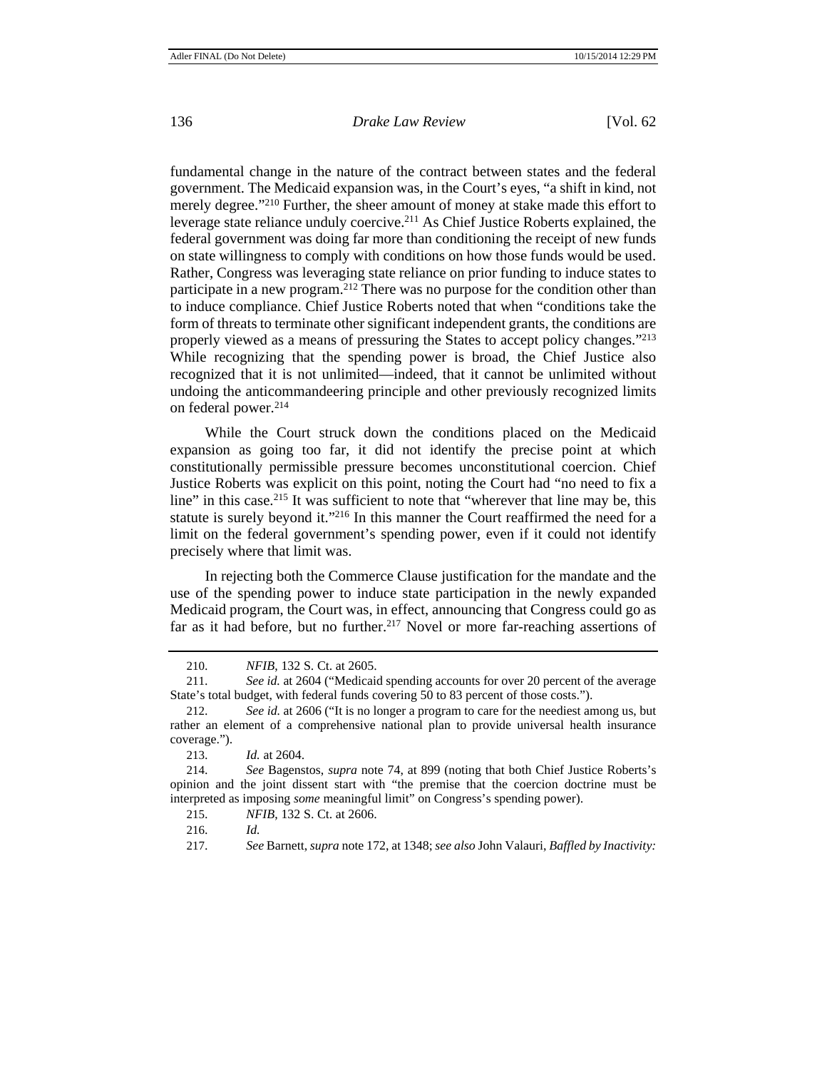fundamental change in the nature of the contract between states and the federal government. The Medicaid expansion was, in the Court's eyes, "a shift in kind, not merely degree."[210] Further, the sheer amount of money at stake made this effort to leverage state reliance unduly coercive.[211] As Chief Justice Roberts explained, the federal government was doing far more than conditioning the receipt of new funds on state willingness to comply with conditions on how those funds would be used. Rather, Congress was leveraging state reliance on prior funding to induce states to participate in a new program.[212] There was no purpose for the condition other than to induce compliance. Chief Justice Roberts noted that when "conditions take the form of threats to terminate other significant independent grants, the conditions are properly viewed as a means of pressuring the States to accept policy changes."[213] While recognizing that the spending power is broad, the Chief Justice also recognized that it is not unlimited—indeed, that it cannot be unlimited without undoing the anticommandeering principle and other previously recognized limits on federal power.[214]

While the Court struck down the conditions placed on the Medicaid expansion as going too far, it did not identify the precise point at which constitutionally permissible pressure becomes unconstitutional coercion. Chief Justice Roberts was explicit on this point, noting the Court had "no need to fix a line" in this case.[215] It was sufficient to note that "wherever that line may be, this statute is surely beyond it."[216] In this manner the Court reaffirmed the need for a limit on the federal government's spending power, even if it could not identify precisely where that limit was.

In rejecting both the Commerce Clause justification for the mandate and the use of the spending power to induce state participation in the newly expanded Medicaid program, the Court was, in effect, announcing that Congress could go as far as it had before, but no further.[217] Novel or more far-reaching assertions of

---

210. *NFIB*, 132 S. Ct. at 2605.

211. *See id.* at 2604 ("Medicaid spending accounts for over 20 percent of the average State's total budget, with federal funds covering 50 to 83 percent of those costs.").

212. *See id.* at 2606 ("It is no longer a program to care for the neediest among us, but rather an element of a comprehensive national plan to provide universal health insurance coverage.").

213. *Id.* at 2604.

214. *See* Bagenstos, *supra* note 74, at 899 (noting that both Chief Justice Roberts's opinion and the joint dissent start with "the premise that the coercion doctrine must be interpreted as imposing *some* meaningful limit" on Congress's spending power).

215. *NFIB*, 132 S. Ct. at 2606.

216. *Id.*

217. *See* Barnett, *supra* note 172, at 1348; *see also* John Valauri, *Baffled by Inactivity:*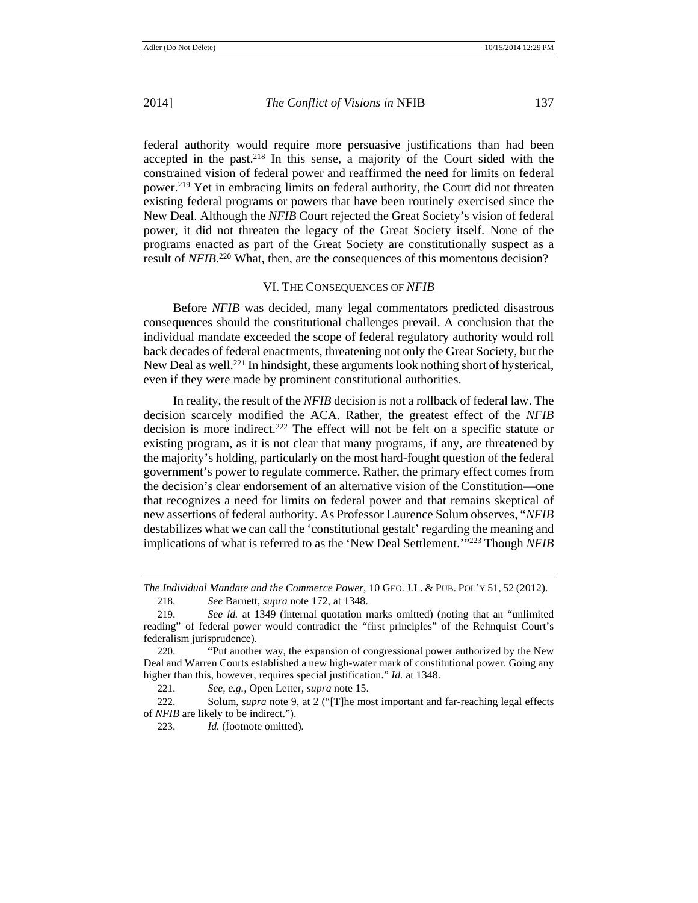federal authority would require more persuasive justifications than had been accepted in the past.[218] In this sense, a majority of the Court sided with the constrained vision of federal power and reaffirmed the need for limits on federal power.[219] Yet in embracing limits on federal authority, the Court did not threaten existing federal programs or powers that have been routinely exercised since the New Deal. Although the *NFIB* Court rejected the Great Society's vision of federal power, it did not threaten the legacy of the Great Society itself. None of the programs enacted as part of the Great Society are constitutionally suspect as a result of *NFIB*.[220] What, then, are the consequences of this momentous decision?

## VI. The Consequences of *NFIB*

Before *NFIB* was decided, many legal commentators predicted disastrous consequences should the constitutional challenges prevail. A conclusion that the individual mandate exceeded the scope of federal regulatory authority would roll back decades of federal enactments, threatening not only the Great Society, but the New Deal as well.[221] In hindsight, these arguments look nothing short of hysterical, even if they were made by prominent constitutional authorities.

In reality, the result of the *NFIB* decision is not a rollback of federal law. The decision scarcely modified the ACA. Rather, the greatest effect of the *NFIB* decision is more indirect.[222] The effect will not be felt on a specific statute or existing program, as it is not clear that many programs, if any, are threatened by the majority's holding, particularly on the most hard-fought question of the federal government's power to regulate commerce. Rather, the primary effect comes from the decision's clear endorsement of an alternative vision of the Constitution—one that recognizes a need for limits on federal power and that remains skeptical of new assertions of federal authority. As Professor Laurence Solum observes, "*NFIB* destabilizes what we can call the 'constitutional gestalt' regarding the meaning and implications of what is referred to as the 'New Deal Settlement.'"[223] Though *NFIB*

---

*The Individual Mandate and the Commerce Power*, 10 Geo. J.L. & Pub. Pol'y 51, 52 (2012).

218. *See* Barnett, *supra* note 172, at 1348.

219. *See id.* at 1349 (internal quotation marks omitted) (noting that an "unlimited reading" of federal power would contradict the "first principles" of the Rehnquist Court's federalism jurisprudence).

220. "Put another way, the expansion of congressional power authorized by the New Deal and Warren Courts established a new high-water mark of constitutional power. Going any higher than this, however, requires special justification." *Id.* at 1348.

221. *See, e.g.*, Open Letter, *supra* note 15.

222. Solum, *supra* note 9, at 2 ("[T]he most important and far-reaching legal effects of *NFIB* are likely to be indirect.").

223. *Id.* (footnote omitted).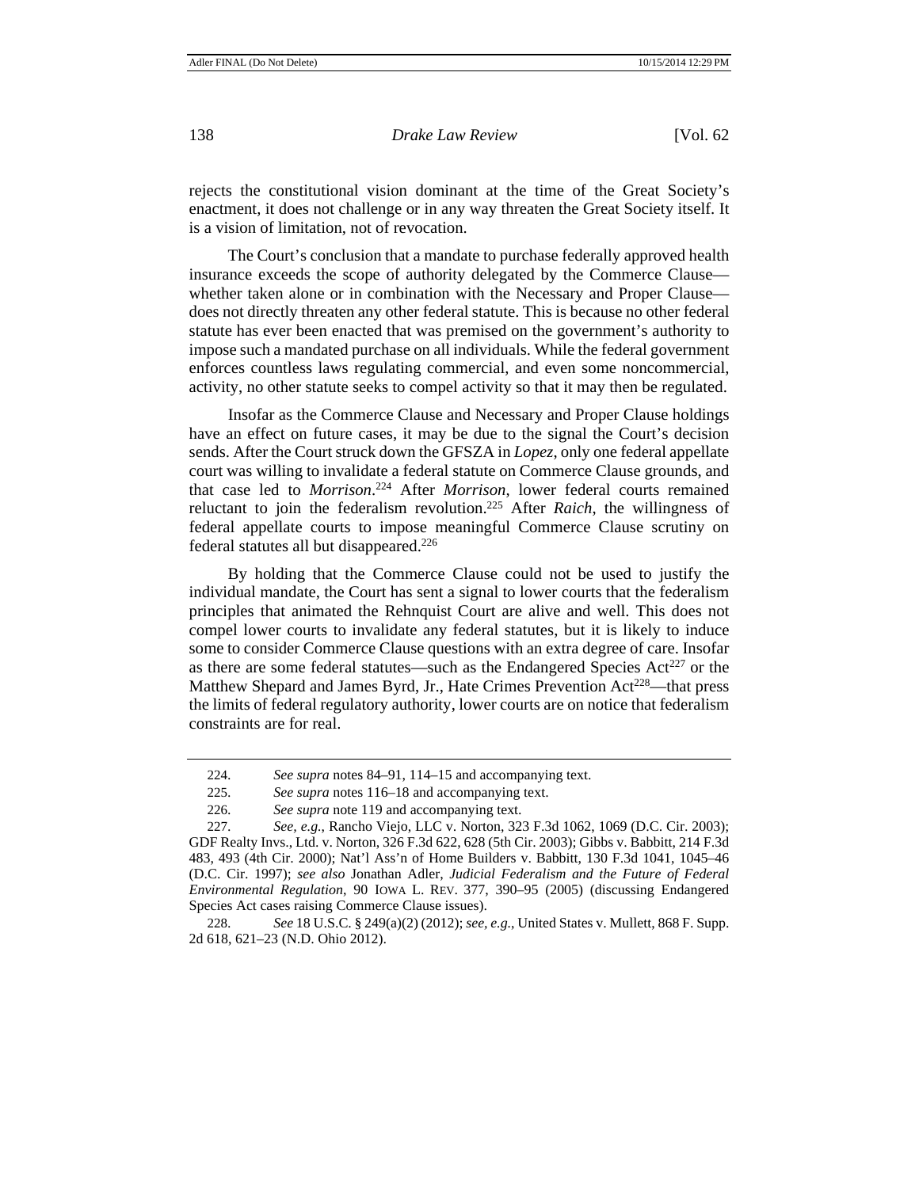rejects the constitutional vision dominant at the time of the Great Society's enactment, it does not challenge or in any way threaten the Great Society itself. It is a vision of limitation, not of revocation.

The Court's conclusion that a mandate to purchase federally approved health insurance exceeds the scope of authority delegated by the Commerce Clause—whether taken alone or in combination with the Necessary and Proper Clause—does not directly threaten any other federal statute. This is because no other federal statute has ever been enacted that was premised on the government's authority to impose such a mandated purchase on all individuals. While the federal government enforces countless laws regulating commercial, and even some noncommercial, activity, no other statute seeks to compel activity so that it may then be regulated.

Insofar as the Commerce Clause and Necessary and Proper Clause holdings have an effect on future cases, it may be due to the signal the Court's decision sends. After the Court struck down the GFSZA in *Lopez*, only one federal appellate court was willing to invalidate a federal statute on Commerce Clause grounds, and that case led to *Morrison*.[224] After *Morrison*, lower federal courts remained reluctant to join the federalism revolution.[225] After *Raich*, the willingness of federal appellate courts to impose meaningful Commerce Clause scrutiny on federal statutes all but disappeared.[226]

By holding that the Commerce Clause could not be used to justify the individual mandate, the Court has sent a signal to lower courts that the federalism principles that animated the Rehnquist Court are alive and well. This does not compel lower courts to invalidate any federal statutes, but it is likely to induce some to consider Commerce Clause questions with an extra degree of care. Insofar as there are some federal statutes—such as the Endangered Species Act[227] or the Matthew Shepard and James Byrd, Jr., Hate Crimes Prevention Act[228]—that press the limits of federal regulatory authority, lower courts are on notice that federalism constraints are for real.

---

224. *See supra* notes 84–91, 114–15 and accompanying text.

225. *See supra* notes 116–18 and accompanying text.

226. *See supra* note 119 and accompanying text.

227. *See, e.g.*, Rancho Viejo, LLC v. Norton, 323 F.3d 1062, 1069 (D.C. Cir. 2003); GDF Realty Invs., Ltd. v. Norton, 326 F.3d 622, 628 (5th Cir. 2003); Gibbs v. Babbitt, 214 F.3d 483, 493 (4th Cir. 2000); Nat'l Ass'n of Home Builders v. Babbitt, 130 F.3d 1041, 1045–46 (D.C. Cir. 1997); *see also* Jonathan Adler, *Judicial Federalism and the Future of Federal Environmental Regulation*, 90 IOWA L. REV. 377, 390–95 (2005) (discussing Endangered Species Act cases raising Commerce Clause issues).

228. *See* 18 U.S.C. § 249(a)(2) (2012); *see, e.g.*, United States v. Mullett, 868 F. Supp. 2d 618, 621–23 (N.D. Ohio 2012).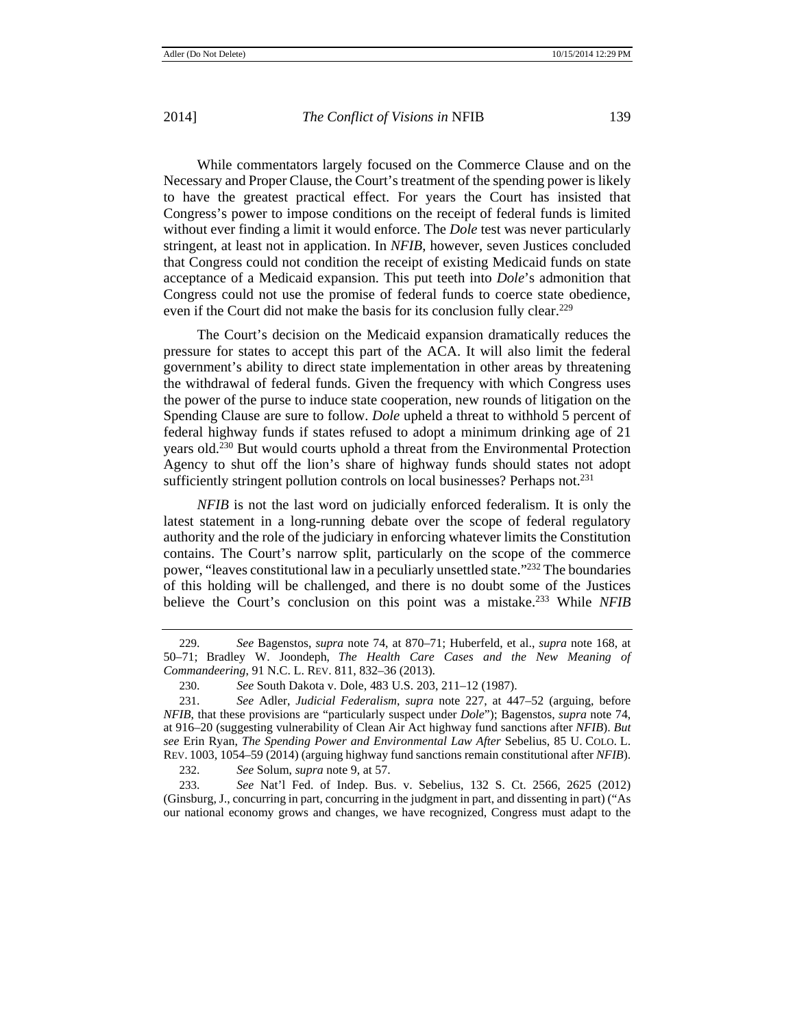While commentators largely focused on the Commerce Clause and on the Necessary and Proper Clause, the Court's treatment of the spending power is likely to have the greatest practical effect. For years the Court has insisted that Congress's power to impose conditions on the receipt of federal funds is limited without ever finding a limit it would enforce. The *Dole* test was never particularly stringent, at least not in application. In *NFIB*, however, seven Justices concluded that Congress could not condition the receipt of existing Medicaid funds on state acceptance of a Medicaid expansion. This put teeth into *Dole*'s admonition that Congress could not use the promise of federal funds to coerce state obedience, even if the Court did not make the basis for its conclusion fully clear.[229]

The Court's decision on the Medicaid expansion dramatically reduces the pressure for states to accept this part of the ACA. It will also limit the federal government's ability to direct state implementation in other areas by threatening the withdrawal of federal funds. Given the frequency with which Congress uses the power of the purse to induce state cooperation, new rounds of litigation on the Spending Clause are sure to follow. *Dole* upheld a threat to withhold 5 percent of federal highway funds if states refused to adopt a minimum drinking age of 21 years old.[230] But would courts uphold a threat from the Environmental Protection Agency to shut off the lion's share of highway funds should states not adopt sufficiently stringent pollution controls on local businesses? Perhaps not.[231]

*NFIB* is not the last word on judicially enforced federalism. It is only the latest statement in a long-running debate over the scope of federal regulatory authority and the role of the judiciary in enforcing whatever limits the Constitution contains. The Court's narrow split, particularly on the scope of the commerce power, "leaves constitutional law in a peculiarly unsettled state."[232] The boundaries of this holding will be challenged, and there is no doubt some of the Justices believe the Court's conclusion on this point was a mistake.[233] While *NFIB*

---

229. *See* Bagenstos, *supra* note 74, at 870–71; Huberfeld, et al., *supra* note 168, at 50–71; Bradley W. Joondeph, *The Health Care Cases and the New Meaning of Commandeering*, 91 N.C. L. REV. 811, 832–36 (2013).

230. *See* South Dakota v. Dole, 483 U.S. 203, 211–12 (1987).

231. *See* Adler, *Judicial Federalism*, *supra* note 227, at 447–52 (arguing, before *NFIB*, that these provisions are "particularly suspect under *Dole*"); Bagenstos, *supra* note 74, at 916–20 (suggesting vulnerability of Clean Air Act highway fund sanctions after *NFIB*). *But see* Erin Ryan, *The Spending Power and Environmental Law After* Sebelius, 85 U. COLO. L. REV. 1003, 1054–59 (2014) (arguing highway fund sanctions remain constitutional after *NFIB*).

232. *See* Solum, *supra* note 9, at 57.

233. *See* Nat'l Fed. of Indep. Bus. v. Sebelius, 132 S. Ct. 2566, 2625 (2012) (Ginsburg, J., concurring in part, concurring in the judgment in part, and dissenting in part) ("As our national economy grows and changes, we have recognized, Congress must adapt to the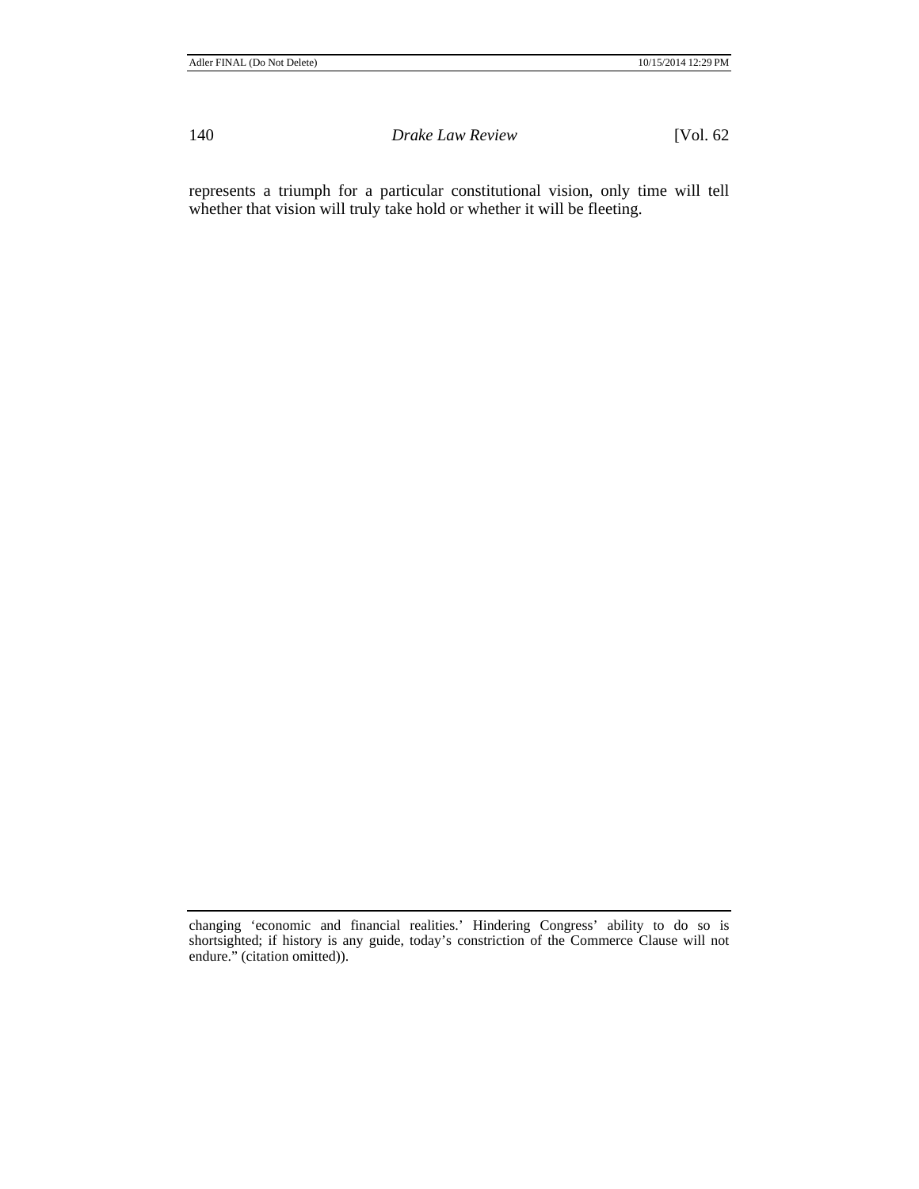represents a triumph for a particular constitutional vision, only time will tell whether that vision will truly take hold or whether it will be fleeting.

---

changing 'economic and financial realities.' Hindering Congress' ability to do so is shortsighted; if history is any guide, today's constriction of the Commerce Clause will not endure." (citation omitted)).